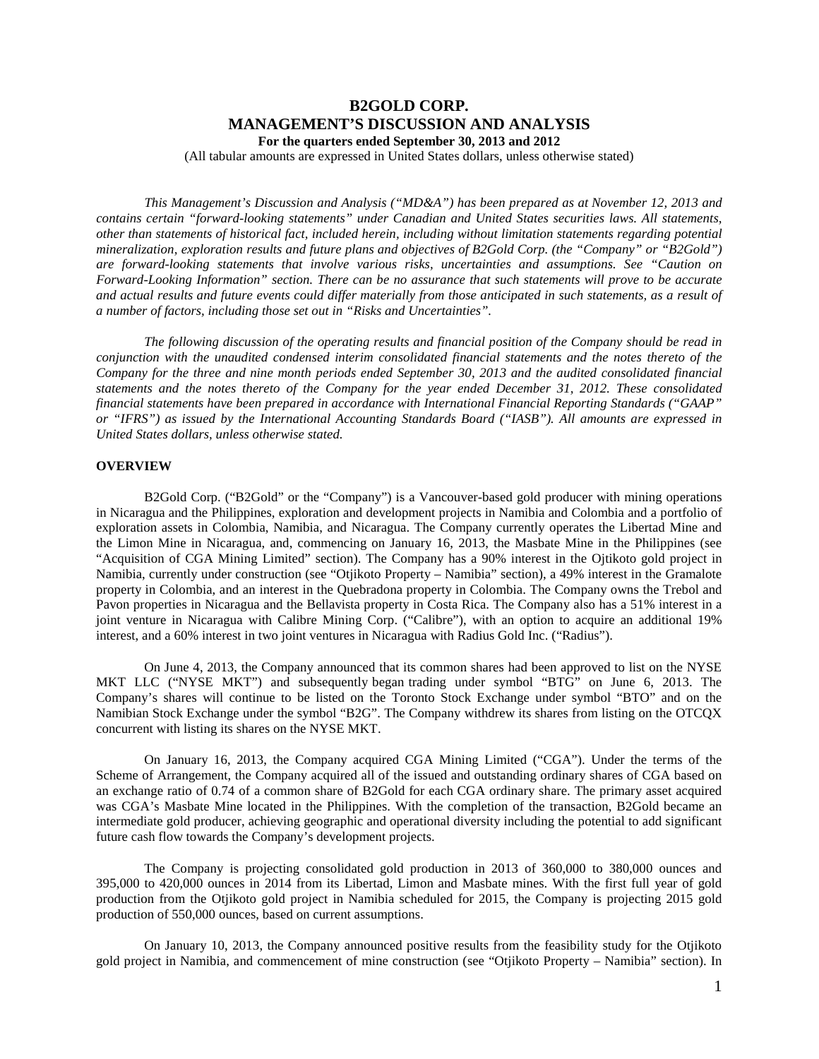# B2GOLD CORP.
# MANAGEMENT'S DISCUSSION AND ANALYSIS

**For the quarters ended September 30, 2013 and 2012**

(All tabular amounts are expressed in United States dollars, unless otherwise stated)

*This Management's Discussion and Analysis ("MD&A") has been prepared as at November 12, 2013 and contains certain "forward-looking statements" under Canadian and United States securities laws. All statements, other than statements of historical fact, included herein, including without limitation statements regarding potential mineralization, exploration results and future plans and objectives of B2Gold Corp. (the "Company" or "B2Gold") are forward-looking statements that involve various risks, uncertainties and assumptions. See "Caution on Forward-Looking Information" section. There can be no assurance that such statements will prove to be accurate and actual results and future events could differ materially from those anticipated in such statements, as a result of a number of factors, including those set out in "Risks and Uncertainties".*

*The following discussion of the operating results and financial position of the Company should be read in conjunction with the unaudited condensed interim consolidated financial statements and the notes thereto of the Company for the three and nine month periods ended September 30, 2013 and the audited consolidated financial statements and the notes thereto of the Company for the year ended December 31, 2012. These consolidated financial statements have been prepared in accordance with International Financial Reporting Standards ("GAAP" or "IFRS") as issued by the International Accounting Standards Board ("IASB"). All amounts are expressed in United States dollars, unless otherwise stated.*

## OVERVIEW

B2Gold Corp. ("B2Gold" or the "Company") is a Vancouver-based gold producer with mining operations in Nicaragua and the Philippines, exploration and development projects in Namibia and Colombia and a portfolio of exploration assets in Colombia, Namibia, and Nicaragua. The Company currently operates the Libertad Mine and the Limon Mine in Nicaragua, and, commencing on January 16, 2013, the Masbate Mine in the Philippines (see "Acquisition of CGA Mining Limited" section). The Company has a 90% interest in the Ojtikoto gold project in Namibia, currently under construction (see "Otjikoto Property – Namibia" section), a 49% interest in the Gramalote property in Colombia, and an interest in the Quebradona property in Colombia. The Company owns the Trebol and Pavon properties in Nicaragua and the Bellavista property in Costa Rica. The Company also has a 51% interest in a joint venture in Nicaragua with Calibre Mining Corp. ("Calibre"), with an option to acquire an additional 19% interest, and a 60% interest in two joint ventures in Nicaragua with Radius Gold Inc. ("Radius").

On June 4, 2013, the Company announced that its common shares had been approved to list on the NYSE MKT LLC ("NYSE MKT") and subsequently began trading under symbol "BTG" on June 6, 2013. The Company's shares will continue to be listed on the Toronto Stock Exchange under symbol "BTO" and on the Namibian Stock Exchange under the symbol "B2G". The Company withdrew its shares from listing on the OTCQX concurrent with listing its shares on the NYSE MKT.

On January 16, 2013, the Company acquired CGA Mining Limited ("CGA"). Under the terms of the Scheme of Arrangement, the Company acquired all of the issued and outstanding ordinary shares of CGA based on an exchange ratio of 0.74 of a common share of B2Gold for each CGA ordinary share. The primary asset acquired was CGA's Masbate Mine located in the Philippines. With the completion of the transaction, B2Gold became an intermediate gold producer, achieving geographic and operational diversity including the potential to add significant future cash flow towards the Company's development projects.

The Company is projecting consolidated gold production in 2013 of 360,000 to 380,000 ounces and 395,000 to 420,000 ounces in 2014 from its Libertad, Limon and Masbate mines. With the first full year of gold production from the Otjikoto gold project in Namibia scheduled for 2015, the Company is projecting 2015 gold production of 550,000 ounces, based on current assumptions.

On January 10, 2013, the Company announced positive results from the feasibility study for the Otjikoto gold project in Namibia, and commencement of mine construction (see "Otjikoto Property – Namibia" section). In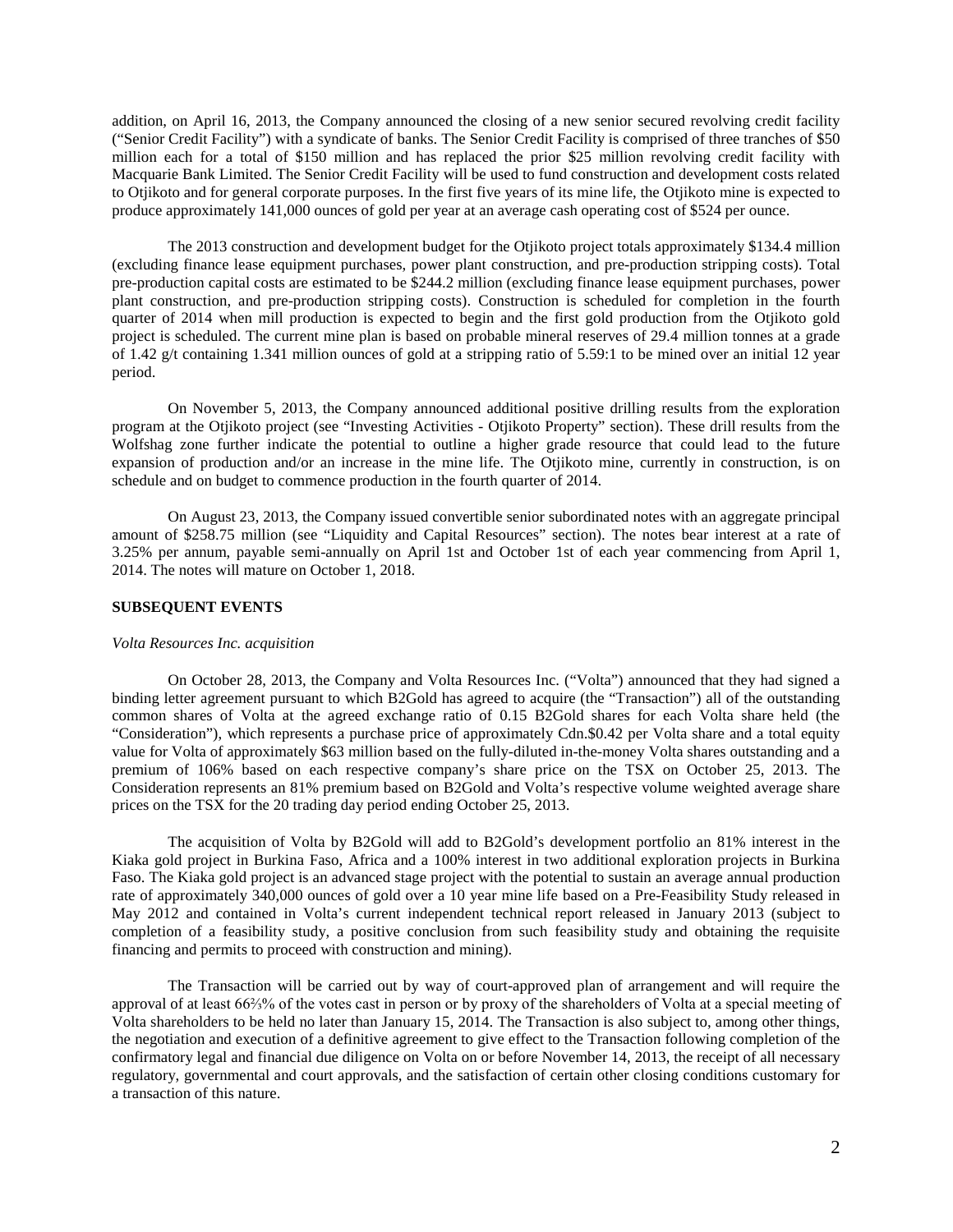addition, on April 16, 2013, the Company announced the closing of a new senior secured revolving credit facility ("Senior Credit Facility") with a syndicate of banks. The Senior Credit Facility is comprised of three tranches of $50 million each for a total of $150 million and has replaced the prior $25 million revolving credit facility with Macquarie Bank Limited. The Senior Credit Facility will be used to fund construction and development costs related to Otjikoto and for general corporate purposes. In the first five years of its mine life, the Otjikoto mine is expected to produce approximately 141,000 ounces of gold per year at an average cash operating cost of $524 per ounce.

The 2013 construction and development budget for the Otjikoto project totals approximately $134.4 million (excluding finance lease equipment purchases, power plant construction, and pre-production stripping costs). Total pre-production capital costs are estimated to be $244.2 million (excluding finance lease equipment purchases, power plant construction, and pre-production stripping costs). Construction is scheduled for completion in the fourth quarter of 2014 when mill production is expected to begin and the first gold production from the Otjikoto gold project is scheduled. The current mine plan is based on probable mineral reserves of 29.4 million tonnes at a grade of 1.42 g/t containing 1.341 million ounces of gold at a stripping ratio of 5.59:1 to be mined over an initial 12 year period.

On November 5, 2013, the Company announced additional positive drilling results from the exploration program at the Otjikoto project (see "Investing Activities - Otjikoto Property" section). These drill results from the Wolfshag zone further indicate the potential to outline a higher grade resource that could lead to the future expansion of production and/or an increase in the mine life. The Otjikoto mine, currently in construction, is on schedule and on budget to commence production in the fourth quarter of 2014.

On August 23, 2013, the Company issued convertible senior subordinated notes with an aggregate principal amount of $258.75 million (see "Liquidity and Capital Resources" section). The notes bear interest at a rate of 3.25% per annum, payable semi-annually on April 1st and October 1st of each year commencing from April 1, 2014. The notes will mature on October 1, 2018.

## SUBSEQUENT EVENTS

*Volta Resources Inc. acquisition*

On October 28, 2013, the Company and Volta Resources Inc. ("Volta") announced that they had signed a binding letter agreement pursuant to which B2Gold has agreed to acquire (the "Transaction") all of the outstanding common shares of Volta at the agreed exchange ratio of 0.15 B2Gold shares for each Volta share held (the "Consideration"), which represents a purchase price of approximately Cdn.$0.42 per Volta share and a total equity value for Volta of approximately $63 million based on the fully-diluted in-the-money Volta shares outstanding and a premium of 106% based on each respective company's share price on the TSX on October 25, 2013. The Consideration represents an 81% premium based on B2Gold and Volta's respective volume weighted average share prices on the TSX for the 20 trading day period ending October 25, 2013.

The acquisition of Volta by B2Gold will add to B2Gold's development portfolio an 81% interest in the Kiaka gold project in Burkina Faso, Africa and a 100% interest in two additional exploration projects in Burkina Faso. The Kiaka gold project is an advanced stage project with the potential to sustain an average annual production rate of approximately 340,000 ounces of gold over a 10 year mine life based on a Pre-Feasibility Study released in May 2012 and contained in Volta's current independent technical report released in January 2013 (subject to completion of a feasibility study, a positive conclusion from such feasibility study and obtaining the requisite financing and permits to proceed with construction and mining).

The Transaction will be carried out by way of court-approved plan of arrangement and will require the approval of at least 66⅔% of the votes cast in person or by proxy of the shareholders of Volta at a special meeting of Volta shareholders to be held no later than January 15, 2014. The Transaction is also subject to, among other things, the negotiation and execution of a definitive agreement to give effect to the Transaction following completion of the confirmatory legal and financial due diligence on Volta on or before November 14, 2013, the receipt of all necessary regulatory, governmental and court approvals, and the satisfaction of certain other closing conditions customary for a transaction of this nature.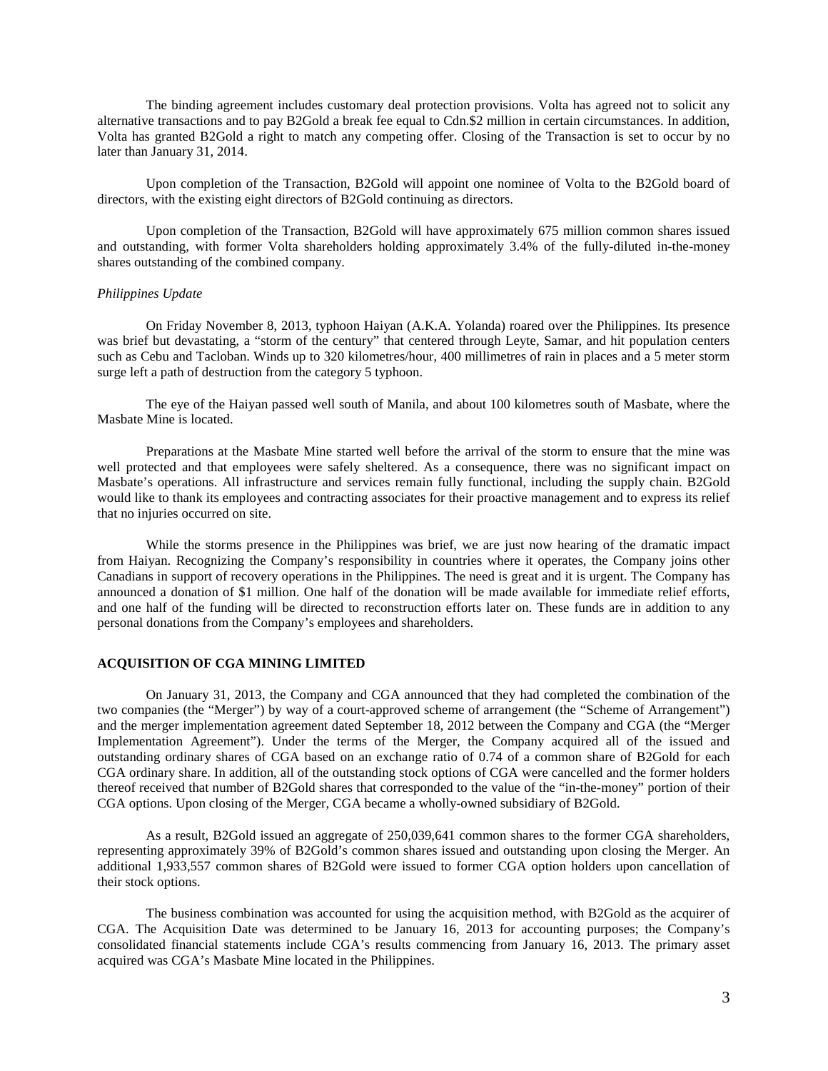The binding agreement includes customary deal protection provisions. Volta has agreed not to solicit any alternative transactions and to pay B2Gold a break fee equal to Cdn.$2 million in certain circumstances. In addition, Volta has granted B2Gold a right to match any competing offer. Closing of the Transaction is set to occur by no later than January 31, 2014.

Upon completion of the Transaction, B2Gold will appoint one nominee of Volta to the B2Gold board of directors, with the existing eight directors of B2Gold continuing as directors.

Upon completion of the Transaction, B2Gold will have approximately 675 million common shares issued and outstanding, with former Volta shareholders holding approximately 3.4% of the fully-diluted in-the-money shares outstanding of the combined company.

*Philippines Update*

On Friday November 8, 2013, typhoon Haiyan (A.K.A. Yolanda) roared over the Philippines. Its presence was brief but devastating, a "storm of the century" that centered through Leyte, Samar, and hit population centers such as Cebu and Tacloban. Winds up to 320 kilometres/hour, 400 millimetres of rain in places and a 5 meter storm surge left a path of destruction from the category 5 typhoon.

The eye of the Haiyan passed well south of Manila, and about 100 kilometres south of Masbate, where the Masbate Mine is located.

Preparations at the Masbate Mine started well before the arrival of the storm to ensure that the mine was well protected and that employees were safely sheltered. As a consequence, there was no significant impact on Masbate's operations. All infrastructure and services remain fully functional, including the supply chain. B2Gold would like to thank its employees and contracting associates for their proactive management and to express its relief that no injuries occurred on site.

While the storms presence in the Philippines was brief, we are just now hearing of the dramatic impact from Haiyan. Recognizing the Company's responsibility in countries where it operates, the Company joins other Canadians in support of recovery operations in the Philippines. The need is great and it is urgent. The Company has announced a donation of $1 million. One half of the donation will be made available for immediate relief efforts, and one half of the funding will be directed to reconstruction efforts later on. These funds are in addition to any personal donations from the Company's employees and shareholders.

## ACQUISITION OF CGA MINING LIMITED

On January 31, 2013, the Company and CGA announced that they had completed the combination of the two companies (the "Merger") by way of a court-approved scheme of arrangement (the "Scheme of Arrangement") and the merger implementation agreement dated September 18, 2012 between the Company and CGA (the "Merger Implementation Agreement"). Under the terms of the Merger, the Company acquired all of the issued and outstanding ordinary shares of CGA based on an exchange ratio of 0.74 of a common share of B2Gold for each CGA ordinary share. In addition, all of the outstanding stock options of CGA were cancelled and the former holders thereof received that number of B2Gold shares that corresponded to the value of the "in-the-money" portion of their CGA options. Upon closing of the Merger, CGA became a wholly-owned subsidiary of B2Gold.

As a result, B2Gold issued an aggregate of 250,039,641 common shares to the former CGA shareholders, representing approximately 39% of B2Gold's common shares issued and outstanding upon closing the Merger. An additional 1,933,557 common shares of B2Gold were issued to former CGA option holders upon cancellation of their stock options.

The business combination was accounted for using the acquisition method, with B2Gold as the acquirer of CGA. The Acquisition Date was determined to be January 16, 2013 for accounting purposes; the Company's consolidated financial statements include CGA's results commencing from January 16, 2013. The primary asset acquired was CGA's Masbate Mine located in the Philippines.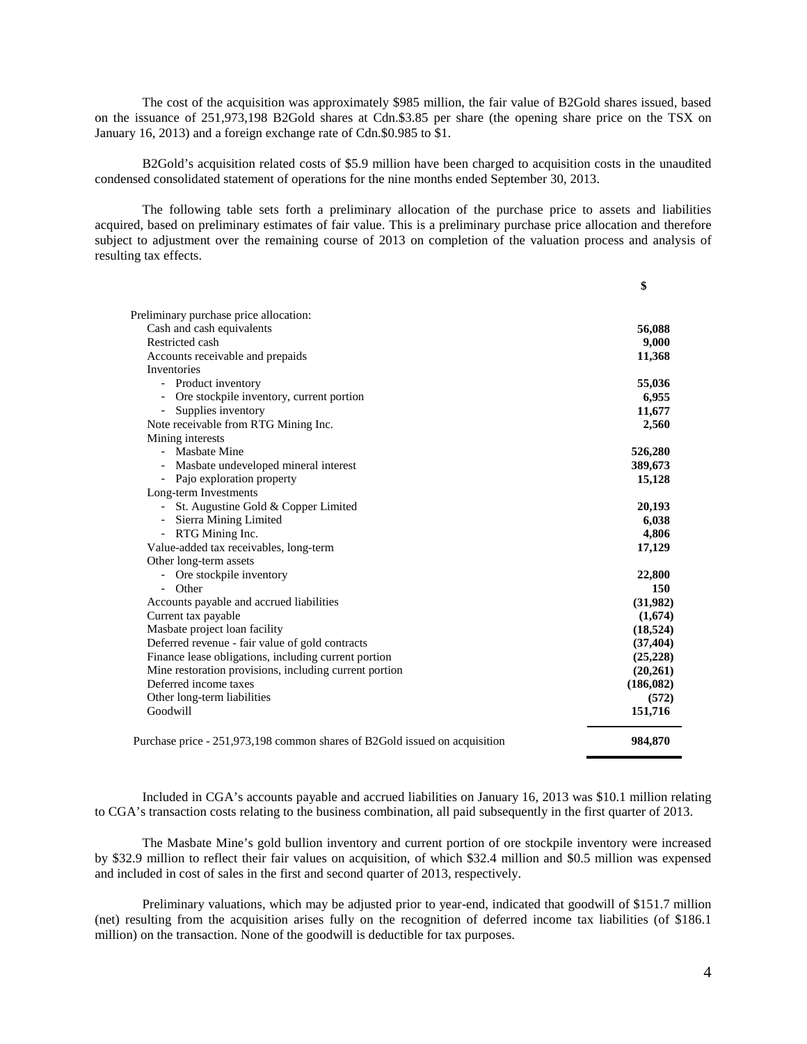The cost of the acquisition was approximately $985 million, the fair value of B2Gold shares issued, based on the issuance of 251,973,198 B2Gold shares at Cdn.$3.85 per share (the opening share price on the TSX on January 16, 2013) and a foreign exchange rate of Cdn.$0.985 to $1.

B2Gold's acquisition related costs of $5.9 million have been charged to acquisition costs in the unaudited condensed consolidated statement of operations for the nine months ended September 30, 2013.

The following table sets forth a preliminary allocation of the purchase price to assets and liabilities acquired, based on preliminary estimates of fair value. This is a preliminary purchase price allocation and therefore subject to adjustment over the remaining course of 2013 on completion of the valuation process and analysis of resulting tax effects.

| | $ |
|---|---|
| Preliminary purchase price allocation: | |
| Cash and cash equivalents | **56,088** |
| Restricted cash | **9,000** |
| Accounts receivable and prepaids | **11,368** |
| Inventories | |
| - Product inventory | **55,036** |
| - Ore stockpile inventory, current portion | **6,955** |
| - Supplies inventory | **11,677** |
| Note receivable from RTG Mining Inc. | **2,560** |
| Mining interests | |
| - Masbate Mine | **526,280** |
| - Masbate undeveloped mineral interest | **389,673** |
| - Pajo exploration property | **15,128** |
| Long-term Investments | |
| - St. Augustine Gold & Copper Limited | **20,193** |
| - Sierra Mining Limited | **6,038** |
| - RTG Mining Inc. | **4,806** |
| Value-added tax receivables, long-term | **17,129** |
| Other long-term assets | |
| - Ore stockpile inventory | **22,800** |
| - Other | **150** |
| Accounts payable and accrued liabilities | **(31,982)** |
| Current tax payable | **(1,674)** |
| Masbate project loan facility | **(18,524)** |
| Deferred revenue - fair value of gold contracts | **(37,404)** |
| Finance lease obligations, including current portion | **(25,228)** |
| Mine restoration provisions, including current portion | **(20,261)** |
| Deferred income taxes | **(186,082)** |
| Other long-term liabilities | **(572)** |
| Goodwill | **151,716** |
| Purchase price - 251,973,198 common shares of B2Gold issued on acquisition | **984,870** |

Included in CGA's accounts payable and accrued liabilities on January 16, 2013 was $10.1 million relating to CGA's transaction costs relating to the business combination, all paid subsequently in the first quarter of 2013.

The Masbate Mine's gold bullion inventory and current portion of ore stockpile inventory were increased by $32.9 million to reflect their fair values on acquisition, of which $32.4 million and $0.5 million was expensed and included in cost of sales in the first and second quarter of 2013, respectively.

Preliminary valuations, which may be adjusted prior to year-end, indicated that goodwill of $151.7 million (net) resulting from the acquisition arises fully on the recognition of deferred income tax liabilities (of $186.1 million) on the transaction. None of the goodwill is deductible for tax purposes.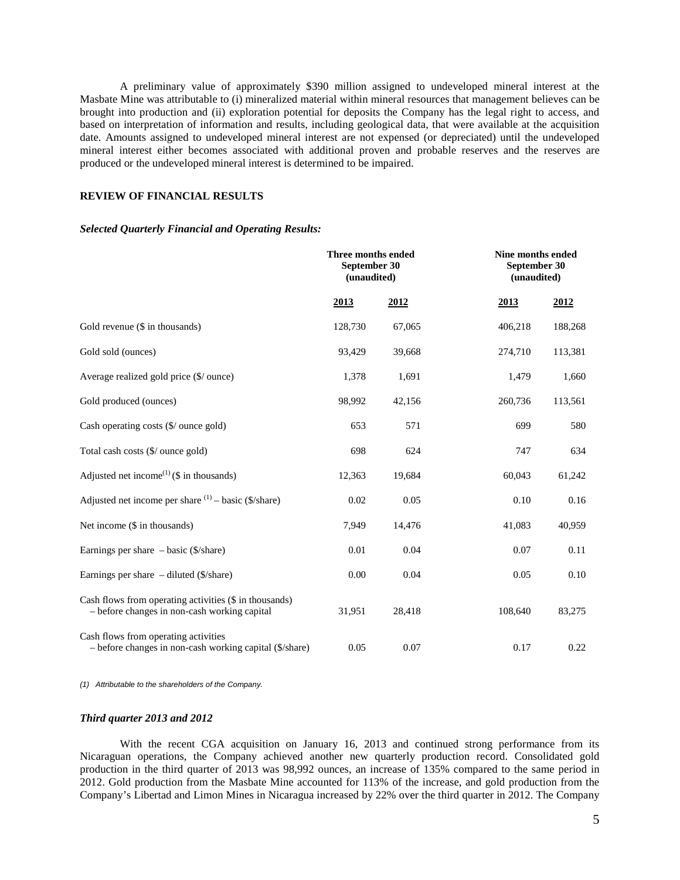A preliminary value of approximately $390 million assigned to undeveloped mineral interest at the Masbate Mine was attributable to (i) mineralized material within mineral resources that management believes can be brought into production and (ii) exploration potential for deposits the Company has the legal right to access, and based on interpretation of information and results, including geological data, that were available at the acquisition date. Amounts assigned to undeveloped mineral interest are not expensed (or depreciated) until the undeveloped mineral interest either becomes associated with additional proven and probable reserves and the reserves are produced or the undeveloped mineral interest is determined to be impaired.

## REVIEW OF FINANCIAL RESULTS

### *Selected Quarterly Financial and Operating Results:*

| | Three months ended September 30 (unaudited) | | Nine months ended September 30 (unaudited) | |
|---|---|---|---|---|
| | **2013** | **2012** | **2013** | **2012** |
| Gold revenue ($ in thousands) | 128,730 | 67,065 | 406,218 | 188,268 |
| Gold sold (ounces) | 93,429 | 39,668 | 274,710 | 113,381 |
| Average realized gold price ($/ ounce) | 1,378 | 1,691 | 1,479 | 1,660 |
| Gold produced (ounces) | 98,992 | 42,156 | 260,736 | 113,561 |
| Cash operating costs ($/ ounce gold) | 653 | 571 | 699 | 580 |
| Total cash costs ($/ ounce gold) | 698 | 624 | 747 | 634 |
| Adjusted net income(1) ($ in thousands) | 12,363 | 19,684 | 60,043 | 61,242 |
| Adjusted net income per share (1) – basic ($/share) | 0.02 | 0.05 | 0.10 | 0.16 |
| Net income ($ in thousands) | 7,949 | 14,476 | 41,083 | 40,959 |
| Earnings per share – basic ($/share) | 0.01 | 0.04 | 0.07 | 0.11 |
| Earnings per share – diluted ($/share) | 0.00 | 0.04 | 0.05 | 0.10 |
| Cash flows from operating activities ($ in thousands) – before changes in non-cash working capital | 31,951 | 28,418 | 108,640 | 83,275 |
| Cash flows from operating activities – before changes in non-cash working capital ($/share) | 0.05 | 0.07 | 0.17 | 0.22 |

*(1) Attributable to the shareholders of the Company.*

### *Third quarter 2013 and 2012*

With the recent CGA acquisition on January 16, 2013 and continued strong performance from its Nicaraguan operations, the Company achieved another new quarterly production record. Consolidated gold production in the third quarter of 2013 was 98,992 ounces, an increase of 135% compared to the same period in 2012. Gold production from the Masbate Mine accounted for 113% of the increase, and gold production from the Company's Libertad and Limon Mines in Nicaragua increased by 22% over the third quarter in 2012. The Company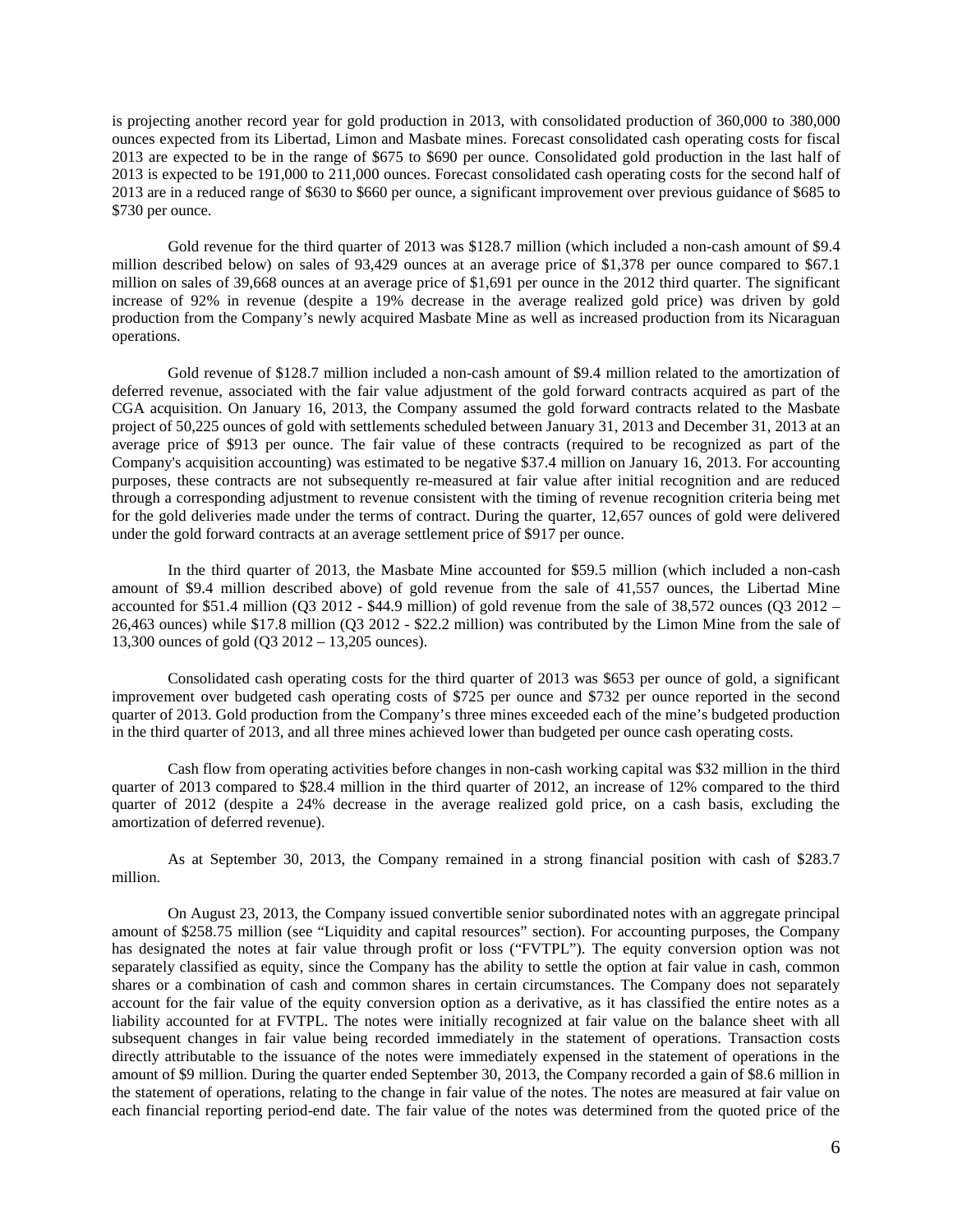is projecting another record year for gold production in 2013, with consolidated production of 360,000 to 380,000 ounces expected from its Libertad, Limon and Masbate mines. Forecast consolidated cash operating costs for fiscal 2013 are expected to be in the range of $675 to $690 per ounce. Consolidated gold production in the last half of 2013 is expected to be 191,000 to 211,000 ounces. Forecast consolidated cash operating costs for the second half of 2013 are in a reduced range of $630 to $660 per ounce, a significant improvement over previous guidance of $685 to $730 per ounce.

Gold revenue for the third quarter of 2013 was $128.7 million (which included a non-cash amount of $9.4 million described below) on sales of 93,429 ounces at an average price of $1,378 per ounce compared to $67.1 million on sales of 39,668 ounces at an average price of $1,691 per ounce in the 2012 third quarter. The significant increase of 92% in revenue (despite a 19% decrease in the average realized gold price) was driven by gold production from the Company's newly acquired Masbate Mine as well as increased production from its Nicaraguan operations.

Gold revenue of $128.7 million included a non-cash amount of $9.4 million related to the amortization of deferred revenue, associated with the fair value adjustment of the gold forward contracts acquired as part of the CGA acquisition. On January 16, 2013, the Company assumed the gold forward contracts related to the Masbate project of 50,225 ounces of gold with settlements scheduled between January 31, 2013 and December 31, 2013 at an average price of $913 per ounce. The fair value of these contracts (required to be recognized as part of the Company's acquisition accounting) was estimated to be negative $37.4 million on January 16, 2013. For accounting purposes, these contracts are not subsequently re-measured at fair value after initial recognition and are reduced through a corresponding adjustment to revenue consistent with the timing of revenue recognition criteria being met for the gold deliveries made under the terms of contract. During the quarter, 12,657 ounces of gold were delivered under the gold forward contracts at an average settlement price of $917 per ounce.

In the third quarter of 2013, the Masbate Mine accounted for $59.5 million (which included a non-cash amount of $9.4 million described above) of gold revenue from the sale of 41,557 ounces, the Libertad Mine accounted for $51.4 million (Q3 2012 - $44.9 million) of gold revenue from the sale of 38,572 ounces (Q3 2012 – 26,463 ounces) while $17.8 million (Q3 2012 - $22.2 million) was contributed by the Limon Mine from the sale of 13,300 ounces of gold (Q3 2012 – 13,205 ounces).

Consolidated cash operating costs for the third quarter of 2013 was $653 per ounce of gold, a significant improvement over budgeted cash operating costs of $725 per ounce and $732 per ounce reported in the second quarter of 2013. Gold production from the Company's three mines exceeded each of the mine's budgeted production in the third quarter of 2013, and all three mines achieved lower than budgeted per ounce cash operating costs.

Cash flow from operating activities before changes in non-cash working capital was $32 million in the third quarter of 2013 compared to $28.4 million in the third quarter of 2012, an increase of 12% compared to the third quarter of 2012 (despite a 24% decrease in the average realized gold price, on a cash basis, excluding the amortization of deferred revenue).

As at September 30, 2013, the Company remained in a strong financial position with cash of $283.7 million.

On August 23, 2013, the Company issued convertible senior subordinated notes with an aggregate principal amount of $258.75 million (see "Liquidity and capital resources" section). For accounting purposes, the Company has designated the notes at fair value through profit or loss ("FVTPL"). The equity conversion option was not separately classified as equity, since the Company has the ability to settle the option at fair value in cash, common shares or a combination of cash and common shares in certain circumstances. The Company does not separately account for the fair value of the equity conversion option as a derivative, as it has classified the entire notes as a liability accounted for at FVTPL. The notes were initially recognized at fair value on the balance sheet with all subsequent changes in fair value being recorded immediately in the statement of operations. Transaction costs directly attributable to the issuance of the notes were immediately expensed in the statement of operations in the amount of $9 million. During the quarter ended September 30, 2013, the Company recorded a gain of $8.6 million in the statement of operations, relating to the change in fair value of the notes. The notes are measured at fair value on each financial reporting period-end date. The fair value of the notes was determined from the quoted price of the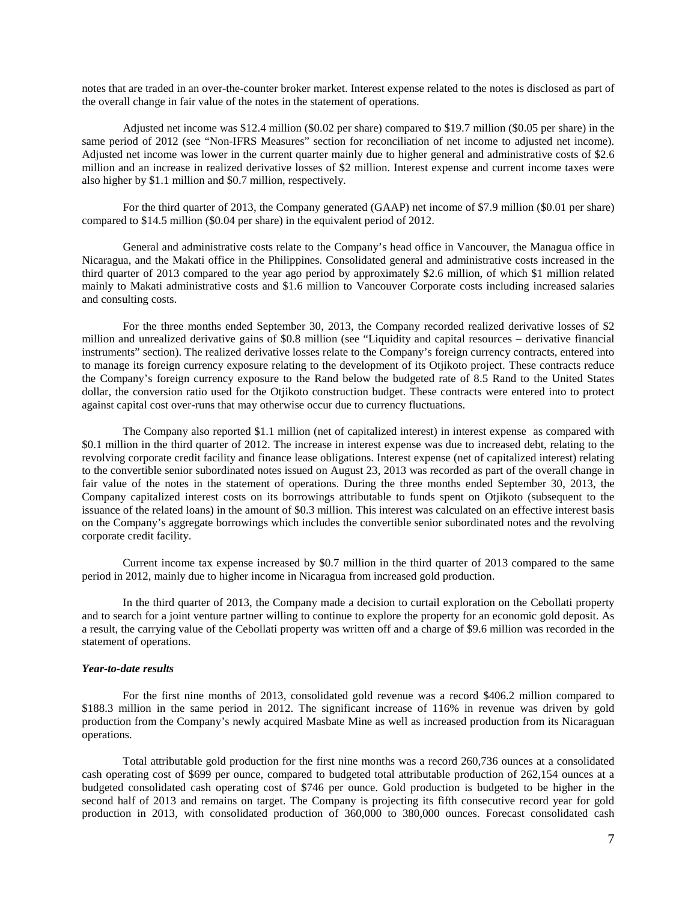notes that are traded in an over-the-counter broker market. Interest expense related to the notes is disclosed as part of the overall change in fair value of the notes in the statement of operations.

Adjusted net income was $12.4 million ($0.02 per share) compared to $19.7 million ($0.05 per share) in the same period of 2012 (see "Non-IFRS Measures" section for reconciliation of net income to adjusted net income). Adjusted net income was lower in the current quarter mainly due to higher general and administrative costs of $2.6 million and an increase in realized derivative losses of $2 million. Interest expense and current income taxes were also higher by $1.1 million and $0.7 million, respectively.

For the third quarter of 2013, the Company generated (GAAP) net income of $7.9 million ($0.01 per share) compared to $14.5 million ($0.04 per share) in the equivalent period of 2012.

General and administrative costs relate to the Company's head office in Vancouver, the Managua office in Nicaragua, and the Makati office in the Philippines. Consolidated general and administrative costs increased in the third quarter of 2013 compared to the year ago period by approximately $2.6 million, of which $1 million related mainly to Makati administrative costs and $1.6 million to Vancouver Corporate costs including increased salaries and consulting costs.

For the three months ended September 30, 2013, the Company recorded realized derivative losses of $2 million and unrealized derivative gains of $0.8 million (see "Liquidity and capital resources – derivative financial instruments" section). The realized derivative losses relate to the Company's foreign currency contracts, entered into to manage its foreign currency exposure relating to the development of its Otjikoto project. These contracts reduce the Company's foreign currency exposure to the Rand below the budgeted rate of 8.5 Rand to the United States dollar, the conversion ratio used for the Otjikoto construction budget. These contracts were entered into to protect against capital cost over-runs that may otherwise occur due to currency fluctuations.

The Company also reported $1.1 million (net of capitalized interest) in interest expense as compared with $0.1 million in the third quarter of 2012. The increase in interest expense was due to increased debt, relating to the revolving corporate credit facility and finance lease obligations. Interest expense (net of capitalized interest) relating to the convertible senior subordinated notes issued on August 23, 2013 was recorded as part of the overall change in fair value of the notes in the statement of operations. During the three months ended September 30, 2013, the Company capitalized interest costs on its borrowings attributable to funds spent on Otjikoto (subsequent to the issuance of the related loans) in the amount of $0.3 million. This interest was calculated on an effective interest basis on the Company's aggregate borrowings which includes the convertible senior subordinated notes and the revolving corporate credit facility.

Current income tax expense increased by $0.7 million in the third quarter of 2013 compared to the same period in 2012, mainly due to higher income in Nicaragua from increased gold production.

In the third quarter of 2013, the Company made a decision to curtail exploration on the Cebollati property and to search for a joint venture partner willing to continue to explore the property for an economic gold deposit. As a result, the carrying value of the Cebollati property was written off and a charge of $9.6 million was recorded in the statement of operations.

***Year-to-date results***

For the first nine months of 2013, consolidated gold revenue was a record $406.2 million compared to $188.3 million in the same period in 2012. The significant increase of 116% in revenue was driven by gold production from the Company's newly acquired Masbate Mine as well as increased production from its Nicaraguan operations.

Total attributable gold production for the first nine months was a record 260,736 ounces at a consolidated cash operating cost of $699 per ounce, compared to budgeted total attributable production of 262,154 ounces at a budgeted consolidated cash operating cost of $746 per ounce. Gold production is budgeted to be higher in the second half of 2013 and remains on target. The Company is projecting its fifth consecutive record year for gold production in 2013, with consolidated production of 360,000 to 380,000 ounces. Forecast consolidated cash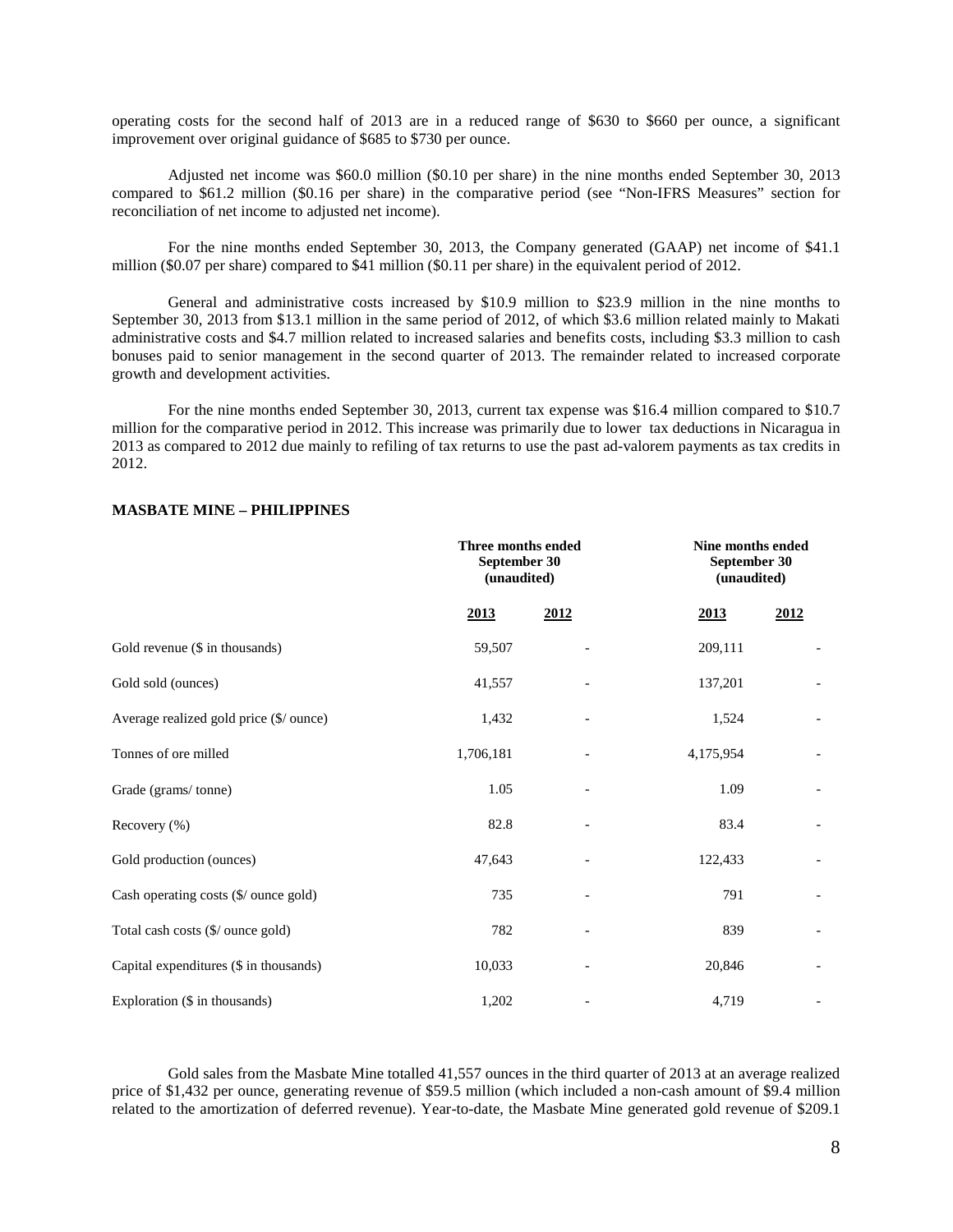operating costs for the second half of 2013 are in a reduced range of $630 to $660 per ounce, a significant improvement over original guidance of $685 to $730 per ounce.

Adjusted net income was $60.0 million ($0.10 per share) in the nine months ended September 30, 2013 compared to $61.2 million ($0.16 per share) in the comparative period (see "Non-IFRS Measures" section for reconciliation of net income to adjusted net income).

For the nine months ended September 30, 2013, the Company generated (GAAP) net income of $41.1 million ($0.07 per share) compared to $41 million ($0.11 per share) in the equivalent period of 2012.

General and administrative costs increased by $10.9 million to $23.9 million in the nine months to September 30, 2013 from $13.1 million in the same period of 2012, of which $3.6 million related mainly to Makati administrative costs and $4.7 million related to increased salaries and benefits costs, including $3.3 million to cash bonuses paid to senior management in the second quarter of 2013. The remainder related to increased corporate growth and development activities.

For the nine months ended September 30, 2013, current tax expense was $16.4 million compared to $10.7 million for the comparative period in 2012. This increase was primarily due to lower tax deductions in Nicaragua in 2013 as compared to 2012 due mainly to refiling of tax returns to use the past ad-valorem payments as tax credits in 2012.

**MASBATE MINE – PHILIPPINES**

| | Three months ended September 30 (unaudited) | | Nine months ended September 30 (unaudited) | |
|---|---|---|---|---|
| | **2013** | **2012** | **2013** | **2012** |
| Gold revenue ($ in thousands) | 59,507 | - | 209,111 | - |
| Gold sold (ounces) | 41,557 | - | 137,201 | - |
| Average realized gold price ($/ ounce) | 1,432 | - | 1,524 | - |
| Tonnes of ore milled | 1,706,181 | - | 4,175,954 | - |
| Grade (grams/ tonne) | 1.05 | - | 1.09 | - |
| Recovery (%) | 82.8 | - | 83.4 | - |
| Gold production (ounces) | 47,643 | - | 122,433 | - |
| Cash operating costs ($/ ounce gold) | 735 | - | 791 | - |
| Total cash costs ($/ ounce gold) | 782 | - | 839 | - |
| Capital expenditures ($ in thousands) | 10,033 | - | 20,846 | - |
| Exploration ($ in thousands) | 1,202 | - | 4,719 | - |

Gold sales from the Masbate Mine totalled 41,557 ounces in the third quarter of 2013 at an average realized price of $1,432 per ounce, generating revenue of $59.5 million (which included a non-cash amount of $9.4 million related to the amortization of deferred revenue). Year-to-date, the Masbate Mine generated gold revenue of $209.1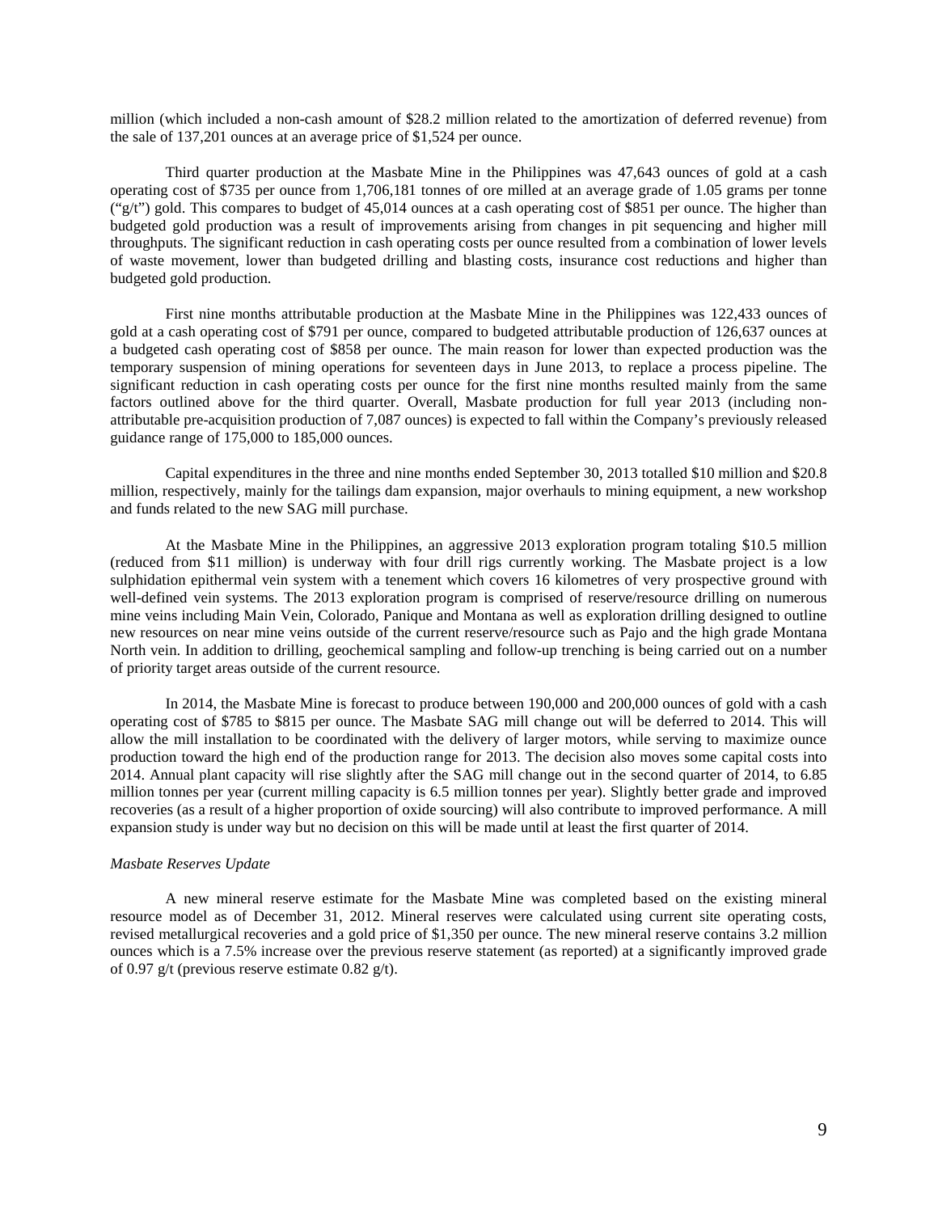million (which included a non-cash amount of $28.2 million related to the amortization of deferred revenue) from the sale of 137,201 ounces at an average price of $1,524 per ounce.

Third quarter production at the Masbate Mine in the Philippines was 47,643 ounces of gold at a cash operating cost of $735 per ounce from 1,706,181 tonnes of ore milled at an average grade of 1.05 grams per tonne ("g/t") gold. This compares to budget of 45,014 ounces at a cash operating cost of $851 per ounce. The higher than budgeted gold production was a result of improvements arising from changes in pit sequencing and higher mill throughputs. The significant reduction in cash operating costs per ounce resulted from a combination of lower levels of waste movement, lower than budgeted drilling and blasting costs, insurance cost reductions and higher than budgeted gold production.

First nine months attributable production at the Masbate Mine in the Philippines was 122,433 ounces of gold at a cash operating cost of $791 per ounce, compared to budgeted attributable production of 126,637 ounces at a budgeted cash operating cost of $858 per ounce. The main reason for lower than expected production was the temporary suspension of mining operations for seventeen days in June 2013, to replace a process pipeline. The significant reduction in cash operating costs per ounce for the first nine months resulted mainly from the same factors outlined above for the third quarter. Overall, Masbate production for full year 2013 (including non-attributable pre-acquisition production of 7,087 ounces) is expected to fall within the Company's previously released guidance range of 175,000 to 185,000 ounces.

Capital expenditures in the three and nine months ended September 30, 2013 totalled $10 million and $20.8 million, respectively, mainly for the tailings dam expansion, major overhauls to mining equipment, a new workshop and funds related to the new SAG mill purchase.

At the Masbate Mine in the Philippines, an aggressive 2013 exploration program totaling $10.5 million (reduced from $11 million) is underway with four drill rigs currently working. The Masbate project is a low sulphidation epithermal vein system with a tenement which covers 16 kilometres of very prospective ground with well-defined vein systems. The 2013 exploration program is comprised of reserve/resource drilling on numerous mine veins including Main Vein, Colorado, Panique and Montana as well as exploration drilling designed to outline new resources on near mine veins outside of the current reserve/resource such as Pajo and the high grade Montana North vein. In addition to drilling, geochemical sampling and follow-up trenching is being carried out on a number of priority target areas outside of the current resource.

In 2014, the Masbate Mine is forecast to produce between 190,000 and 200,000 ounces of gold with a cash operating cost of $785 to $815 per ounce. The Masbate SAG mill change out will be deferred to 2014. This will allow the mill installation to be coordinated with the delivery of larger motors, while serving to maximize ounce production toward the high end of the production range for 2013. The decision also moves some capital costs into 2014. Annual plant capacity will rise slightly after the SAG mill change out in the second quarter of 2014, to 6.85 million tonnes per year (current milling capacity is 6.5 million tonnes per year). Slightly better grade and improved recoveries (as a result of a higher proportion of oxide sourcing) will also contribute to improved performance. A mill expansion study is under way but no decision on this will be made until at least the first quarter of 2014.

*Masbate Reserves Update*

A new mineral reserve estimate for the Masbate Mine was completed based on the existing mineral resource model as of December 31, 2012. Mineral reserves were calculated using current site operating costs, revised metallurgical recoveries and a gold price of $1,350 per ounce. The new mineral reserve contains 3.2 million ounces which is a 7.5% increase over the previous reserve statement (as reported) at a significantly improved grade of 0.97 g/t (previous reserve estimate 0.82 g/t).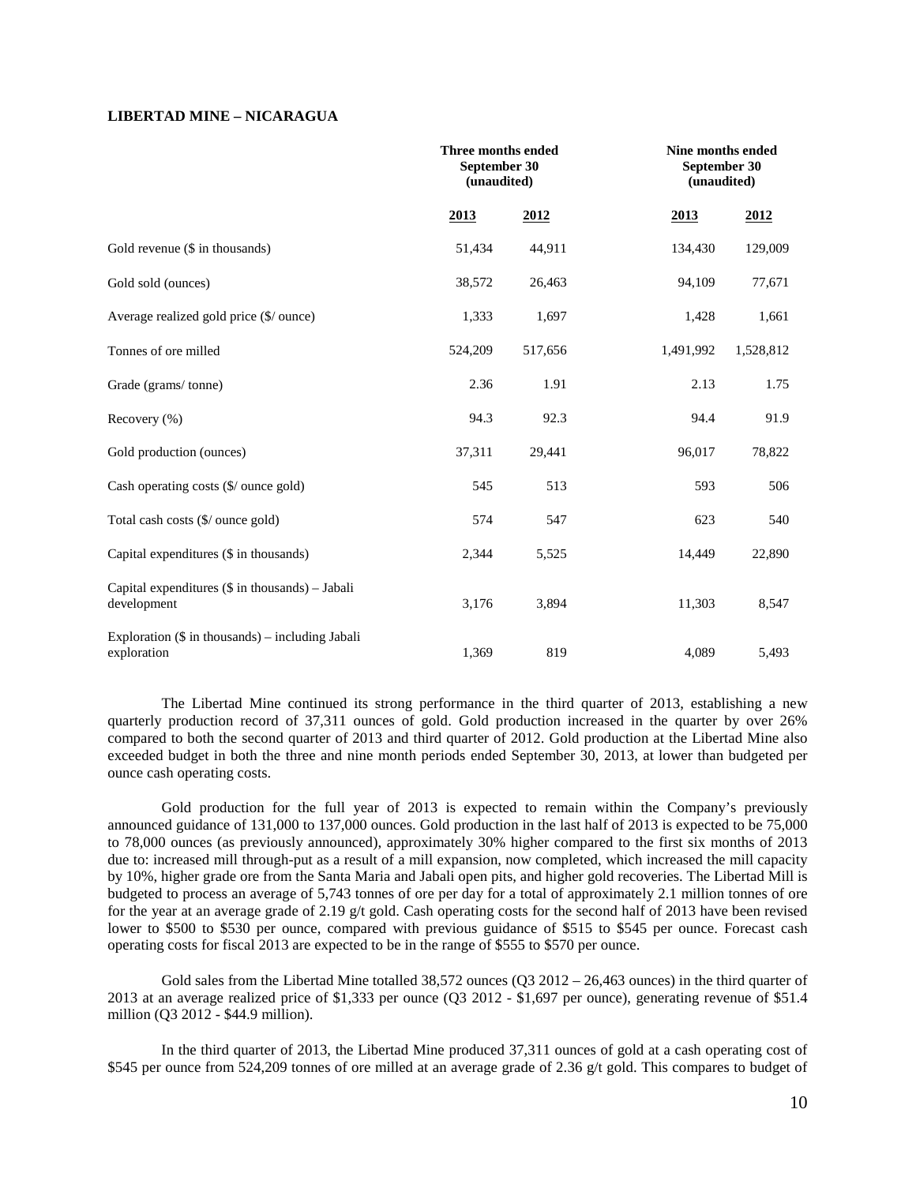**LIBERTAD MINE – NICARAGUA**

| | Three months ended September 30 (unaudited) | | Nine months ended September 30 (unaudited) | |
|---|---|---|---|---|
| | **2013** | **2012** | **2013** | **2012** |
| Gold revenue ($ in thousands) | 51,434 | 44,911 | 134,430 | 129,009 |
| Gold sold (ounces) | 38,572 | 26,463 | 94,109 | 77,671 |
| Average realized gold price ($/ ounce) | 1,333 | 1,697 | 1,428 | 1,661 |
| Tonnes of ore milled | 524,209 | 517,656 | 1,491,992 | 1,528,812 |
| Grade (grams/ tonne) | 2.36 | 1.91 | 2.13 | 1.75 |
| Recovery (%) | 94.3 | 92.3 | 94.4 | 91.9 |
| Gold production (ounces) | 37,311 | 29,441 | 96,017 | 78,822 |
| Cash operating costs ($/ ounce gold) | 545 | 513 | 593 | 506 |
| Total cash costs ($/ ounce gold) | 574 | 547 | 623 | 540 |
| Capital expenditures ($ in thousands) | 2,344 | 5,525 | 14,449 | 22,890 |
| Capital expenditures ($ in thousands) – Jabali development | 3,176 | 3,894 | 11,303 | 8,547 |
| Exploration ($ in thousands) – including Jabali exploration | 1,369 | 819 | 4,089 | 5,493 |

The Libertad Mine continued its strong performance in the third quarter of 2013, establishing a new quarterly production record of 37,311 ounces of gold. Gold production increased in the quarter by over 26% compared to both the second quarter of 2013 and third quarter of 2012. Gold production at the Libertad Mine also exceeded budget in both the three and nine month periods ended September 30, 2013, at lower than budgeted per ounce cash operating costs.

Gold production for the full year of 2013 is expected to remain within the Company's previously announced guidance of 131,000 to 137,000 ounces. Gold production in the last half of 2013 is expected to be 75,000 to 78,000 ounces (as previously announced), approximately 30% higher compared to the first six months of 2013 due to: increased mill through-put as a result of a mill expansion, now completed, which increased the mill capacity by 10%, higher grade ore from the Santa Maria and Jabali open pits, and higher gold recoveries. The Libertad Mill is budgeted to process an average of 5,743 tonnes of ore per day for a total of approximately 2.1 million tonnes of ore for the year at an average grade of 2.19 g/t gold. Cash operating costs for the second half of 2013 have been revised lower to $500 to $530 per ounce, compared with previous guidance of $515 to $545 per ounce. Forecast cash operating costs for fiscal 2013 are expected to be in the range of $555 to $570 per ounce.

Gold sales from the Libertad Mine totalled 38,572 ounces (Q3 2012 – 26,463 ounces) in the third quarter of 2013 at an average realized price of $1,333 per ounce (Q3 2012 - $1,697 per ounce), generating revenue of $51.4 million (Q3 2012 - $44.9 million).

In the third quarter of 2013, the Libertad Mine produced 37,311 ounces of gold at a cash operating cost of $545 per ounce from 524,209 tonnes of ore milled at an average grade of 2.36 g/t gold. This compares to budget of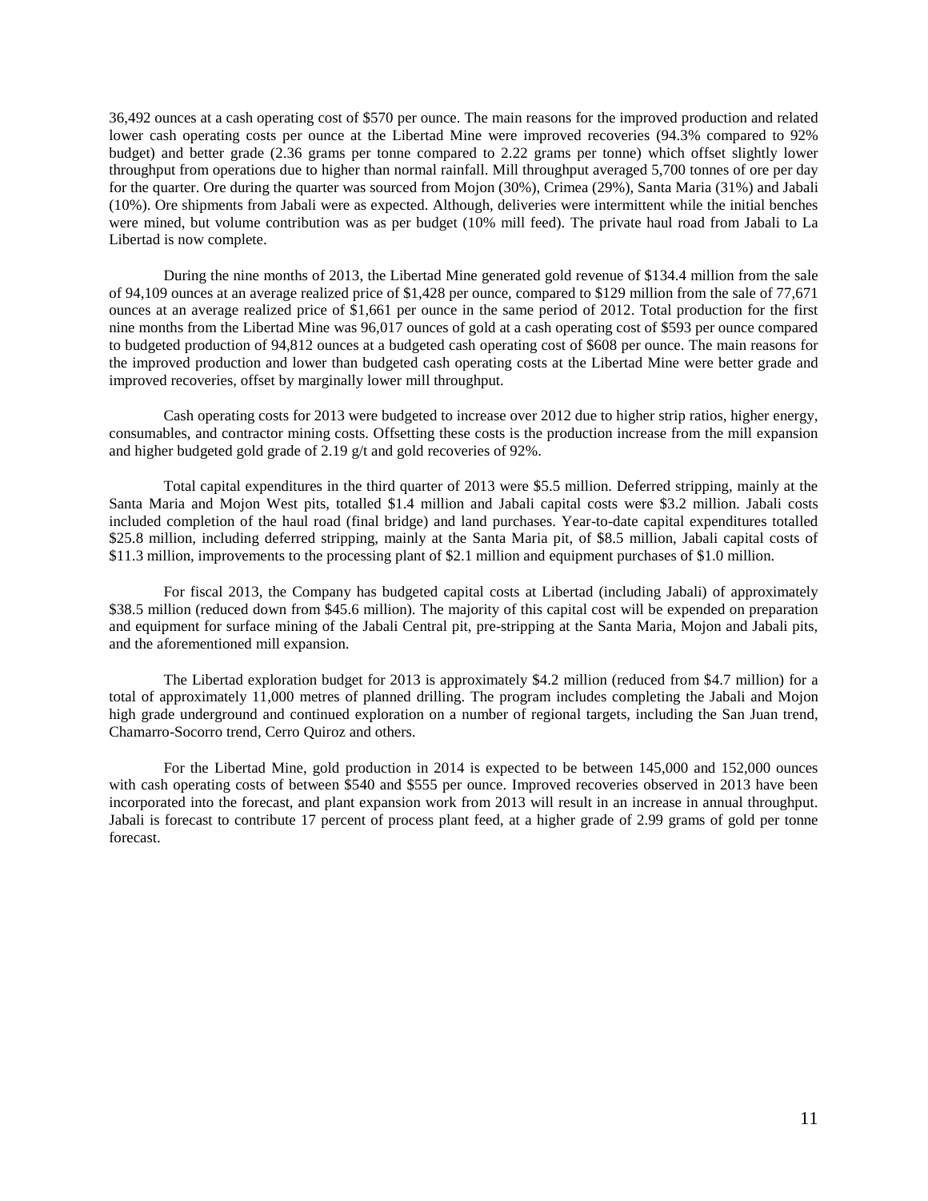36,492 ounces at a cash operating cost of $570 per ounce. The main reasons for the improved production and related lower cash operating costs per ounce at the Libertad Mine were improved recoveries (94.3% compared to 92% budget) and better grade (2.36 grams per tonne compared to 2.22 grams per tonne) which offset slightly lower throughput from operations due to higher than normal rainfall. Mill throughput averaged 5,700 tonnes of ore per day for the quarter. Ore during the quarter was sourced from Mojon (30%), Crimea (29%), Santa Maria (31%) and Jabali (10%). Ore shipments from Jabali were as expected. Although, deliveries were intermittent while the initial benches were mined, but volume contribution was as per budget (10% mill feed). The private haul road from Jabali to La Libertad is now complete.

During the nine months of 2013, the Libertad Mine generated gold revenue of $134.4 million from the sale of 94,109 ounces at an average realized price of $1,428 per ounce, compared to $129 million from the sale of 77,671 ounces at an average realized price of $1,661 per ounce in the same period of 2012. Total production for the first nine months from the Libertad Mine was 96,017 ounces of gold at a cash operating cost of $593 per ounce compared to budgeted production of 94,812 ounces at a budgeted cash operating cost of $608 per ounce. The main reasons for the improved production and lower than budgeted cash operating costs at the Libertad Mine were better grade and improved recoveries, offset by marginally lower mill throughput.

Cash operating costs for 2013 were budgeted to increase over 2012 due to higher strip ratios, higher energy, consumables, and contractor mining costs. Offsetting these costs is the production increase from the mill expansion and higher budgeted gold grade of 2.19 g/t and gold recoveries of 92%.

Total capital expenditures in the third quarter of 2013 were $5.5 million. Deferred stripping, mainly at the Santa Maria and Mojon West pits, totalled $1.4 million and Jabali capital costs were $3.2 million. Jabali costs included completion of the haul road (final bridge) and land purchases. Year-to-date capital expenditures totalled $25.8 million, including deferred stripping, mainly at the Santa Maria pit, of $8.5 million, Jabali capital costs of $11.3 million, improvements to the processing plant of $2.1 million and equipment purchases of $1.0 million.

For fiscal 2013, the Company has budgeted capital costs at Libertad (including Jabali) of approximately $38.5 million (reduced down from $45.6 million). The majority of this capital cost will be expended on preparation and equipment for surface mining of the Jabali Central pit, pre-stripping at the Santa Maria, Mojon and Jabali pits, and the aforementioned mill expansion.

The Libertad exploration budget for 2013 is approximately $4.2 million (reduced from $4.7 million) for a total of approximately 11,000 metres of planned drilling. The program includes completing the Jabali and Mojon high grade underground and continued exploration on a number of regional targets, including the San Juan trend, Chamarro-Socorro trend, Cerro Quiroz and others.

For the Libertad Mine, gold production in 2014 is expected to be between 145,000 and 152,000 ounces with cash operating costs of between $540 and $555 per ounce. Improved recoveries observed in 2013 have been incorporated into the forecast, and plant expansion work from 2013 will result in an increase in annual throughput. Jabali is forecast to contribute 17 percent of process plant feed, at a higher grade of 2.99 grams of gold per tonne forecast.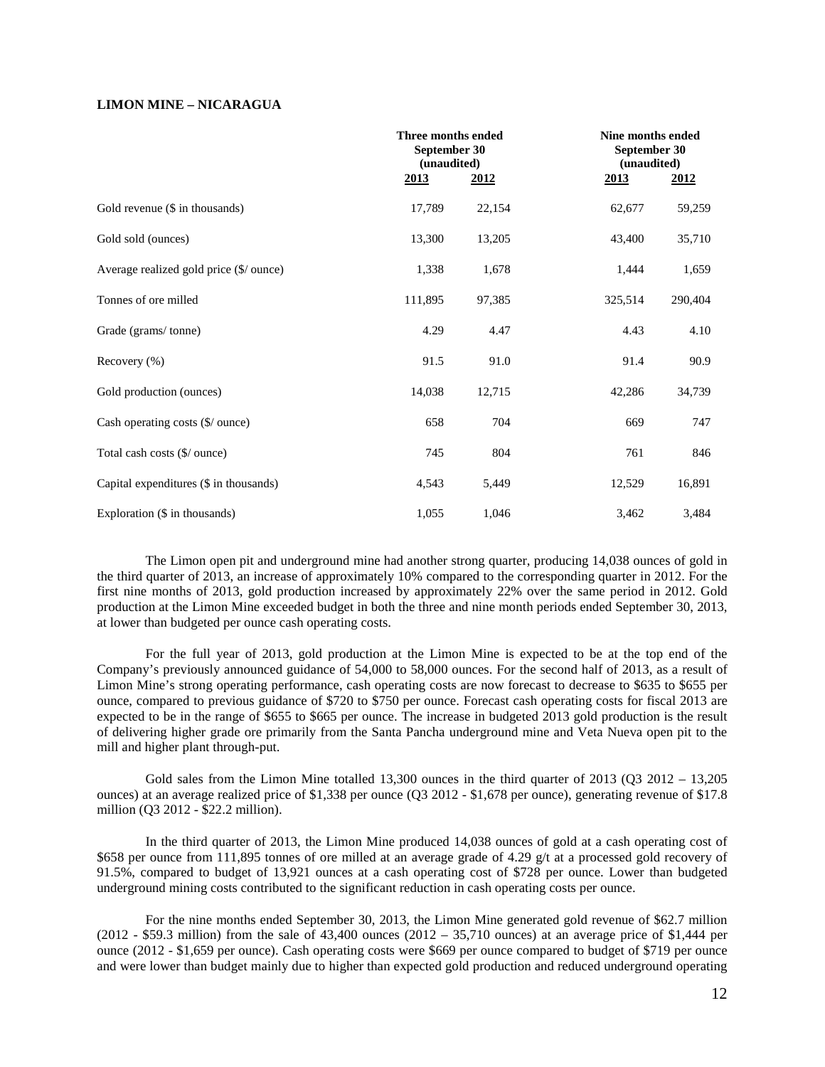**LIMON MINE – NICARAGUA**

| | Three months ended September 30 (unaudited) | | Nine months ended September 30 (unaudited) | |
|---|---|---|---|---|
| | **2013** | **2012** | **2013** | **2012** |
| Gold revenue ($ in thousands) | 17,789 | 22,154 | 62,677 | 59,259 |
| Gold sold (ounces) | 13,300 | 13,205 | 43,400 | 35,710 |
| Average realized gold price ($/ ounce) | 1,338 | 1,678 | 1,444 | 1,659 |
| Tonnes of ore milled | 111,895 | 97,385 | 325,514 | 290,404 |
| Grade (grams/ tonne) | 4.29 | 4.47 | 4.43 | 4.10 |
| Recovery (%) | 91.5 | 91.0 | 91.4 | 90.9 |
| Gold production (ounces) | 14,038 | 12,715 | 42,286 | 34,739 |
| Cash operating costs ($/ ounce) | 658 | 704 | 669 | 747 |
| Total cash costs ($/ ounce) | 745 | 804 | 761 | 846 |
| Capital expenditures ($ in thousands) | 4,543 | 5,449 | 12,529 | 16,891 |
| Exploration ($ in thousands) | 1,055 | 1,046 | 3,462 | 3,484 |

The Limon open pit and underground mine had another strong quarter, producing 14,038 ounces of gold in the third quarter of 2013, an increase of approximately 10% compared to the corresponding quarter in 2012. For the first nine months of 2013, gold production increased by approximately 22% over the same period in 2012. Gold production at the Limon Mine exceeded budget in both the three and nine month periods ended September 30, 2013, at lower than budgeted per ounce cash operating costs.

For the full year of 2013, gold production at the Limon Mine is expected to be at the top end of the Company's previously announced guidance of 54,000 to 58,000 ounces. For the second half of 2013, as a result of Limon Mine's strong operating performance, cash operating costs are now forecast to decrease to $635 to $655 per ounce, compared to previous guidance of $720 to $750 per ounce. Forecast cash operating costs for fiscal 2013 are expected to be in the range of $655 to $665 per ounce. The increase in budgeted 2013 gold production is the result of delivering higher grade ore primarily from the Santa Pancha underground mine and Veta Nueva open pit to the mill and higher plant through-put.

Gold sales from the Limon Mine totalled 13,300 ounces in the third quarter of 2013 (Q3 2012 – 13,205 ounces) at an average realized price of $1,338 per ounce (Q3 2012 - $1,678 per ounce), generating revenue of $17.8 million (Q3 2012 - $22.2 million).

In the third quarter of 2013, the Limon Mine produced 14,038 ounces of gold at a cash operating cost of $658 per ounce from 111,895 tonnes of ore milled at an average grade of 4.29 g/t at a processed gold recovery of 91.5%, compared to budget of 13,921 ounces at a cash operating cost of $728 per ounce. Lower than budgeted underground mining costs contributed to the significant reduction in cash operating costs per ounce.

For the nine months ended September 30, 2013, the Limon Mine generated gold revenue of $62.7 million (2012 - $59.3 million) from the sale of 43,400 ounces (2012 – 35,710 ounces) at an average price of $1,444 per ounce (2012 - $1,659 per ounce). Cash operating costs were $669 per ounce compared to budget of $719 per ounce and were lower than budget mainly due to higher than expected gold production and reduced underground operating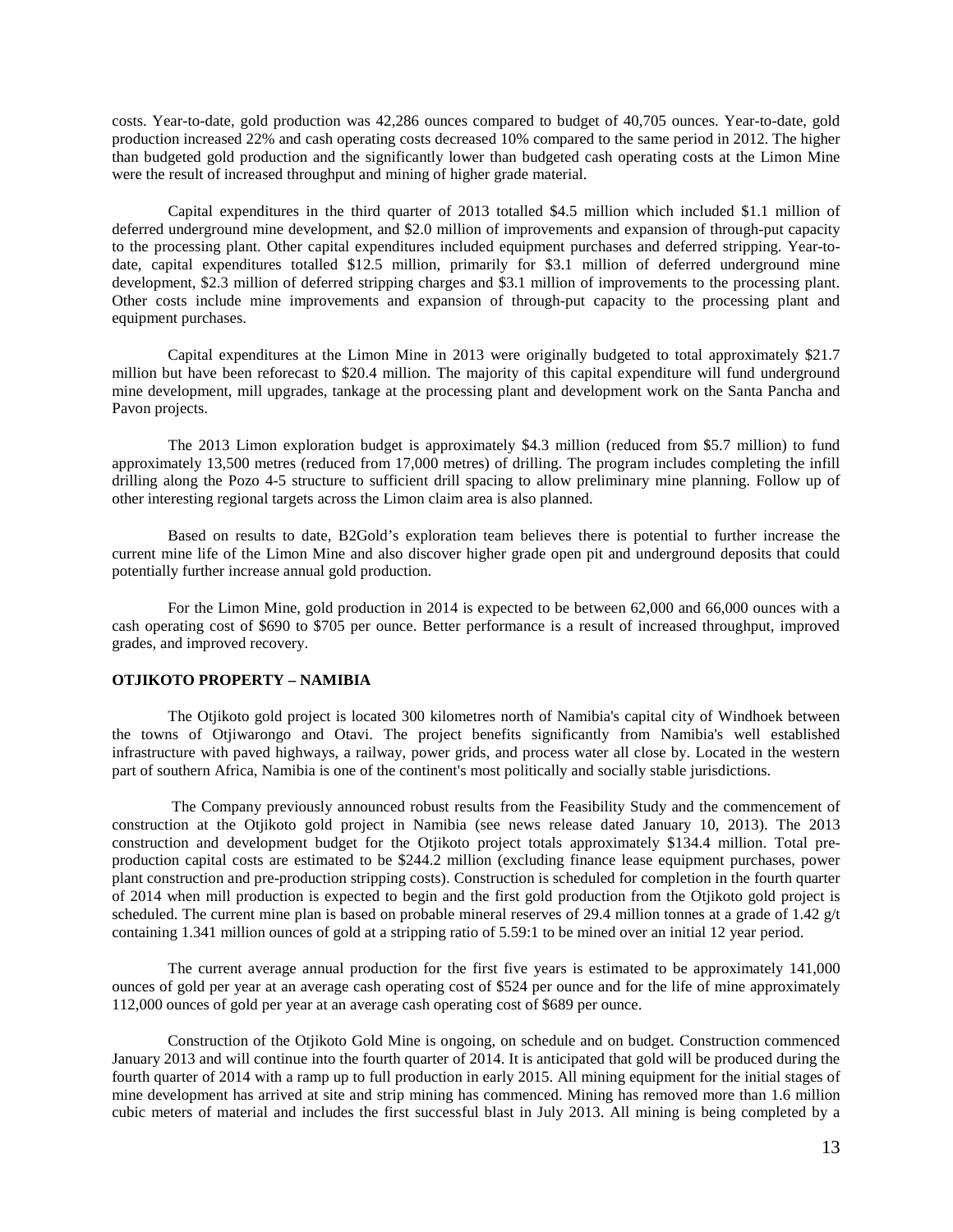costs. Year-to-date, gold production was 42,286 ounces compared to budget of 40,705 ounces. Year-to-date, gold production increased 22% and cash operating costs decreased 10% compared to the same period in 2012. The higher than budgeted gold production and the significantly lower than budgeted cash operating costs at the Limon Mine were the result of increased throughput and mining of higher grade material.

Capital expenditures in the third quarter of 2013 totalled $4.5 million which included $1.1 million of deferred underground mine development, and $2.0 million of improvements and expansion of through-put capacity to the processing plant. Other capital expenditures included equipment purchases and deferred stripping. Year-to-date, capital expenditures totalled $12.5 million, primarily for $3.1 million of deferred underground mine development, $2.3 million of deferred stripping charges and $3.1 million of improvements to the processing plant. Other costs include mine improvements and expansion of through-put capacity to the processing plant and equipment purchases.

Capital expenditures at the Limon Mine in 2013 were originally budgeted to total approximately $21.7 million but have been reforecast to $20.4 million. The majority of this capital expenditure will fund underground mine development, mill upgrades, tankage at the processing plant and development work on the Santa Pancha and Pavon projects.

The 2013 Limon exploration budget is approximately $4.3 million (reduced from $5.7 million) to fund approximately 13,500 metres (reduced from 17,000 metres) of drilling. The program includes completing the infill drilling along the Pozo 4-5 structure to sufficient drill spacing to allow preliminary mine planning. Follow up of other interesting regional targets across the Limon claim area is also planned.

Based on results to date, B2Gold's exploration team believes there is potential to further increase the current mine life of the Limon Mine and also discover higher grade open pit and underground deposits that could potentially further increase annual gold production.

For the Limon Mine, gold production in 2014 is expected to be between 62,000 and 66,000 ounces with a cash operating cost of $690 to $705 per ounce. Better performance is a result of increased throughput, improved grades, and improved recovery.

**OTJIKOTO PROPERTY – NAMIBIA**

The Otjikoto gold project is located 300 kilometres north of Namibia's capital city of Windhoek between the towns of Otjiwarongo and Otavi. The project benefits significantly from Namibia's well established infrastructure with paved highways, a railway, power grids, and process water all close by. Located in the western part of southern Africa, Namibia is one of the continent's most politically and socially stable jurisdictions.

The Company previously announced robust results from the Feasibility Study and the commencement of construction at the Otjikoto gold project in Namibia (see news release dated January 10, 2013). The 2013 construction and development budget for the Otjikoto project totals approximately $134.4 million. Total pre-production capital costs are estimated to be $244.2 million (excluding finance lease equipment purchases, power plant construction and pre-production stripping costs). Construction is scheduled for completion in the fourth quarter of 2014 when mill production is expected to begin and the first gold production from the Otjikoto gold project is scheduled. The current mine plan is based on probable mineral reserves of 29.4 million tonnes at a grade of 1.42 g/t containing 1.341 million ounces of gold at a stripping ratio of 5.59:1 to be mined over an initial 12 year period.

The current average annual production for the first five years is estimated to be approximately 141,000 ounces of gold per year at an average cash operating cost of $524 per ounce and for the life of mine approximately 112,000 ounces of gold per year at an average cash operating cost of $689 per ounce.

Construction of the Otjikoto Gold Mine is ongoing, on schedule and on budget. Construction commenced January 2013 and will continue into the fourth quarter of 2014. It is anticipated that gold will be produced during the fourth quarter of 2014 with a ramp up to full production in early 2015. All mining equipment for the initial stages of mine development has arrived at site and strip mining has commenced. Mining has removed more than 1.6 million cubic meters of material and includes the first successful blast in July 2013. All mining is being completed by a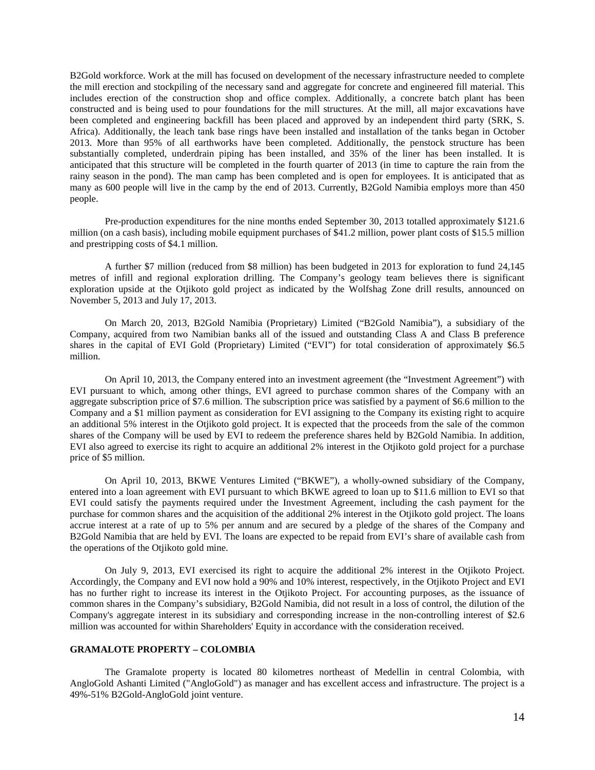B2Gold workforce. Work at the mill has focused on development of the necessary infrastructure needed to complete the mill erection and stockpiling of the necessary sand and aggregate for concrete and engineered fill material. This includes erection of the construction shop and office complex. Additionally, a concrete batch plant has been constructed and is being used to pour foundations for the mill structures. At the mill, all major excavations have been completed and engineering backfill has been placed and approved by an independent third party (SRK, S. Africa). Additionally, the leach tank base rings have been installed and installation of the tanks began in October 2013. More than 95% of all earthworks have been completed. Additionally, the penstock structure has been substantially completed, underdrain piping has been installed, and 35% of the liner has been installed. It is anticipated that this structure will be completed in the fourth quarter of 2013 (in time to capture the rain from the rainy season in the pond). The man camp has been completed and is open for employees. It is anticipated that as many as 600 people will live in the camp by the end of 2013. Currently, B2Gold Namibia employs more than 450 people.

Pre-production expenditures for the nine months ended September 30, 2013 totalled approximately $121.6 million (on a cash basis), including mobile equipment purchases of $41.2 million, power plant costs of $15.5 million and prestripping costs of $4.1 million.

A further $7 million (reduced from $8 million) has been budgeted in 2013 for exploration to fund 24,145 metres of infill and regional exploration drilling. The Company's geology team believes there is significant exploration upside at the Otjikoto gold project as indicated by the Wolfshag Zone drill results, announced on November 5, 2013 and July 17, 2013.

On March 20, 2013, B2Gold Namibia (Proprietary) Limited ("B2Gold Namibia"), a subsidiary of the Company, acquired from two Namibian banks all of the issued and outstanding Class A and Class B preference shares in the capital of EVI Gold (Proprietary) Limited ("EVI") for total consideration of approximately $6.5 million.

On April 10, 2013, the Company entered into an investment agreement (the "Investment Agreement") with EVI pursuant to which, among other things, EVI agreed to purchase common shares of the Company with an aggregate subscription price of $7.6 million. The subscription price was satisfied by a payment of $6.6 million to the Company and a $1 million payment as consideration for EVI assigning to the Company its existing right to acquire an additional 5% interest in the Otjikoto gold project. It is expected that the proceeds from the sale of the common shares of the Company will be used by EVI to redeem the preference shares held by B2Gold Namibia. In addition, EVI also agreed to exercise its right to acquire an additional 2% interest in the Otjikoto gold project for a purchase price of $5 million.

On April 10, 2013, BKWE Ventures Limited ("BKWE"), a wholly-owned subsidiary of the Company, entered into a loan agreement with EVI pursuant to which BKWE agreed to loan up to $11.6 million to EVI so that EVI could satisfy the payments required under the Investment Agreement, including the cash payment for the purchase for common shares and the acquisition of the additional 2% interest in the Otjikoto gold project. The loans accrue interest at a rate of up to 5% per annum and are secured by a pledge of the shares of the Company and B2Gold Namibia that are held by EVI. The loans are expected to be repaid from EVI's share of available cash from the operations of the Otjikoto gold mine.

On July 9, 2013, EVI exercised its right to acquire the additional 2% interest in the Otjikoto Project. Accordingly, the Company and EVI now hold a 90% and 10% interest, respectively, in the Otjikoto Project and EVI has no further right to increase its interest in the Otjikoto Project. For accounting purposes, as the issuance of common shares in the Company's subsidiary, B2Gold Namibia, did not result in a loss of control, the dilution of the Company's aggregate interest in its subsidiary and corresponding increase in the non-controlling interest of $2.6 million was accounted for within Shareholders' Equity in accordance with the consideration received.

## GRAMALOTE PROPERTY – COLOMBIA

The Gramalote property is located 80 kilometres northeast of Medellin in central Colombia, with AngloGold Ashanti Limited ("AngloGold") as manager and has excellent access and infrastructure. The project is a 49%-51% B2Gold-AngloGold joint venture.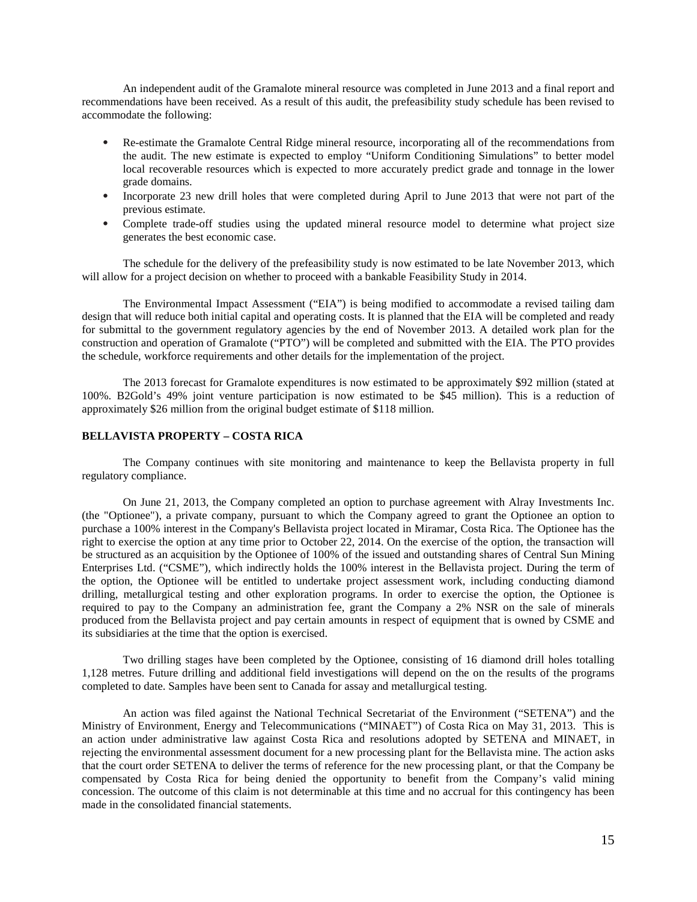An independent audit of the Gramalote mineral resource was completed in June 2013 and a final report and recommendations have been received. As a result of this audit, the prefeasibility study schedule has been revised to accommodate the following:

- Re-estimate the Gramalote Central Ridge mineral resource, incorporating all of the recommendations from the audit. The new estimate is expected to employ "Uniform Conditioning Simulations" to better model local recoverable resources which is expected to more accurately predict grade and tonnage in the lower grade domains.
- Incorporate 23 new drill holes that were completed during April to June 2013 that were not part of the previous estimate.
- Complete trade-off studies using the updated mineral resource model to determine what project size generates the best economic case.

The schedule for the delivery of the prefeasibility study is now estimated to be late November 2013, which will allow for a project decision on whether to proceed with a bankable Feasibility Study in 2014.

The Environmental Impact Assessment ("EIA") is being modified to accommodate a revised tailing dam design that will reduce both initial capital and operating costs. It is planned that the EIA will be completed and ready for submittal to the government regulatory agencies by the end of November 2013. A detailed work plan for the construction and operation of Gramalote ("PTO") will be completed and submitted with the EIA. The PTO provides the schedule, workforce requirements and other details for the implementation of the project.

The 2013 forecast for Gramalote expenditures is now estimated to be approximately $92 million (stated at 100%. B2Gold's 49% joint venture participation is now estimated to be $45 million). This is a reduction of approximately $26 million from the original budget estimate of $118 million.

**BELLAVISTA PROPERTY – COSTA RICA**

The Company continues with site monitoring and maintenance to keep the Bellavista property in full regulatory compliance.

On June 21, 2013, the Company completed an option to purchase agreement with Alray Investments Inc. (the "Optionee"), a private company, pursuant to which the Company agreed to grant the Optionee an option to purchase a 100% interest in the Company's Bellavista project located in Miramar, Costa Rica. The Optionee has the right to exercise the option at any time prior to October 22, 2014. On the exercise of the option, the transaction will be structured as an acquisition by the Optionee of 100% of the issued and outstanding shares of Central Sun Mining Enterprises Ltd. ("CSME"), which indirectly holds the 100% interest in the Bellavista project. During the term of the option, the Optionee will be entitled to undertake project assessment work, including conducting diamond drilling, metallurgical testing and other exploration programs. In order to exercise the option, the Optionee is required to pay to the Company an administration fee, grant the Company a 2% NSR on the sale of minerals produced from the Bellavista project and pay certain amounts in respect of equipment that is owned by CSME and its subsidiaries at the time that the option is exercised.

Two drilling stages have been completed by the Optionee, consisting of 16 diamond drill holes totalling 1,128 metres. Future drilling and additional field investigations will depend on the on the results of the programs completed to date. Samples have been sent to Canada for assay and metallurgical testing.

An action was filed against the National Technical Secretariat of the Environment ("SETENA") and the Ministry of Environment, Energy and Telecommunications ("MINAET") of Costa Rica on May 31, 2013. This is an action under administrative law against Costa Rica and resolutions adopted by SETENA and MINAET, in rejecting the environmental assessment document for a new processing plant for the Bellavista mine. The action asks that the court order SETENA to deliver the terms of reference for the new processing plant, or that the Company be compensated by Costa Rica for being denied the opportunity to benefit from the Company's valid mining concession. The outcome of this claim is not determinable at this time and no accrual for this contingency has been made in the consolidated financial statements.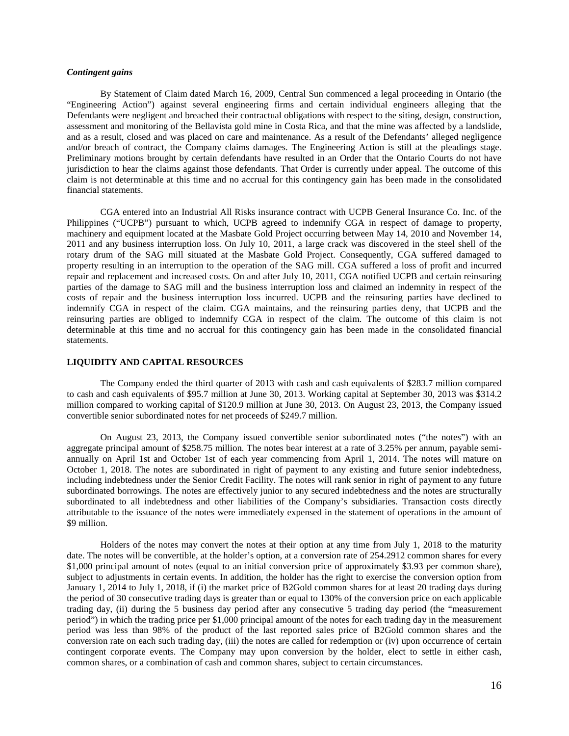***Contingent gains***

By Statement of Claim dated March 16, 2009, Central Sun commenced a legal proceeding in Ontario (the "Engineering Action") against several engineering firms and certain individual engineers alleging that the Defendants were negligent and breached their contractual obligations with respect to the siting, design, construction, assessment and monitoring of the Bellavista gold mine in Costa Rica, and that the mine was affected by a landslide, and as a result, closed and was placed on care and maintenance. As a result of the Defendants' alleged negligence and/or breach of contract, the Company claims damages. The Engineering Action is still at the pleadings stage. Preliminary motions brought by certain defendants have resulted in an Order that the Ontario Courts do not have jurisdiction to hear the claims against those defendants. That Order is currently under appeal. The outcome of this claim is not determinable at this time and no accrual for this contingency gain has been made in the consolidated financial statements.

CGA entered into an Industrial All Risks insurance contract with UCPB General Insurance Co. Inc. of the Philippines ("UCPB") pursuant to which, UCPB agreed to indemnify CGA in respect of damage to property, machinery and equipment located at the Masbate Gold Project occurring between May 14, 2010 and November 14, 2011 and any business interruption loss. On July 10, 2011, a large crack was discovered in the steel shell of the rotary drum of the SAG mill situated at the Masbate Gold Project. Consequently, CGA suffered damaged to property resulting in an interruption to the operation of the SAG mill. CGA suffered a loss of profit and incurred repair and replacement and increased costs. On and after July 10, 2011, CGA notified UCPB and certain reinsuring parties of the damage to SAG mill and the business interruption loss and claimed an indemnity in respect of the costs of repair and the business interruption loss incurred. UCPB and the reinsuring parties have declined to indemnify CGA in respect of the claim. CGA maintains, and the reinsuring parties deny, that UCPB and the reinsuring parties are obliged to indemnify CGA in respect of the claim. The outcome of this claim is not determinable at this time and no accrual for this contingency gain has been made in the consolidated financial statements.

## LIQUIDITY AND CAPITAL RESOURCES

The Company ended the third quarter of 2013 with cash and cash equivalents of $283.7 million compared to cash and cash equivalents of $95.7 million at June 30, 2013. Working capital at September 30, 2013 was $314.2 million compared to working capital of $120.9 million at June 30, 2013. On August 23, 2013, the Company issued convertible senior subordinated notes for net proceeds of $249.7 million.

On August 23, 2013, the Company issued convertible senior subordinated notes ("the notes") with an aggregate principal amount of $258.75 million. The notes bear interest at a rate of 3.25% per annum, payable semi-annually on April 1st and October 1st of each year commencing from April 1, 2014. The notes will mature on October 1, 2018. The notes are subordinated in right of payment to any existing and future senior indebtedness, including indebtedness under the Senior Credit Facility. The notes will rank senior in right of payment to any future subordinated borrowings. The notes are effectively junior to any secured indebtedness and the notes are structurally subordinated to all indebtedness and other liabilities of the Company's subsidiaries. Transaction costs directly attributable to the issuance of the notes were immediately expensed in the statement of operations in the amount of $9 million.

Holders of the notes may convert the notes at their option at any time from July 1, 2018 to the maturity date. The notes will be convertible, at the holder's option, at a conversion rate of 254.2912 common shares for every $1,000 principal amount of notes (equal to an initial conversion price of approximately $3.93 per common share), subject to adjustments in certain events. In addition, the holder has the right to exercise the conversion option from January 1, 2014 to July 1, 2018, if (i) the market price of B2Gold common shares for at least 20 trading days during the period of 30 consecutive trading days is greater than or equal to 130% of the conversion price on each applicable trading day, (ii) during the 5 business day period after any consecutive 5 trading day period (the "measurement period") in which the trading price per $1,000 principal amount of the notes for each trading day in the measurement period was less than 98% of the product of the last reported sales price of B2Gold common shares and the conversion rate on each such trading day, (iii) the notes are called for redemption or (iv) upon occurrence of certain contingent corporate events. The Company may upon conversion by the holder, elect to settle in either cash, common shares, or a combination of cash and common shares, subject to certain circumstances.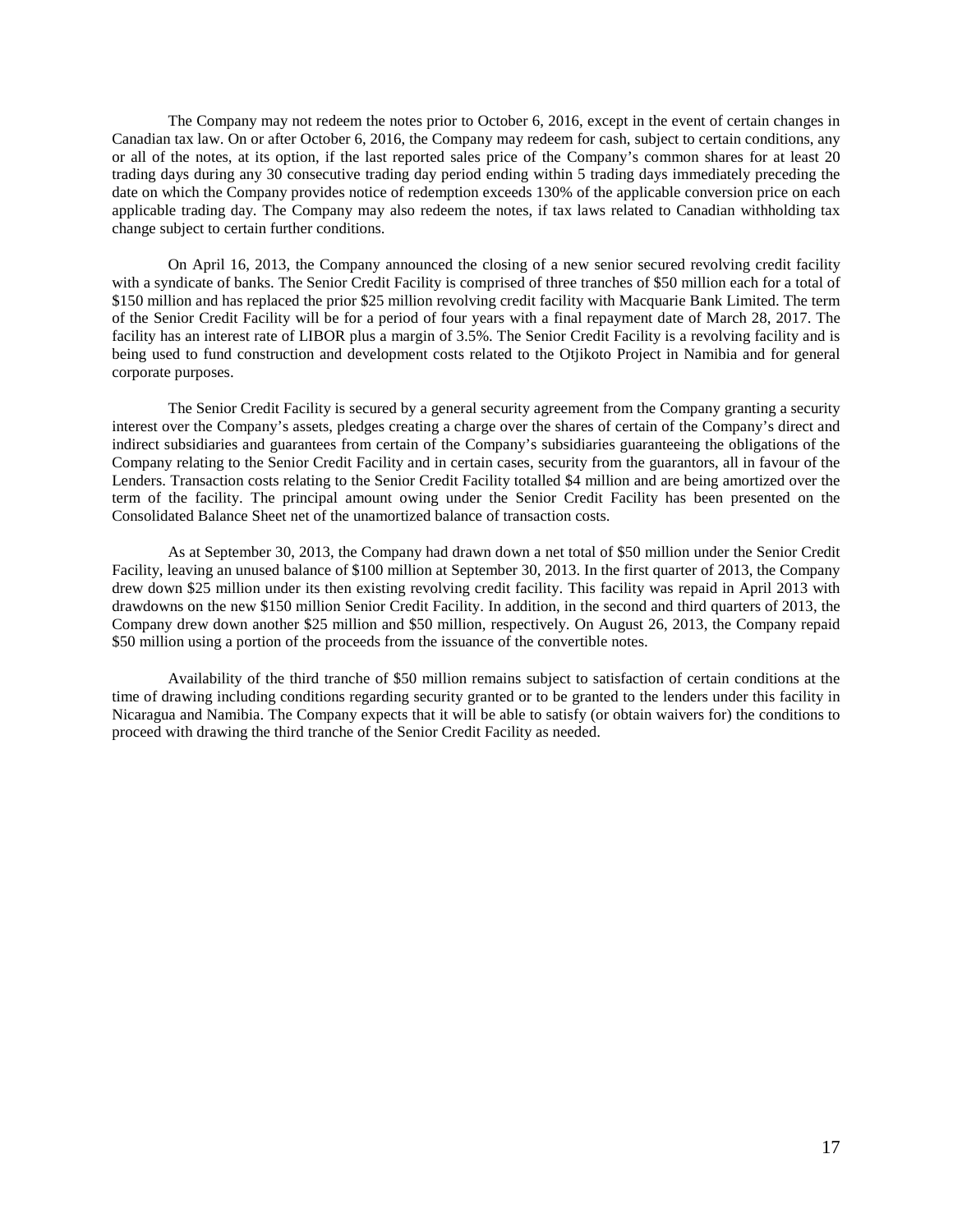The Company may not redeem the notes prior to October 6, 2016, except in the event of certain changes in Canadian tax law. On or after October 6, 2016, the Company may redeem for cash, subject to certain conditions, any or all of the notes, at its option, if the last reported sales price of the Company's common shares for at least 20 trading days during any 30 consecutive trading day period ending within 5 trading days immediately preceding the date on which the Company provides notice of redemption exceeds 130% of the applicable conversion price on each applicable trading day. The Company may also redeem the notes, if tax laws related to Canadian withholding tax change subject to certain further conditions.

On April 16, 2013, the Company announced the closing of a new senior secured revolving credit facility with a syndicate of banks. The Senior Credit Facility is comprised of three tranches of $50 million each for a total of $150 million and has replaced the prior $25 million revolving credit facility with Macquarie Bank Limited. The term of the Senior Credit Facility will be for a period of four years with a final repayment date of March 28, 2017. The facility has an interest rate of LIBOR plus a margin of 3.5%. The Senior Credit Facility is a revolving facility and is being used to fund construction and development costs related to the Otjikoto Project in Namibia and for general corporate purposes.

The Senior Credit Facility is secured by a general security agreement from the Company granting a security interest over the Company's assets, pledges creating a charge over the shares of certain of the Company's direct and indirect subsidiaries and guarantees from certain of the Company's subsidiaries guaranteeing the obligations of the Company relating to the Senior Credit Facility and in certain cases, security from the guarantors, all in favour of the Lenders. Transaction costs relating to the Senior Credit Facility totalled $4 million and are being amortized over the term of the facility. The principal amount owing under the Senior Credit Facility has been presented on the Consolidated Balance Sheet net of the unamortized balance of transaction costs.

As at September 30, 2013, the Company had drawn down a net total of $50 million under the Senior Credit Facility, leaving an unused balance of $100 million at September 30, 2013. In the first quarter of 2013, the Company drew down $25 million under its then existing revolving credit facility. This facility was repaid in April 2013 with drawdowns on the new $150 million Senior Credit Facility. In addition, in the second and third quarters of 2013, the Company drew down another $25 million and $50 million, respectively. On August 26, 2013, the Company repaid $50 million using a portion of the proceeds from the issuance of the convertible notes.

Availability of the third tranche of $50 million remains subject to satisfaction of certain conditions at the time of drawing including conditions regarding security granted or to be granted to the lenders under this facility in Nicaragua and Namibia. The Company expects that it will be able to satisfy (or obtain waivers for) the conditions to proceed with drawing the third tranche of the Senior Credit Facility as needed.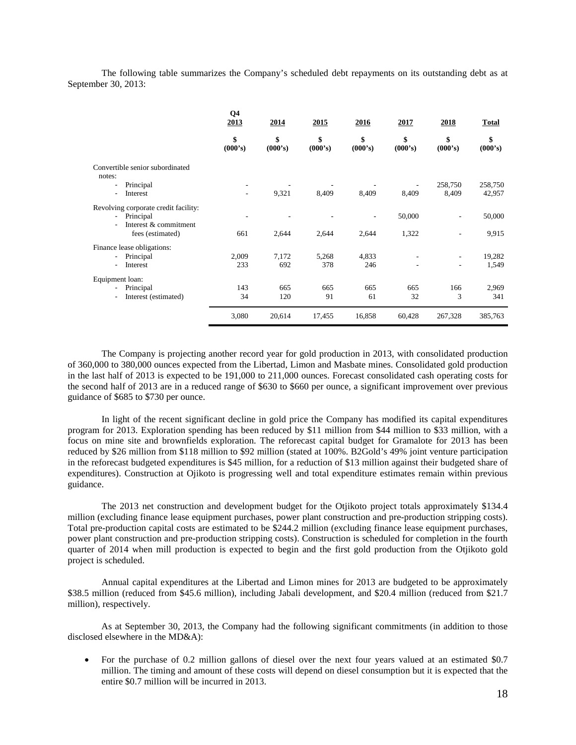The following table summarizes the Company's scheduled debt repayments on its outstanding debt as at September 30, 2013:

| | Q4 2013 | 2014 | 2015 | 2016 | 2017 | 2018 | Total |
|---|---|---|---|---|---|---|---|
| | $ (000's) | $ (000's) | $ (000's) | $ (000's) | $ (000's) | $ (000's) | $ (000's) |
| Convertible senior subordinated notes: | | | | | | | |
| - Principal | - | - | - | - | - | 258,750 | 258,750 |
| - Interest | - | 9,321 | 8,409 | 8,409 | 8,409 | 8,409 | 42,957 |
| Revolving corporate credit facility: | | | | | | | |
| - Principal | - | - | - | - | 50,000 | - | 50,000 |
| - Interest & commitment fees (estimated) | 661 | 2,644 | 2,644 | 2,644 | 1,322 | - | 9,915 |
| Finance lease obligations: | | | | | | | |
| - Principal | 2,009 | 7,172 | 5,268 | 4,833 | - | - | 19,282 |
| - Interest | 233 | 692 | 378 | 246 | - | - | 1,549 |
| Equipment loan: | | | | | | | |
| - Principal | 143 | 665 | 665 | 665 | 665 | 166 | 2,969 |
| - Interest (estimated) | 34 | 120 | 91 | 61 | 32 | 3 | 341 |
| | 3,080 | 20,614 | 17,455 | 16,858 | 60,428 | 267,328 | 385,763 |

The Company is projecting another record year for gold production in 2013, with consolidated production of 360,000 to 380,000 ounces expected from the Libertad, Limon and Masbate mines. Consolidated gold production in the last half of 2013 is expected to be 191,000 to 211,000 ounces. Forecast consolidated cash operating costs for the second half of 2013 are in a reduced range of $630 to $660 per ounce, a significant improvement over previous guidance of $685 to $730 per ounce.

In light of the recent significant decline in gold price the Company has modified its capital expenditures program for 2013. Exploration spending has been reduced by $11 million from $44 million to $33 million, with a focus on mine site and brownfields exploration. The reforecast capital budget for Gramalote for 2013 has been reduced by $26 million from $118 million to $92 million (stated at 100%. B2Gold's 49% joint venture participation in the reforecast budgeted expenditures is $45 million, for a reduction of $13 million against their budgeted share of expenditures). Construction at Ojikoto is progressing well and total expenditure estimates remain within previous guidance.

The 2013 net construction and development budget for the Otjikoto project totals approximately $134.4 million (excluding finance lease equipment purchases, power plant construction and pre-production stripping costs). Total pre-production capital costs are estimated to be $244.2 million (excluding finance lease equipment purchases, power plant construction and pre-production stripping costs). Construction is scheduled for completion in the fourth quarter of 2014 when mill production is expected to begin and the first gold production from the Otjikoto gold project is scheduled.

Annual capital expenditures at the Libertad and Limon mines for 2013 are budgeted to be approximately $38.5 million (reduced from $45.6 million), including Jabali development, and $20.4 million (reduced from $21.7 million), respectively.

As at September 30, 2013, the Company had the following significant commitments (in addition to those disclosed elsewhere in the MD&A):

- For the purchase of 0.2 million gallons of diesel over the next four years valued at an estimated $0.7 million. The timing and amount of these costs will depend on diesel consumption but it is expected that the entire $0.7 million will be incurred in 2013.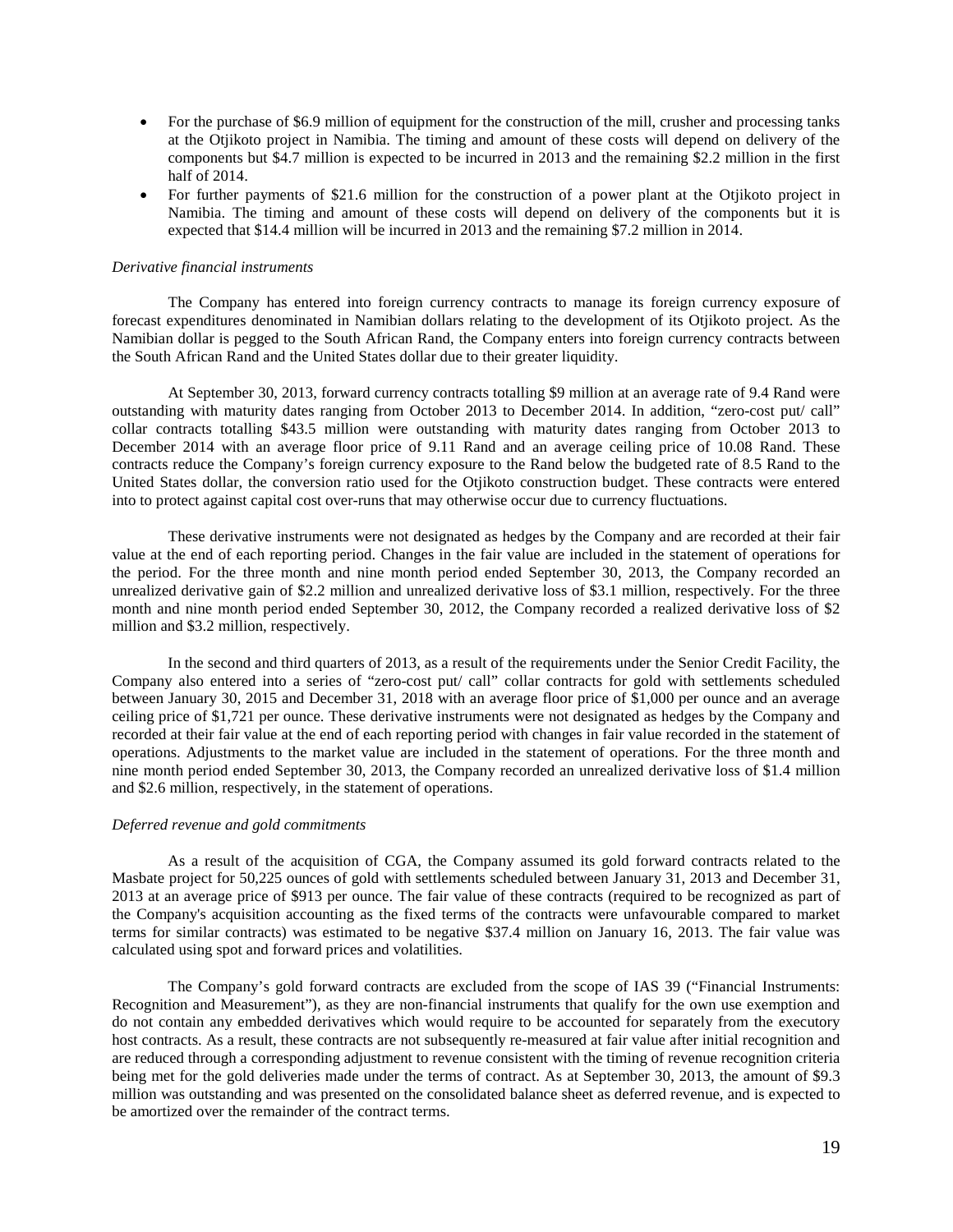- For the purchase of $6.9 million of equipment for the construction of the mill, crusher and processing tanks at the Otjikoto project in Namibia. The timing and amount of these costs will depend on delivery of the components but $4.7 million is expected to be incurred in 2013 and the remaining $2.2 million in the first half of 2014.
- For further payments of $21.6 million for the construction of a power plant at the Otjikoto project in Namibia. The timing and amount of these costs will depend on delivery of the components but it is expected that $14.4 million will be incurred in 2013 and the remaining $7.2 million in 2014.

*Derivative financial instruments*

The Company has entered into foreign currency contracts to manage its foreign currency exposure of forecast expenditures denominated in Namibian dollars relating to the development of its Otjikoto project. As the Namibian dollar is pegged to the South African Rand, the Company enters into foreign currency contracts between the South African Rand and the United States dollar due to their greater liquidity.

At September 30, 2013, forward currency contracts totalling $9 million at an average rate of 9.4 Rand were outstanding with maturity dates ranging from October 2013 to December 2014. In addition, "zero-cost put/ call" collar contracts totalling $43.5 million were outstanding with maturity dates ranging from October 2013 to December 2014 with an average floor price of 9.11 Rand and an average ceiling price of 10.08 Rand. These contracts reduce the Company's foreign currency exposure to the Rand below the budgeted rate of 8.5 Rand to the United States dollar, the conversion ratio used for the Otjikoto construction budget. These contracts were entered into to protect against capital cost over-runs that may otherwise occur due to currency fluctuations.

These derivative instruments were not designated as hedges by the Company and are recorded at their fair value at the end of each reporting period. Changes in the fair value are included in the statement of operations for the period. For the three month and nine month period ended September 30, 2013, the Company recorded an unrealized derivative gain of $2.2 million and unrealized derivative loss of $3.1 million, respectively. For the three month and nine month period ended September 30, 2012, the Company recorded a realized derivative loss of $2 million and $3.2 million, respectively.

In the second and third quarters of 2013, as a result of the requirements under the Senior Credit Facility, the Company also entered into a series of "zero-cost put/ call" collar contracts for gold with settlements scheduled between January 30, 2015 and December 31, 2018 with an average floor price of $1,000 per ounce and an average ceiling price of $1,721 per ounce. These derivative instruments were not designated as hedges by the Company and recorded at their fair value at the end of each reporting period with changes in fair value recorded in the statement of operations. Adjustments to the market value are included in the statement of operations. For the three month and nine month period ended September 30, 2013, the Company recorded an unrealized derivative loss of $1.4 million and $2.6 million, respectively, in the statement of operations.

*Deferred revenue and gold commitments*

As a result of the acquisition of CGA, the Company assumed its gold forward contracts related to the Masbate project for 50,225 ounces of gold with settlements scheduled between January 31, 2013 and December 31, 2013 at an average price of $913 per ounce. The fair value of these contracts (required to be recognized as part of the Company's acquisition accounting as the fixed terms of the contracts were unfavourable compared to market terms for similar contracts) was estimated to be negative $37.4 million on January 16, 2013. The fair value was calculated using spot and forward prices and volatilities.

The Company's gold forward contracts are excluded from the scope of IAS 39 ("Financial Instruments: Recognition and Measurement"), as they are non-financial instruments that qualify for the own use exemption and do not contain any embedded derivatives which would require to be accounted for separately from the executory host contracts. As a result, these contracts are not subsequently re-measured at fair value after initial recognition and are reduced through a corresponding adjustment to revenue consistent with the timing of revenue recognition criteria being met for the gold deliveries made under the terms of contract. As at September 30, 2013, the amount of $9.3 million was outstanding and was presented on the consolidated balance sheet as deferred revenue, and is expected to be amortized over the remainder of the contract terms.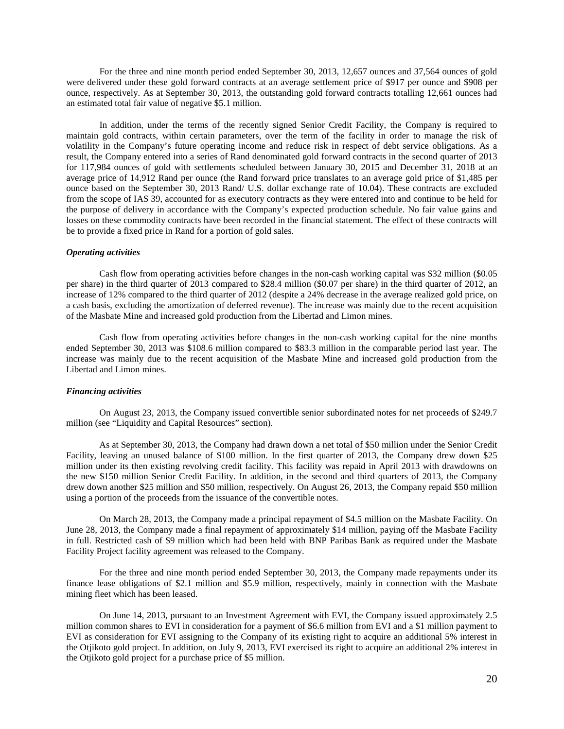For the three and nine month period ended September 30, 2013, 12,657 ounces and 37,564 ounces of gold were delivered under these gold forward contracts at an average settlement price of $917 per ounce and $908 per ounce, respectively. As at September 30, 2013, the outstanding gold forward contracts totalling 12,661 ounces had an estimated total fair value of negative $5.1 million.

In addition, under the terms of the recently signed Senior Credit Facility, the Company is required to maintain gold contracts, within certain parameters, over the term of the facility in order to manage the risk of volatility in the Company's future operating income and reduce risk in respect of debt service obligations. As a result, the Company entered into a series of Rand denominated gold forward contracts in the second quarter of 2013 for 117,984 ounces of gold with settlements scheduled between January 30, 2015 and December 31, 2018 at an average price of 14,912 Rand per ounce (the Rand forward price translates to an average gold price of $1,485 per ounce based on the September 30, 2013 Rand/ U.S. dollar exchange rate of 10.04). These contracts are excluded from the scope of IAS 39, accounted for as executory contracts as they were entered into and continue to be held for the purpose of delivery in accordance with the Company's expected production schedule. No fair value gains and losses on these commodity contracts have been recorded in the financial statement. The effect of these contracts will be to provide a fixed price in Rand for a portion of gold sales.

***Operating activities***

Cash flow from operating activities before changes in the non-cash working capital was $32 million ($0.05 per share) in the third quarter of 2013 compared to $28.4 million ($0.07 per share) in the third quarter of 2012, an increase of 12% compared to the third quarter of 2012 (despite a 24% decrease in the average realized gold price, on a cash basis, excluding the amortization of deferred revenue). The increase was mainly due to the recent acquisition of the Masbate Mine and increased gold production from the Libertad and Limon mines.

Cash flow from operating activities before changes in the non-cash working capital for the nine months ended September 30, 2013 was $108.6 million compared to $83.3 million in the comparable period last year. The increase was mainly due to the recent acquisition of the Masbate Mine and increased gold production from the Libertad and Limon mines.

***Financing activities***

On August 23, 2013, the Company issued convertible senior subordinated notes for net proceeds of $249.7 million (see "Liquidity and Capital Resources" section).

As at September 30, 2013, the Company had drawn down a net total of $50 million under the Senior Credit Facility, leaving an unused balance of $100 million. In the first quarter of 2013, the Company drew down $25 million under its then existing revolving credit facility. This facility was repaid in April 2013 with drawdowns on the new $150 million Senior Credit Facility. In addition, in the second and third quarters of 2013, the Company drew down another $25 million and $50 million, respectively. On August 26, 2013, the Company repaid $50 million using a portion of the proceeds from the issuance of the convertible notes.

On March 28, 2013, the Company made a principal repayment of $4.5 million on the Masbate Facility. On June 28, 2013, the Company made a final repayment of approximately $14 million, paying off the Masbate Facility in full. Restricted cash of $9 million which had been held with BNP Paribas Bank as required under the Masbate Facility Project facility agreement was released to the Company.

For the three and nine month period ended September 30, 2013, the Company made repayments under its finance lease obligations of $2.1 million and $5.9 million, respectively, mainly in connection with the Masbate mining fleet which has been leased.

On June 14, 2013, pursuant to an Investment Agreement with EVI, the Company issued approximately 2.5 million common shares to EVI in consideration for a payment of $6.6 million from EVI and a $1 million payment to EVI as consideration for EVI assigning to the Company of its existing right to acquire an additional 5% interest in the Otjikoto gold project. In addition, on July 9, 2013, EVI exercised its right to acquire an additional 2% interest in the Otjikoto gold project for a purchase price of $5 million.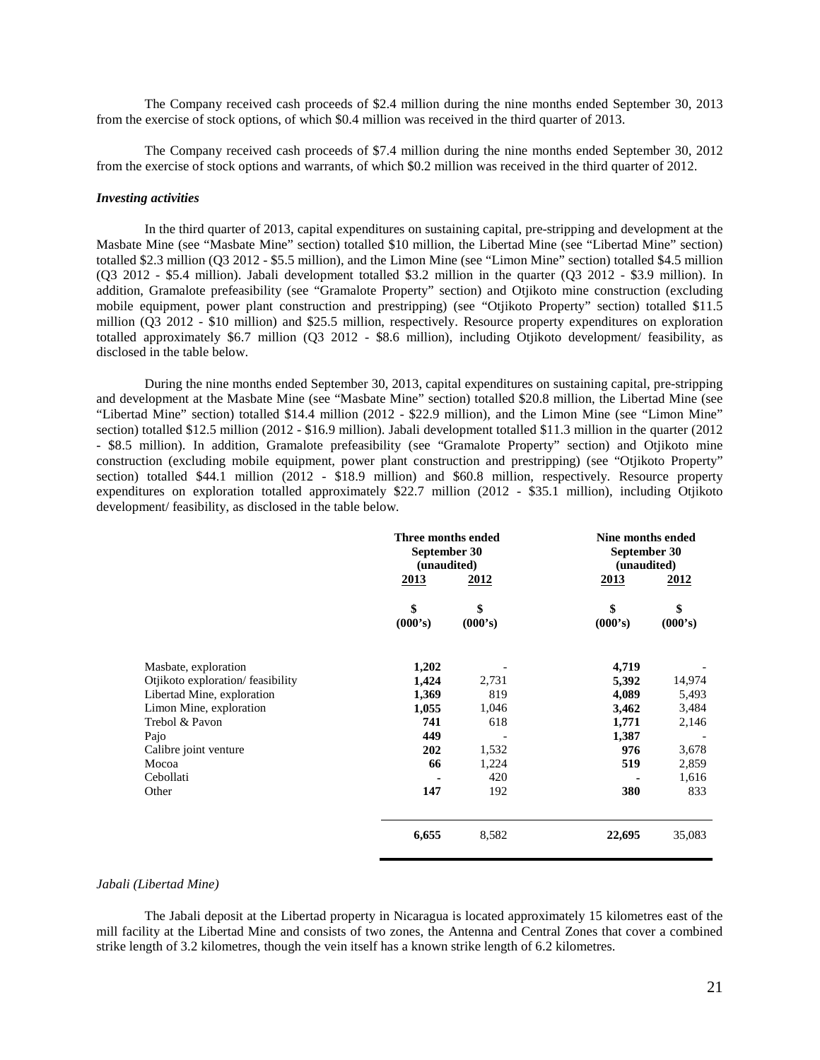The Company received cash proceeds of $2.4 million during the nine months ended September 30, 2013 from the exercise of stock options, of which $0.4 million was received in the third quarter of 2013.

The Company received cash proceeds of $7.4 million during the nine months ended September 30, 2012 from the exercise of stock options and warrants, of which $0.2 million was received in the third quarter of 2012.

***Investing activities***

In the third quarter of 2013, capital expenditures on sustaining capital, pre-stripping and development at the Masbate Mine (see "Masbate Mine" section) totalled $10 million, the Libertad Mine (see "Libertad Mine" section) totalled $2.3 million (Q3 2012 - $5.5 million), and the Limon Mine (see "Limon Mine" section) totalled $4.5 million (Q3 2012 - $5.4 million). Jabali development totalled $3.2 million in the quarter (Q3 2012 - $3.9 million). In addition, Gramalote prefeasibility (see "Gramalote Property" section) and Otjikoto mine construction (excluding mobile equipment, power plant construction and prestripping) (see "Otjikoto Property" section) totalled $11.5 million (Q3 2012 - $10 million) and $25.5 million, respectively. Resource property expenditures on exploration totalled approximately $6.7 million (Q3 2012 - $8.6 million), including Otjikoto development/ feasibility, as disclosed in the table below.

During the nine months ended September 30, 2013, capital expenditures on sustaining capital, pre-stripping and development at the Masbate Mine (see "Masbate Mine" section) totalled $20.8 million, the Libertad Mine (see "Libertad Mine" section) totalled $14.4 million (2012 - $22.9 million), and the Limon Mine (see "Limon Mine" section) totalled $12.5 million (2012 - $16.9 million). Jabali development totalled $11.3 million in the quarter (2012 - $8.5 million). In addition, Gramalote prefeasibility (see "Gramalote Property" section) and Otjikoto mine construction (excluding mobile equipment, power plant construction and prestripping) (see "Otjikoto Property" section) totalled $44.1 million (2012 - $18.9 million) and $60.8 million, respectively. Resource property expenditures on exploration totalled approximately $22.7 million (2012 - $35.1 million), including Otjikoto development/ feasibility, as disclosed in the table below.

| | Three months ended September 30 (unaudited) | | Nine months ended September 30 (unaudited) | |
|---|---|---|---|---|
| | **2013** | **2012** | **2013** | **2012** |
| | **\$ (000's)** | **\$ (000's)** | **\$ (000's)** | **\$ (000's)** |
| Masbate, exploration | **1,202** | - | **4,719** | - |
| Otjikoto exploration/ feasibility | **1,424** | 2,731 | **5,392** | 14,974 |
| Libertad Mine, exploration | **1,369** | 819 | **4,089** | 5,493 |
| Limon Mine, exploration | **1,055** | 1,046 | **3,462** | 3,484 |
| Trebol & Pavon | **741** | 618 | **1,771** | 2,146 |
| Pajo | **449** | - | **1,387** | - |
| Calibre joint venture | **202** | 1,532 | **976** | 3,678 |
| Mocoa | **66** | 1,224 | **519** | 2,859 |
| Cebollati | **-** | 420 | **-** | 1,616 |
| Other | **147** | 192 | **380** | 833 |
| | **6,655** | 8,582 | **22,695** | 35,083 |

*Jabali (Libertad Mine)*

The Jabali deposit at the Libertad property in Nicaragua is located approximately 15 kilometres east of the mill facility at the Libertad Mine and consists of two zones, the Antenna and Central Zones that cover a combined strike length of 3.2 kilometres, though the vein itself has a known strike length of 6.2 kilometres.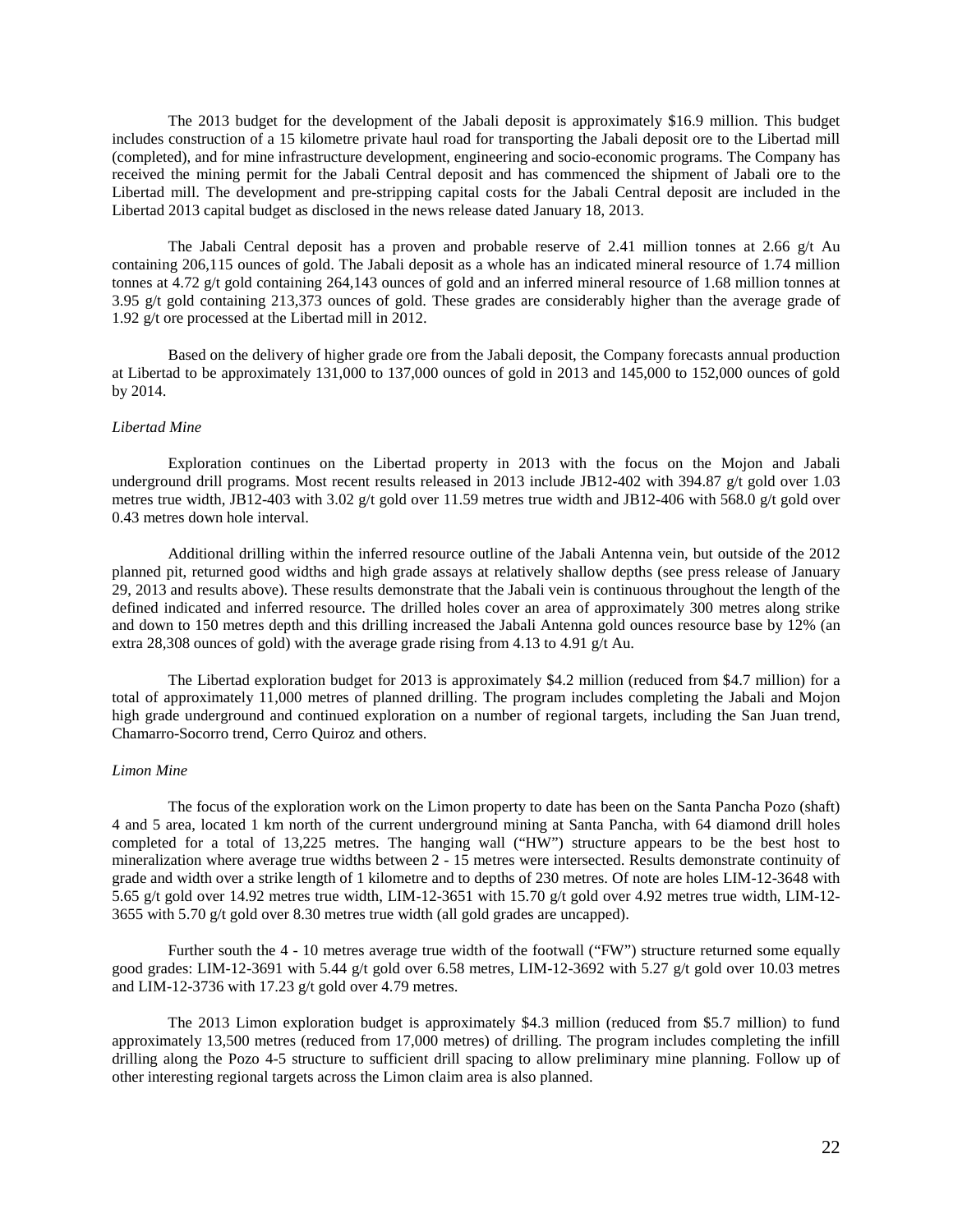The 2013 budget for the development of the Jabali deposit is approximately \$16.9 million. This budget includes construction of a 15 kilometre private haul road for transporting the Jabali deposit ore to the Libertad mill (completed), and for mine infrastructure development, engineering and socio-economic programs. The Company has received the mining permit for the Jabali Central deposit and has commenced the shipment of Jabali ore to the Libertad mill. The development and pre-stripping capital costs for the Jabali Central deposit are included in the Libertad 2013 capital budget as disclosed in the news release dated January 18, 2013.

The Jabali Central deposit has a proven and probable reserve of 2.41 million tonnes at 2.66 g/t Au containing 206,115 ounces of gold. The Jabali deposit as a whole has an indicated mineral resource of 1.74 million tonnes at 4.72 g/t gold containing 264,143 ounces of gold and an inferred mineral resource of 1.68 million tonnes at 3.95 g/t gold containing 213,373 ounces of gold. These grades are considerably higher than the average grade of 1.92 g/t ore processed at the Libertad mill in 2012.

Based on the delivery of higher grade ore from the Jabali deposit, the Company forecasts annual production at Libertad to be approximately 131,000 to 137,000 ounces of gold in 2013 and 145,000 to 152,000 ounces of gold by 2014.

*Libertad Mine*

Exploration continues on the Libertad property in 2013 with the focus on the Mojon and Jabali underground drill programs. Most recent results released in 2013 include JB12-402 with 394.87 g/t gold over 1.03 metres true width, JB12-403 with 3.02 g/t gold over 11.59 metres true width and JB12-406 with 568.0 g/t gold over 0.43 metres down hole interval.

Additional drilling within the inferred resource outline of the Jabali Antenna vein, but outside of the 2012 planned pit, returned good widths and high grade assays at relatively shallow depths (see press release of January 29, 2013 and results above). These results demonstrate that the Jabali vein is continuous throughout the length of the defined indicated and inferred resource. The drilled holes cover an area of approximately 300 metres along strike and down to 150 metres depth and this drilling increased the Jabali Antenna gold ounces resource base by 12% (an extra 28,308 ounces of gold) with the average grade rising from 4.13 to 4.91 g/t Au.

The Libertad exploration budget for 2013 is approximately \$4.2 million (reduced from \$4.7 million) for a total of approximately 11,000 metres of planned drilling. The program includes completing the Jabali and Mojon high grade underground and continued exploration on a number of regional targets, including the San Juan trend, Chamarro-Socorro trend, Cerro Quiroz and others.

*Limon Mine*

The focus of the exploration work on the Limon property to date has been on the Santa Pancha Pozo (shaft) 4 and 5 area, located 1 km north of the current underground mining at Santa Pancha, with 64 diamond drill holes completed for a total of 13,225 metres. The hanging wall ("HW") structure appears to be the best host to mineralization where average true widths between 2 - 15 metres were intersected. Results demonstrate continuity of grade and width over a strike length of 1 kilometre and to depths of 230 metres. Of note are holes LIM-12-3648 with 5.65 g/t gold over 14.92 metres true width, LIM-12-3651 with 15.70 g/t gold over 4.92 metres true width, LIM-12-3655 with 5.70 g/t gold over 8.30 metres true width (all gold grades are uncapped).

Further south the 4 - 10 metres average true width of the footwall ("FW") structure returned some equally good grades: LIM-12-3691 with 5.44 g/t gold over 6.58 metres, LIM-12-3692 with 5.27 g/t gold over 10.03 metres and LIM-12-3736 with 17.23 g/t gold over 4.79 metres.

The 2013 Limon exploration budget is approximately \$4.3 million (reduced from \$5.7 million) to fund approximately 13,500 metres (reduced from 17,000 metres) of drilling. The program includes completing the infill drilling along the Pozo 4-5 structure to sufficient drill spacing to allow preliminary mine planning. Follow up of other interesting regional targets across the Limon claim area is also planned.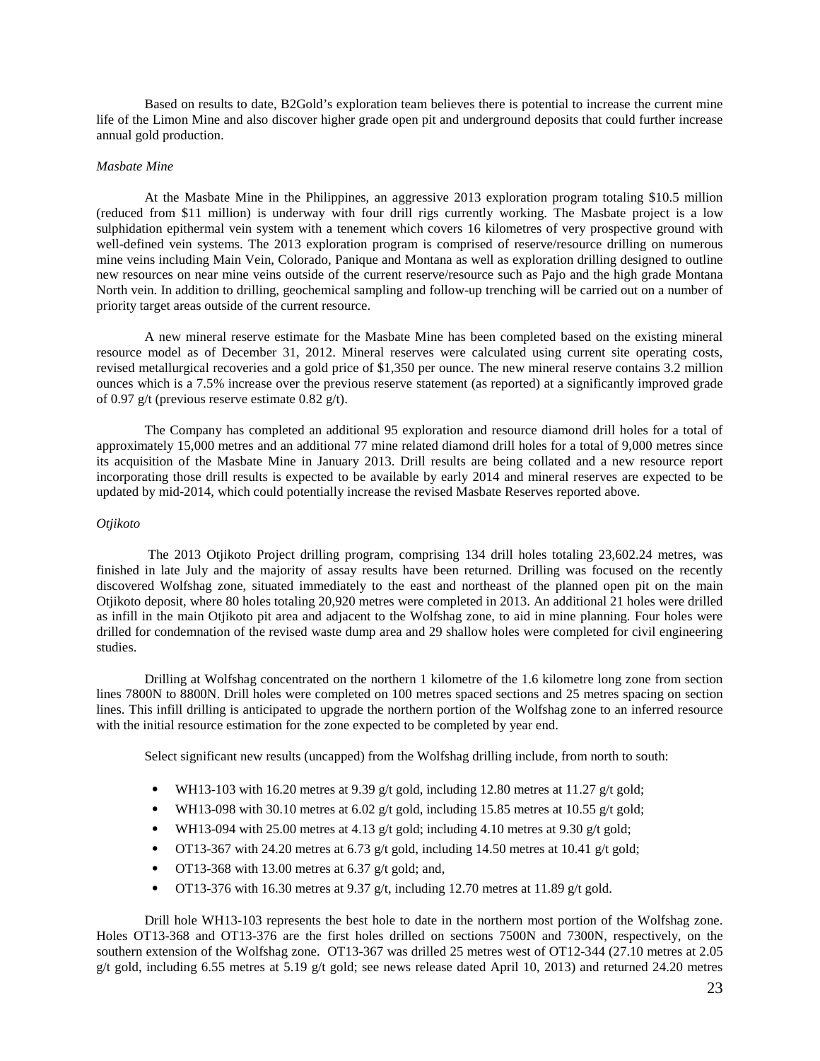Based on results to date, B2Gold's exploration team believes there is potential to increase the current mine life of the Limon Mine and also discover higher grade open pit and underground deposits that could further increase annual gold production.

*Masbate Mine*

At the Masbate Mine in the Philippines, an aggressive 2013 exploration program totaling $10.5 million (reduced from $11 million) is underway with four drill rigs currently working. The Masbate project is a low sulphidation epithermal vein system with a tenement which covers 16 kilometres of very prospective ground with well-defined vein systems. The 2013 exploration program is comprised of reserve/resource drilling on numerous mine veins including Main Vein, Colorado, Panique and Montana as well as exploration drilling designed to outline new resources on near mine veins outside of the current reserve/resource such as Pajo and the high grade Montana North vein. In addition to drilling, geochemical sampling and follow-up trenching will be carried out on a number of priority target areas outside of the current resource.

A new mineral reserve estimate for the Masbate Mine has been completed based on the existing mineral resource model as of December 31, 2012. Mineral reserves were calculated using current site operating costs, revised metallurgical recoveries and a gold price of $1,350 per ounce. The new mineral reserve contains 3.2 million ounces which is a 7.5% increase over the previous reserve statement (as reported) at a significantly improved grade of 0.97 g/t (previous reserve estimate 0.82 g/t).

The Company has completed an additional 95 exploration and resource diamond drill holes for a total of approximately 15,000 metres and an additional 77 mine related diamond drill holes for a total of 9,000 metres since its acquisition of the Masbate Mine in January 2013. Drill results are being collated and a new resource report incorporating those drill results is expected to be available by early 2014 and mineral reserves are expected to be updated by mid-2014, which could potentially increase the revised Masbate Reserves reported above.

*Otjikoto*

The 2013 Otjikoto Project drilling program, comprising 134 drill holes totaling 23,602.24 metres, was finished in late July and the majority of assay results have been returned. Drilling was focused on the recently discovered Wolfshag zone, situated immediately to the east and northeast of the planned open pit on the main Otjikoto deposit, where 80 holes totaling 20,920 metres were completed in 2013. An additional 21 holes were drilled as infill in the main Otjikoto pit area and adjacent to the Wolfshag zone, to aid in mine planning. Four holes were drilled for condemnation of the revised waste dump area and 29 shallow holes were completed for civil engineering studies.

Drilling at Wolfshag concentrated on the northern 1 kilometre of the 1.6 kilometre long zone from section lines 7800N to 8800N. Drill holes were completed on 100 metres spaced sections and 25 metres spacing on section lines. This infill drilling is anticipated to upgrade the northern portion of the Wolfshag zone to an inferred resource with the initial resource estimation for the zone expected to be completed by year end.

Select significant new results (uncapped) from the Wolfshag drilling include, from north to south:

- WH13-103 with 16.20 metres at 9.39 g/t gold, including 12.80 metres at 11.27 g/t gold;
- WH13-098 with 30.10 metres at 6.02 g/t gold, including 15.85 metres at 10.55 g/t gold;
- WH13-094 with 25.00 metres at 4.13 g/t gold; including 4.10 metres at 9.30 g/t gold;
- OT13-367 with 24.20 metres at 6.73 g/t gold, including 14.50 metres at 10.41 g/t gold;
- OT13-368 with 13.00 metres at 6.37 g/t gold; and,
- OT13-376 with 16.30 metres at 9.37 g/t, including 12.70 metres at 11.89 g/t gold.

Drill hole WH13-103 represents the best hole to date in the northern most portion of the Wolfshag zone. Holes OT13-368 and OT13-376 are the first holes drilled on sections 7500N and 7300N, respectively, on the southern extension of the Wolfshag zone. OT13-367 was drilled 25 metres west of OT12-344 (27.10 metres at 2.05 g/t gold, including 6.55 metres at 5.19 g/t gold; see news release dated April 10, 2013) and returned 24.20 metres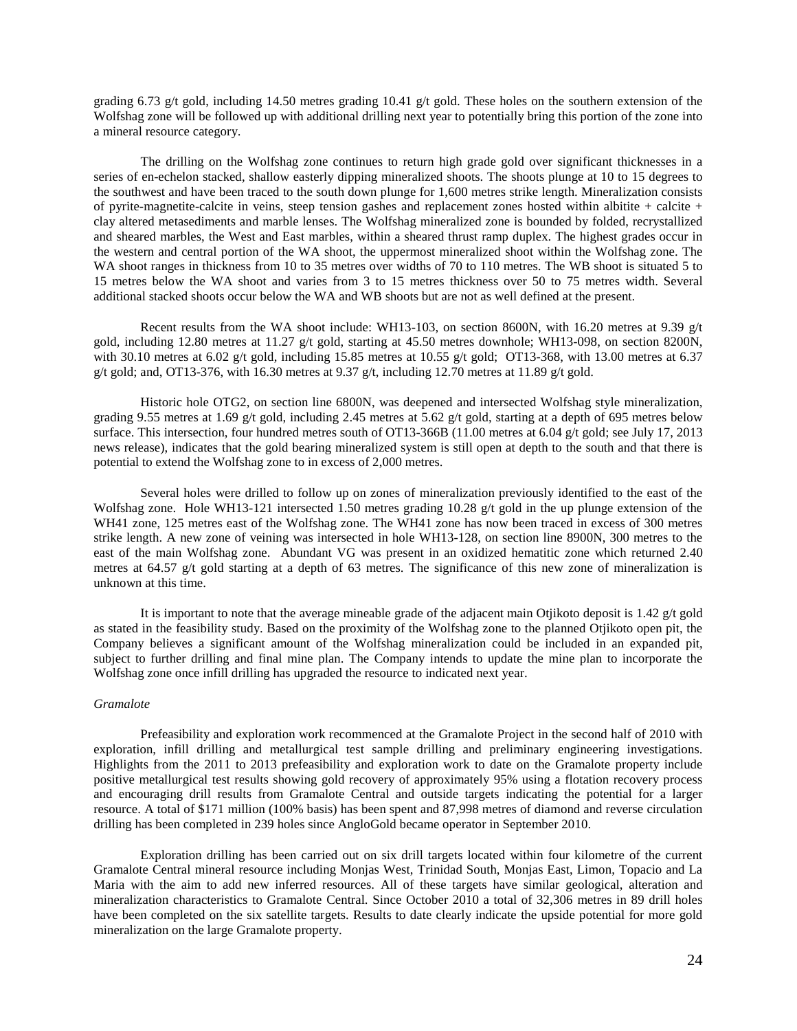grading 6.73 g/t gold, including 14.50 metres grading 10.41 g/t gold. These holes on the southern extension of the Wolfshag zone will be followed up with additional drilling next year to potentially bring this portion of the zone into a mineral resource category.

The drilling on the Wolfshag zone continues to return high grade gold over significant thicknesses in a series of en-echelon stacked, shallow easterly dipping mineralized shoots. The shoots plunge at 10 to 15 degrees to the southwest and have been traced to the south down plunge for 1,600 metres strike length. Mineralization consists of pyrite-magnetite-calcite in veins, steep tension gashes and replacement zones hosted within albitite + calcite + clay altered metasediments and marble lenses. The Wolfshag mineralized zone is bounded by folded, recrystallized and sheared marbles, the West and East marbles, within a sheared thrust ramp duplex. The highest grades occur in the western and central portion of the WA shoot, the uppermost mineralized shoot within the Wolfshag zone. The WA shoot ranges in thickness from 10 to 35 metres over widths of 70 to 110 metres. The WB shoot is situated 5 to 15 metres below the WA shoot and varies from 3 to 15 metres thickness over 50 to 75 metres width. Several additional stacked shoots occur below the WA and WB shoots but are not as well defined at the present.

Recent results from the WA shoot include: WH13-103, on section 8600N, with 16.20 metres at 9.39 g/t gold, including 12.80 metres at 11.27 g/t gold, starting at 45.50 metres downhole; WH13-098, on section 8200N, with 30.10 metres at 6.02 g/t gold, including 15.85 metres at 10.55 g/t gold; OT13-368, with 13.00 metres at 6.37 g/t gold; and, OT13-376, with 16.30 metres at 9.37 g/t, including 12.70 metres at 11.89 g/t gold.

Historic hole OTG2, on section line 6800N, was deepened and intersected Wolfshag style mineralization, grading 9.55 metres at 1.69 g/t gold, including 2.45 metres at 5.62 g/t gold, starting at a depth of 695 metres below surface. This intersection, four hundred metres south of OT13-366B (11.00 metres at 6.04 g/t gold; see July 17, 2013 news release), indicates that the gold bearing mineralized system is still open at depth to the south and that there is potential to extend the Wolfshag zone to in excess of 2,000 metres.

Several holes were drilled to follow up on zones of mineralization previously identified to the east of the Wolfshag zone. Hole WH13-121 intersected 1.50 metres grading 10.28 g/t gold in the up plunge extension of the WH41 zone, 125 metres east of the Wolfshag zone. The WH41 zone has now been traced in excess of 300 metres strike length. A new zone of veining was intersected in hole WH13-128, on section line 8900N, 300 metres to the east of the main Wolfshag zone. Abundant VG was present in an oxidized hematitic zone which returned 2.40 metres at 64.57 g/t gold starting at a depth of 63 metres. The significance of this new zone of mineralization is unknown at this time.

It is important to note that the average mineable grade of the adjacent main Otjikoto deposit is 1.42 g/t gold as stated in the feasibility study. Based on the proximity of the Wolfshag zone to the planned Otjikoto open pit, the Company believes a significant amount of the Wolfshag mineralization could be included in an expanded pit, subject to further drilling and final mine plan. The Company intends to update the mine plan to incorporate the Wolfshag zone once infill drilling has upgraded the resource to indicated next year.

*Gramalote*

Prefeasibility and exploration work recommenced at the Gramalote Project in the second half of 2010 with exploration, infill drilling and metallurgical test sample drilling and preliminary engineering investigations. Highlights from the 2011 to 2013 prefeasibility and exploration work to date on the Gramalote property include positive metallurgical test results showing gold recovery of approximately 95% using a flotation recovery process and encouraging drill results from Gramalote Central and outside targets indicating the potential for a larger resource. A total of $171 million (100% basis) has been spent and 87,998 metres of diamond and reverse circulation drilling has been completed in 239 holes since AngloGold became operator in September 2010.

Exploration drilling has been carried out on six drill targets located within four kilometre of the current Gramalote Central mineral resource including Monjas West, Trinidad South, Monjas East, Limon, Topacio and La Maria with the aim to add new inferred resources. All of these targets have similar geological, alteration and mineralization characteristics to Gramalote Central. Since October 2010 a total of 32,306 metres in 89 drill holes have been completed on the six satellite targets. Results to date clearly indicate the upside potential for more gold mineralization on the large Gramalote property.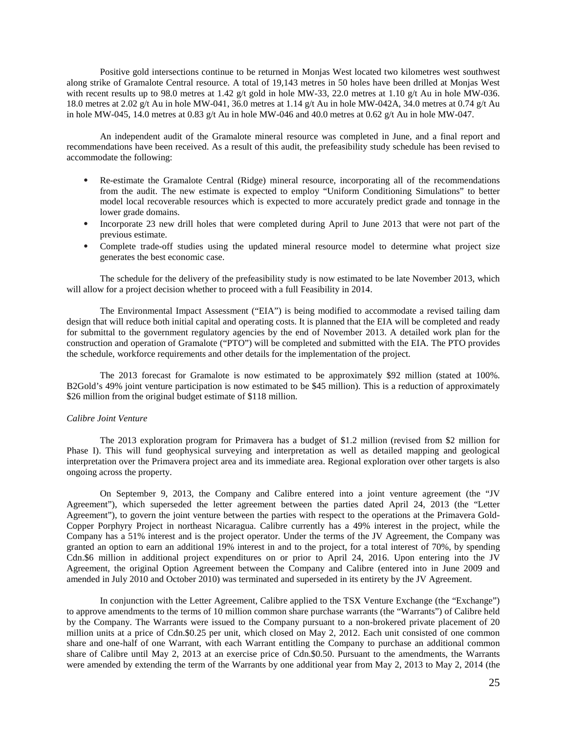Positive gold intersections continue to be returned in Monjas West located two kilometres west southwest along strike of Gramalote Central resource. A total of 19,143 metres in 50 holes have been drilled at Monjas West with recent results up to 98.0 metres at 1.42 g/t gold in hole MW-33, 22.0 metres at 1.10 g/t Au in hole MW-036. 18.0 metres at 2.02 g/t Au in hole MW-041, 36.0 metres at 1.14 g/t Au in hole MW-042A, 34.0 metres at 0.74 g/t Au in hole MW-045, 14.0 metres at 0.83 g/t Au in hole MW-046 and 40.0 metres at 0.62 g/t Au in hole MW-047.

An independent audit of the Gramalote mineral resource was completed in June, and a final report and recommendations have been received. As a result of this audit, the prefeasibility study schedule has been revised to accommodate the following:

- Re-estimate the Gramalote Central (Ridge) mineral resource, incorporating all of the recommendations from the audit. The new estimate is expected to employ "Uniform Conditioning Simulations" to better model local recoverable resources which is expected to more accurately predict grade and tonnage in the lower grade domains.
- Incorporate 23 new drill holes that were completed during April to June 2013 that were not part of the previous estimate.
- Complete trade-off studies using the updated mineral resource model to determine what project size generates the best economic case.

The schedule for the delivery of the prefeasibility study is now estimated to be late November 2013, which will allow for a project decision whether to proceed with a full Feasibility in 2014.

The Environmental Impact Assessment ("EIA") is being modified to accommodate a revised tailing dam design that will reduce both initial capital and operating costs. It is planned that the EIA will be completed and ready for submittal to the government regulatory agencies by the end of November 2013. A detailed work plan for the construction and operation of Gramalote ("PTO") will be completed and submitted with the EIA. The PTO provides the schedule, workforce requirements and other details for the implementation of the project.

The 2013 forecast for Gramalote is now estimated to be approximately $92 million (stated at 100%. B2Gold's 49% joint venture participation is now estimated to be $45 million). This is a reduction of approximately $26 million from the original budget estimate of $118 million.

*Calibre Joint Venture*

The 2013 exploration program for Primavera has a budget of $1.2 million (revised from $2 million for Phase I). This will fund geophysical surveying and interpretation as well as detailed mapping and geological interpretation over the Primavera project area and its immediate area. Regional exploration over other targets is also ongoing across the property.

On September 9, 2013, the Company and Calibre entered into a joint venture agreement (the "JV Agreement"), which superseded the letter agreement between the parties dated April 24, 2013 (the "Letter Agreement"), to govern the joint venture between the parties with respect to the operations at the Primavera Gold-Copper Porphyry Project in northeast Nicaragua. Calibre currently has a 49% interest in the project, while the Company has a 51% interest and is the project operator. Under the terms of the JV Agreement, the Company was granted an option to earn an additional 19% interest in and to the project, for a total interest of 70%, by spending Cdn.$6 million in additional project expenditures on or prior to April 24, 2016. Upon entering into the JV Agreement, the original Option Agreement between the Company and Calibre (entered into in June 2009 and amended in July 2010 and October 2010) was terminated and superseded in its entirety by the JV Agreement.

In conjunction with the Letter Agreement, Calibre applied to the TSX Venture Exchange (the "Exchange") to approve amendments to the terms of 10 million common share purchase warrants (the "Warrants") of Calibre held by the Company. The Warrants were issued to the Company pursuant to a non-brokered private placement of 20 million units at a price of Cdn.$0.25 per unit, which closed on May 2, 2012. Each unit consisted of one common share and one-half of one Warrant, with each Warrant entitling the Company to purchase an additional common share of Calibre until May 2, 2013 at an exercise price of Cdn.$0.50. Pursuant to the amendments, the Warrants were amended by extending the term of the Warrants by one additional year from May 2, 2013 to May 2, 2014 (the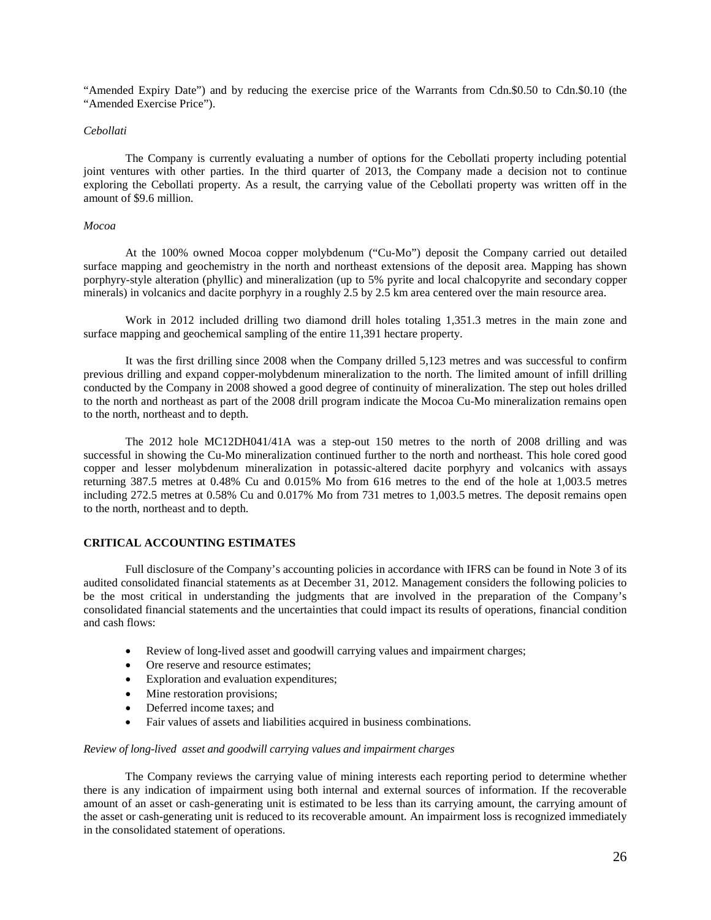"Amended Expiry Date") and by reducing the exercise price of the Warrants from Cdn.$0.50 to Cdn.$0.10 (the "Amended Exercise Price").

*Cebollati*

The Company is currently evaluating a number of options for the Cebollati property including potential joint ventures with other parties. In the third quarter of 2013, the Company made a decision not to continue exploring the Cebollati property. As a result, the carrying value of the Cebollati property was written off in the amount of $9.6 million.

*Mocoa*

At the 100% owned Mocoa copper molybdenum ("Cu-Mo") deposit the Company carried out detailed surface mapping and geochemistry in the north and northeast extensions of the deposit area. Mapping has shown porphyry-style alteration (phyllic) and mineralization (up to 5% pyrite and local chalcopyrite and secondary copper minerals) in volcanics and dacite porphyry in a roughly 2.5 by 2.5 km area centered over the main resource area.

Work in 2012 included drilling two diamond drill holes totaling 1,351.3 metres in the main zone and surface mapping and geochemical sampling of the entire 11,391 hectare property.

It was the first drilling since 2008 when the Company drilled 5,123 metres and was successful to confirm previous drilling and expand copper-molybdenum mineralization to the north. The limited amount of infill drilling conducted by the Company in 2008 showed a good degree of continuity of mineralization. The step out holes drilled to the north and northeast as part of the 2008 drill program indicate the Mocoa Cu-Mo mineralization remains open to the north, northeast and to depth.

The 2012 hole MC12DH041/41A was a step-out 150 metres to the north of 2008 drilling and was successful in showing the Cu-Mo mineralization continued further to the north and northeast. This hole cored good copper and lesser molybdenum mineralization in potassic-altered dacite porphyry and volcanics with assays returning 387.5 metres at 0.48% Cu and 0.015% Mo from 616 metres to the end of the hole at 1,003.5 metres including 272.5 metres at 0.58% Cu and 0.017% Mo from 731 metres to 1,003.5 metres. The deposit remains open to the north, northeast and to depth.

## CRITICAL ACCOUNTING ESTIMATES

Full disclosure of the Company's accounting policies in accordance with IFRS can be found in Note 3 of its audited consolidated financial statements as at December 31, 2012. Management considers the following policies to be the most critical in understanding the judgments that are involved in the preparation of the Company's consolidated financial statements and the uncertainties that could impact its results of operations, financial condition and cash flows:

- Review of long-lived asset and goodwill carrying values and impairment charges;
- Ore reserve and resource estimates;
- Exploration and evaluation expenditures;
- Mine restoration provisions;
- Deferred income taxes; and
- Fair values of assets and liabilities acquired in business combinations.

*Review of long-lived asset and goodwill carrying values and impairment charges*

The Company reviews the carrying value of mining interests each reporting period to determine whether there is any indication of impairment using both internal and external sources of information. If the recoverable amount of an asset or cash-generating unit is estimated to be less than its carrying amount, the carrying amount of the asset or cash-generating unit is reduced to its recoverable amount. An impairment loss is recognized immediately in the consolidated statement of operations.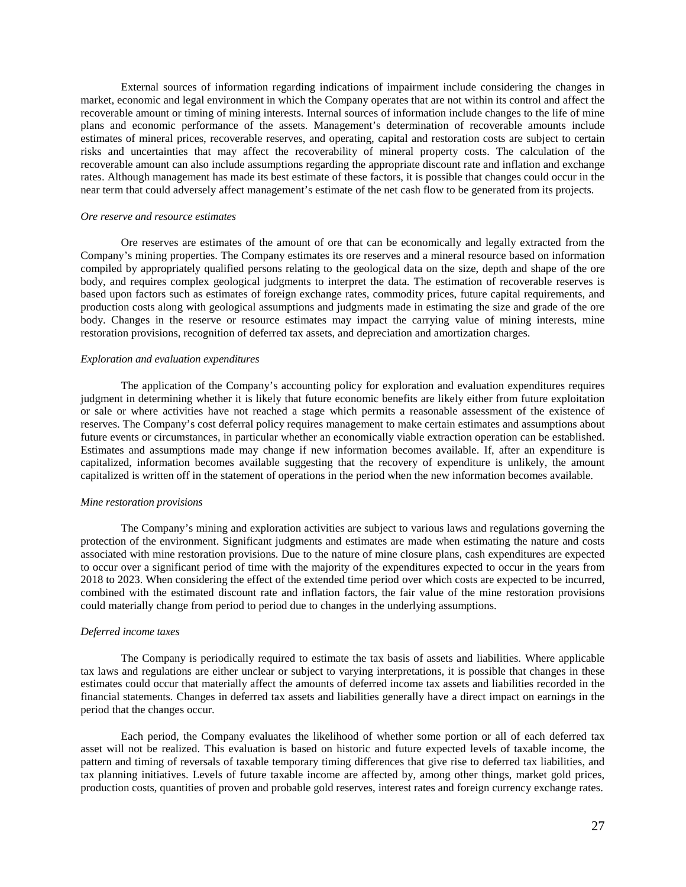External sources of information regarding indications of impairment include considering the changes in market, economic and legal environment in which the Company operates that are not within its control and affect the recoverable amount or timing of mining interests. Internal sources of information include changes to the life of mine plans and economic performance of the assets. Management's determination of recoverable amounts include estimates of mineral prices, recoverable reserves, and operating, capital and restoration costs are subject to certain risks and uncertainties that may affect the recoverability of mineral property costs. The calculation of the recoverable amount can also include assumptions regarding the appropriate discount rate and inflation and exchange rates. Although management has made its best estimate of these factors, it is possible that changes could occur in the near term that could adversely affect management's estimate of the net cash flow to be generated from its projects.

*Ore reserve and resource estimates*

Ore reserves are estimates of the amount of ore that can be economically and legally extracted from the Company's mining properties. The Company estimates its ore reserves and a mineral resource based on information compiled by appropriately qualified persons relating to the geological data on the size, depth and shape of the ore body, and requires complex geological judgments to interpret the data. The estimation of recoverable reserves is based upon factors such as estimates of foreign exchange rates, commodity prices, future capital requirements, and production costs along with geological assumptions and judgments made in estimating the size and grade of the ore body. Changes in the reserve or resource estimates may impact the carrying value of mining interests, mine restoration provisions, recognition of deferred tax assets, and depreciation and amortization charges.

*Exploration and evaluation expenditures*

The application of the Company's accounting policy for exploration and evaluation expenditures requires judgment in determining whether it is likely that future economic benefits are likely either from future exploitation or sale or where activities have not reached a stage which permits a reasonable assessment of the existence of reserves. The Company's cost deferral policy requires management to make certain estimates and assumptions about future events or circumstances, in particular whether an economically viable extraction operation can be established. Estimates and assumptions made may change if new information becomes available. If, after an expenditure is capitalized, information becomes available suggesting that the recovery of expenditure is unlikely, the amount capitalized is written off in the statement of operations in the period when the new information becomes available.

*Mine restoration provisions*

The Company's mining and exploration activities are subject to various laws and regulations governing the protection of the environment. Significant judgments and estimates are made when estimating the nature and costs associated with mine restoration provisions. Due to the nature of mine closure plans, cash expenditures are expected to occur over a significant period of time with the majority of the expenditures expected to occur in the years from 2018 to 2023. When considering the effect of the extended time period over which costs are expected to be incurred, combined with the estimated discount rate and inflation factors, the fair value of the mine restoration provisions could materially change from period to period due to changes in the underlying assumptions.

*Deferred income taxes*

The Company is periodically required to estimate the tax basis of assets and liabilities. Where applicable tax laws and regulations are either unclear or subject to varying interpretations, it is possible that changes in these estimates could occur that materially affect the amounts of deferred income tax assets and liabilities recorded in the financial statements. Changes in deferred tax assets and liabilities generally have a direct impact on earnings in the period that the changes occur.

Each period, the Company evaluates the likelihood of whether some portion or all of each deferred tax asset will not be realized. This evaluation is based on historic and future expected levels of taxable income, the pattern and timing of reversals of taxable temporary timing differences that give rise to deferred tax liabilities, and tax planning initiatives. Levels of future taxable income are affected by, among other things, market gold prices, production costs, quantities of proven and probable gold reserves, interest rates and foreign currency exchange rates.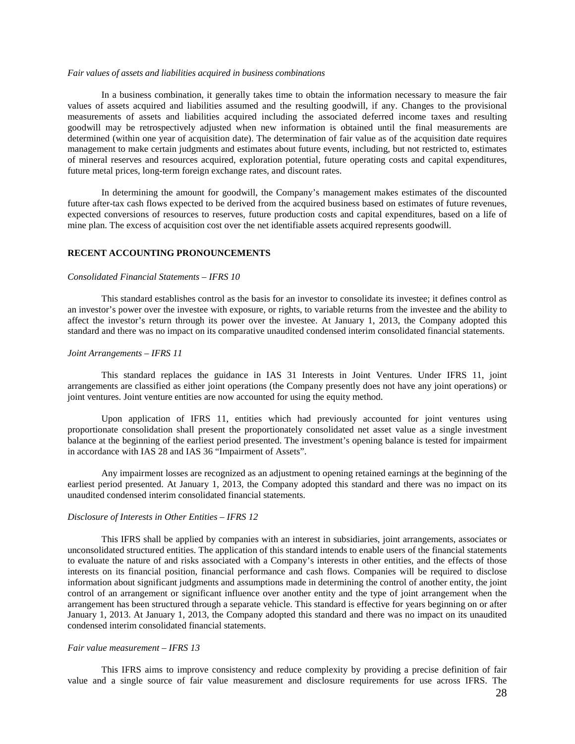*Fair values of assets and liabilities acquired in business combinations*

In a business combination, it generally takes time to obtain the information necessary to measure the fair values of assets acquired and liabilities assumed and the resulting goodwill, if any. Changes to the provisional measurements of assets and liabilities acquired including the associated deferred income taxes and resulting goodwill may be retrospectively adjusted when new information is obtained until the final measurements are determined (within one year of acquisition date). The determination of fair value as of the acquisition date requires management to make certain judgments and estimates about future events, including, but not restricted to, estimates of mineral reserves and resources acquired, exploration potential, future operating costs and capital expenditures, future metal prices, long-term foreign exchange rates, and discount rates.

In determining the amount for goodwill, the Company's management makes estimates of the discounted future after-tax cash flows expected to be derived from the acquired business based on estimates of future revenues, expected conversions of resources to reserves, future production costs and capital expenditures, based on a life of mine plan. The excess of acquisition cost over the net identifiable assets acquired represents goodwill.

## RECENT ACCOUNTING PRONOUNCEMENTS

*Consolidated Financial Statements – IFRS 10*

This standard establishes control as the basis for an investor to consolidate its investee; it defines control as an investor's power over the investee with exposure, or rights, to variable returns from the investee and the ability to affect the investor's return through its power over the investee. At January 1, 2013, the Company adopted this standard and there was no impact on its comparative unaudited condensed interim consolidated financial statements.

*Joint Arrangements – IFRS 11*

This standard replaces the guidance in IAS 31 Interests in Joint Ventures. Under IFRS 11, joint arrangements are classified as either joint operations (the Company presently does not have any joint operations) or joint ventures. Joint venture entities are now accounted for using the equity method.

Upon application of IFRS 11, entities which had previously accounted for joint ventures using proportionate consolidation shall present the proportionately consolidated net asset value as a single investment balance at the beginning of the earliest period presented. The investment's opening balance is tested for impairment in accordance with IAS 28 and IAS 36 "Impairment of Assets".

Any impairment losses are recognized as an adjustment to opening retained earnings at the beginning of the earliest period presented. At January 1, 2013, the Company adopted this standard and there was no impact on its unaudited condensed interim consolidated financial statements.

*Disclosure of Interests in Other Entities – IFRS 12*

This IFRS shall be applied by companies with an interest in subsidiaries, joint arrangements, associates or unconsolidated structured entities. The application of this standard intends to enable users of the financial statements to evaluate the nature of and risks associated with a Company's interests in other entities, and the effects of those interests on its financial position, financial performance and cash flows. Companies will be required to disclose information about significant judgments and assumptions made in determining the control of another entity, the joint control of an arrangement or significant influence over another entity and the type of joint arrangement when the arrangement has been structured through a separate vehicle. This standard is effective for years beginning on or after January 1, 2013. At January 1, 2013, the Company adopted this standard and there was no impact on its unaudited condensed interim consolidated financial statements.

*Fair value measurement – IFRS 13*

This IFRS aims to improve consistency and reduce complexity by providing a precise definition of fair value and a single source of fair value measurement and disclosure requirements for use across IFRS. The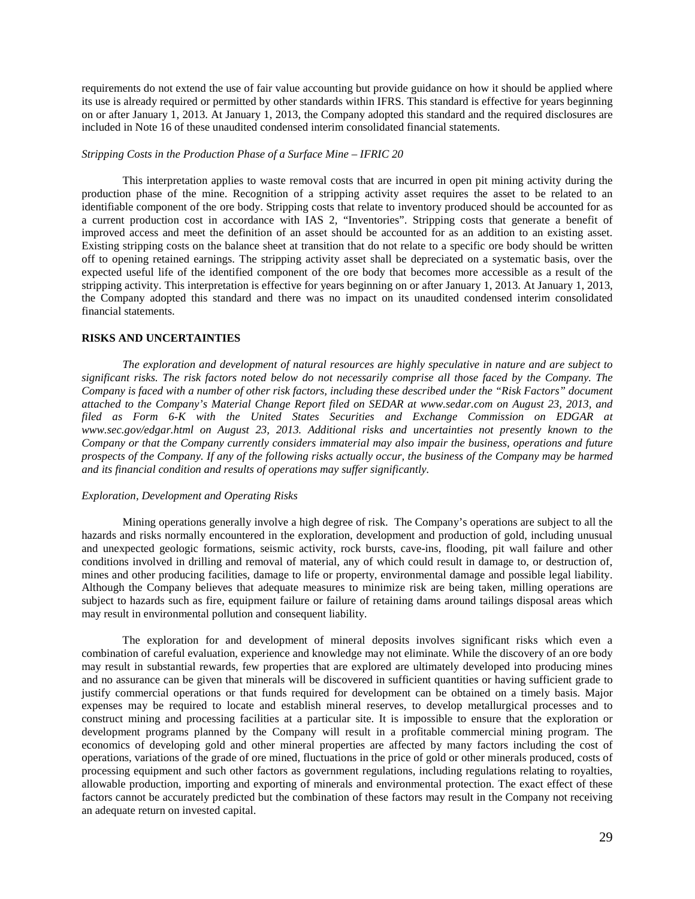requirements do not extend the use of fair value accounting but provide guidance on how it should be applied where its use is already required or permitted by other standards within IFRS. This standard is effective for years beginning on or after January 1, 2013. At January 1, 2013, the Company adopted this standard and the required disclosures are included in Note 16 of these unaudited condensed interim consolidated financial statements.

*Stripping Costs in the Production Phase of a Surface Mine – IFRIC 20*

This interpretation applies to waste removal costs that are incurred in open pit mining activity during the production phase of the mine. Recognition of a stripping activity asset requires the asset to be related to an identifiable component of the ore body. Stripping costs that relate to inventory produced should be accounted for as a current production cost in accordance with IAS 2, "Inventories". Stripping costs that generate a benefit of improved access and meet the definition of an asset should be accounted for as an addition to an existing asset. Existing stripping costs on the balance sheet at transition that do not relate to a specific ore body should be written off to opening retained earnings. The stripping activity asset shall be depreciated on a systematic basis, over the expected useful life of the identified component of the ore body that becomes more accessible as a result of the stripping activity. This interpretation is effective for years beginning on or after January 1, 2013. At January 1, 2013, the Company adopted this standard and there was no impact on its unaudited condensed interim consolidated financial statements.

**RISKS AND UNCERTAINTIES**

*The exploration and development of natural resources are highly speculative in nature and are subject to significant risks. The risk factors noted below do not necessarily comprise all those faced by the Company. The Company is faced with a number of other risk factors, including these described under the "Risk Factors" document attached to the Company's Material Change Report filed on SEDAR at www.sedar.com on August 23, 2013, and filed as Form 6-K with the United States Securities and Exchange Commission on EDGAR at www.sec.gov/edgar.html on August 23, 2013. Additional risks and uncertainties not presently known to the Company or that the Company currently considers immaterial may also impair the business, operations and future prospects of the Company. If any of the following risks actually occur, the business of the Company may be harmed and its financial condition and results of operations may suffer significantly.*

*Exploration, Development and Operating Risks*

Mining operations generally involve a high degree of risk. The Company's operations are subject to all the hazards and risks normally encountered in the exploration, development and production of gold, including unusual and unexpected geologic formations, seismic activity, rock bursts, cave-ins, flooding, pit wall failure and other conditions involved in drilling and removal of material, any of which could result in damage to, or destruction of, mines and other producing facilities, damage to life or property, environmental damage and possible legal liability. Although the Company believes that adequate measures to minimize risk are being taken, milling operations are subject to hazards such as fire, equipment failure or failure of retaining dams around tailings disposal areas which may result in environmental pollution and consequent liability.

The exploration for and development of mineral deposits involves significant risks which even a combination of careful evaluation, experience and knowledge may not eliminate. While the discovery of an ore body may result in substantial rewards, few properties that are explored are ultimately developed into producing mines and no assurance can be given that minerals will be discovered in sufficient quantities or having sufficient grade to justify commercial operations or that funds required for development can be obtained on a timely basis. Major expenses may be required to locate and establish mineral reserves, to develop metallurgical processes and to construct mining and processing facilities at a particular site. It is impossible to ensure that the exploration or development programs planned by the Company will result in a profitable commercial mining program. The economics of developing gold and other mineral properties are affected by many factors including the cost of operations, variations of the grade of ore mined, fluctuations in the price of gold or other minerals produced, costs of processing equipment and such other factors as government regulations, including regulations relating to royalties, allowable production, importing and exporting of minerals and environmental protection. The exact effect of these factors cannot be accurately predicted but the combination of these factors may result in the Company not receiving an adequate return on invested capital.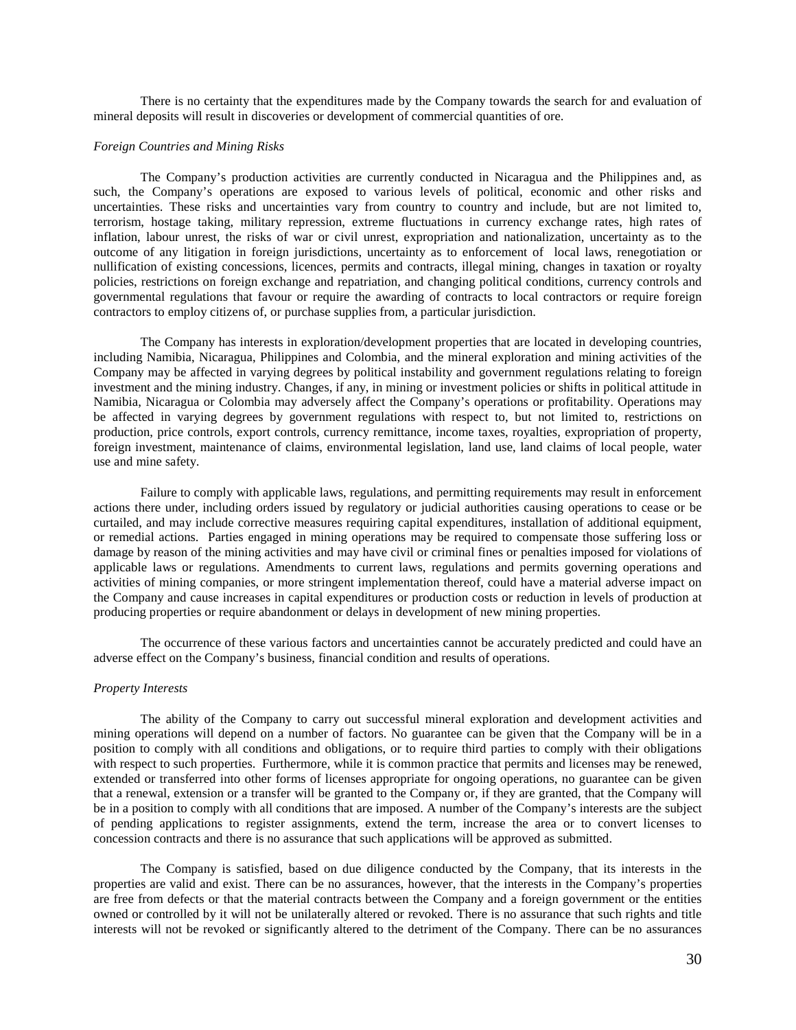There is no certainty that the expenditures made by the Company towards the search for and evaluation of mineral deposits will result in discoveries or development of commercial quantities of ore.

*Foreign Countries and Mining Risks*

The Company's production activities are currently conducted in Nicaragua and the Philippines and, as such, the Company's operations are exposed to various levels of political, economic and other risks and uncertainties. These risks and uncertainties vary from country to country and include, but are not limited to, terrorism, hostage taking, military repression, extreme fluctuations in currency exchange rates, high rates of inflation, labour unrest, the risks of war or civil unrest, expropriation and nationalization, uncertainty as to the outcome of any litigation in foreign jurisdictions, uncertainty as to enforcement of local laws, renegotiation or nullification of existing concessions, licences, permits and contracts, illegal mining, changes in taxation or royalty policies, restrictions on foreign exchange and repatriation, and changing political conditions, currency controls and governmental regulations that favour or require the awarding of contracts to local contractors or require foreign contractors to employ citizens of, or purchase supplies from, a particular jurisdiction.

The Company has interests in exploration/development properties that are located in developing countries, including Namibia, Nicaragua, Philippines and Colombia, and the mineral exploration and mining activities of the Company may be affected in varying degrees by political instability and government regulations relating to foreign investment and the mining industry. Changes, if any, in mining or investment policies or shifts in political attitude in Namibia, Nicaragua or Colombia may adversely affect the Company's operations or profitability. Operations may be affected in varying degrees by government regulations with respect to, but not limited to, restrictions on production, price controls, export controls, currency remittance, income taxes, royalties, expropriation of property, foreign investment, maintenance of claims, environmental legislation, land use, land claims of local people, water use and mine safety.

Failure to comply with applicable laws, regulations, and permitting requirements may result in enforcement actions there under, including orders issued by regulatory or judicial authorities causing operations to cease or be curtailed, and may include corrective measures requiring capital expenditures, installation of additional equipment, or remedial actions. Parties engaged in mining operations may be required to compensate those suffering loss or damage by reason of the mining activities and may have civil or criminal fines or penalties imposed for violations of applicable laws or regulations. Amendments to current laws, regulations and permits governing operations and activities of mining companies, or more stringent implementation thereof, could have a material adverse impact on the Company and cause increases in capital expenditures or production costs or reduction in levels of production at producing properties or require abandonment or delays in development of new mining properties.

The occurrence of these various factors and uncertainties cannot be accurately predicted and could have an adverse effect on the Company's business, financial condition and results of operations.

*Property Interests*

The ability of the Company to carry out successful mineral exploration and development activities and mining operations will depend on a number of factors. No guarantee can be given that the Company will be in a position to comply with all conditions and obligations, or to require third parties to comply with their obligations with respect to such properties. Furthermore, while it is common practice that permits and licenses may be renewed, extended or transferred into other forms of licenses appropriate for ongoing operations, no guarantee can be given that a renewal, extension or a transfer will be granted to the Company or, if they are granted, that the Company will be in a position to comply with all conditions that are imposed. A number of the Company's interests are the subject of pending applications to register assignments, extend the term, increase the area or to convert licenses to concession contracts and there is no assurance that such applications will be approved as submitted.

The Company is satisfied, based on due diligence conducted by the Company, that its interests in the properties are valid and exist. There can be no assurances, however, that the interests in the Company's properties are free from defects or that the material contracts between the Company and a foreign government or the entities owned or controlled by it will not be unilaterally altered or revoked. There is no assurance that such rights and title interests will not be revoked or significantly altered to the detriment of the Company. There can be no assurances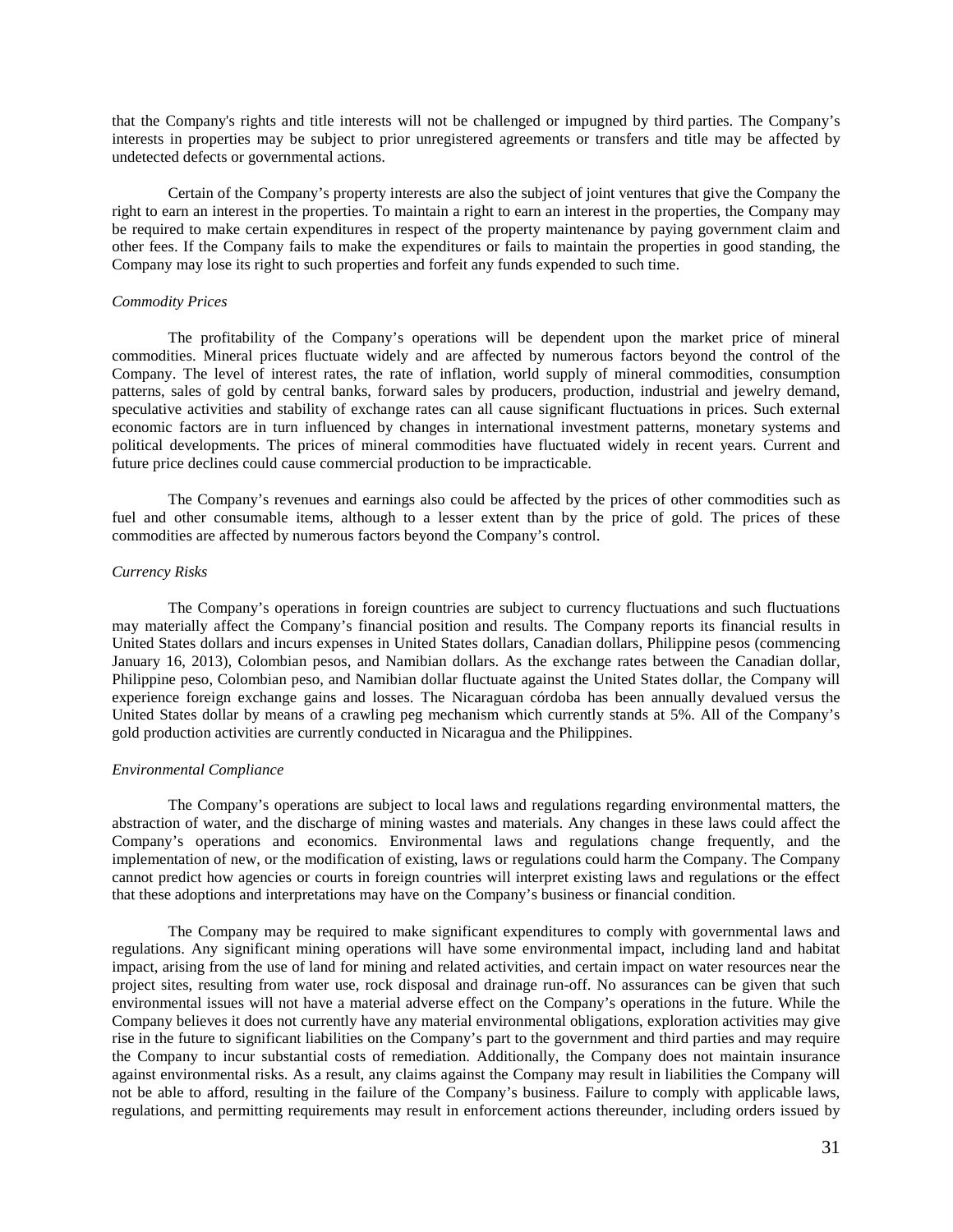that the Company's rights and title interests will not be challenged or impugned by third parties. The Company's interests in properties may be subject to prior unregistered agreements or transfers and title may be affected by undetected defects or governmental actions.

Certain of the Company's property interests are also the subject of joint ventures that give the Company the right to earn an interest in the properties. To maintain a right to earn an interest in the properties, the Company may be required to make certain expenditures in respect of the property maintenance by paying government claim and other fees. If the Company fails to make the expenditures or fails to maintain the properties in good standing, the Company may lose its right to such properties and forfeit any funds expended to such time.

*Commodity Prices*

The profitability of the Company's operations will be dependent upon the market price of mineral commodities. Mineral prices fluctuate widely and are affected by numerous factors beyond the control of the Company. The level of interest rates, the rate of inflation, world supply of mineral commodities, consumption patterns, sales of gold by central banks, forward sales by producers, production, industrial and jewelry demand, speculative activities and stability of exchange rates can all cause significant fluctuations in prices. Such external economic factors are in turn influenced by changes in international investment patterns, monetary systems and political developments. The prices of mineral commodities have fluctuated widely in recent years. Current and future price declines could cause commercial production to be impracticable.

The Company's revenues and earnings also could be affected by the prices of other commodities such as fuel and other consumable items, although to a lesser extent than by the price of gold. The prices of these commodities are affected by numerous factors beyond the Company's control.

*Currency Risks*

The Company's operations in foreign countries are subject to currency fluctuations and such fluctuations may materially affect the Company's financial position and results. The Company reports its financial results in United States dollars and incurs expenses in United States dollars, Canadian dollars, Philippine pesos (commencing January 16, 2013), Colombian pesos, and Namibian dollars. As the exchange rates between the Canadian dollar, Philippine peso, Colombian peso, and Namibian dollar fluctuate against the United States dollar, the Company will experience foreign exchange gains and losses. The Nicaraguan córdoba has been annually devalued versus the United States dollar by means of a crawling peg mechanism which currently stands at 5%. All of the Company's gold production activities are currently conducted in Nicaragua and the Philippines.

*Environmental Compliance*

The Company's operations are subject to local laws and regulations regarding environmental matters, the abstraction of water, and the discharge of mining wastes and materials. Any changes in these laws could affect the Company's operations and economics. Environmental laws and regulations change frequently, and the implementation of new, or the modification of existing, laws or regulations could harm the Company. The Company cannot predict how agencies or courts in foreign countries will interpret existing laws and regulations or the effect that these adoptions and interpretations may have on the Company's business or financial condition.

The Company may be required to make significant expenditures to comply with governmental laws and regulations. Any significant mining operations will have some environmental impact, including land and habitat impact, arising from the use of land for mining and related activities, and certain impact on water resources near the project sites, resulting from water use, rock disposal and drainage run-off. No assurances can be given that such environmental issues will not have a material adverse effect on the Company's operations in the future. While the Company believes it does not currently have any material environmental obligations, exploration activities may give rise in the future to significant liabilities on the Company's part to the government and third parties and may require the Company to incur substantial costs of remediation. Additionally, the Company does not maintain insurance against environmental risks. As a result, any claims against the Company may result in liabilities the Company will not be able to afford, resulting in the failure of the Company's business. Failure to comply with applicable laws, regulations, and permitting requirements may result in enforcement actions thereunder, including orders issued by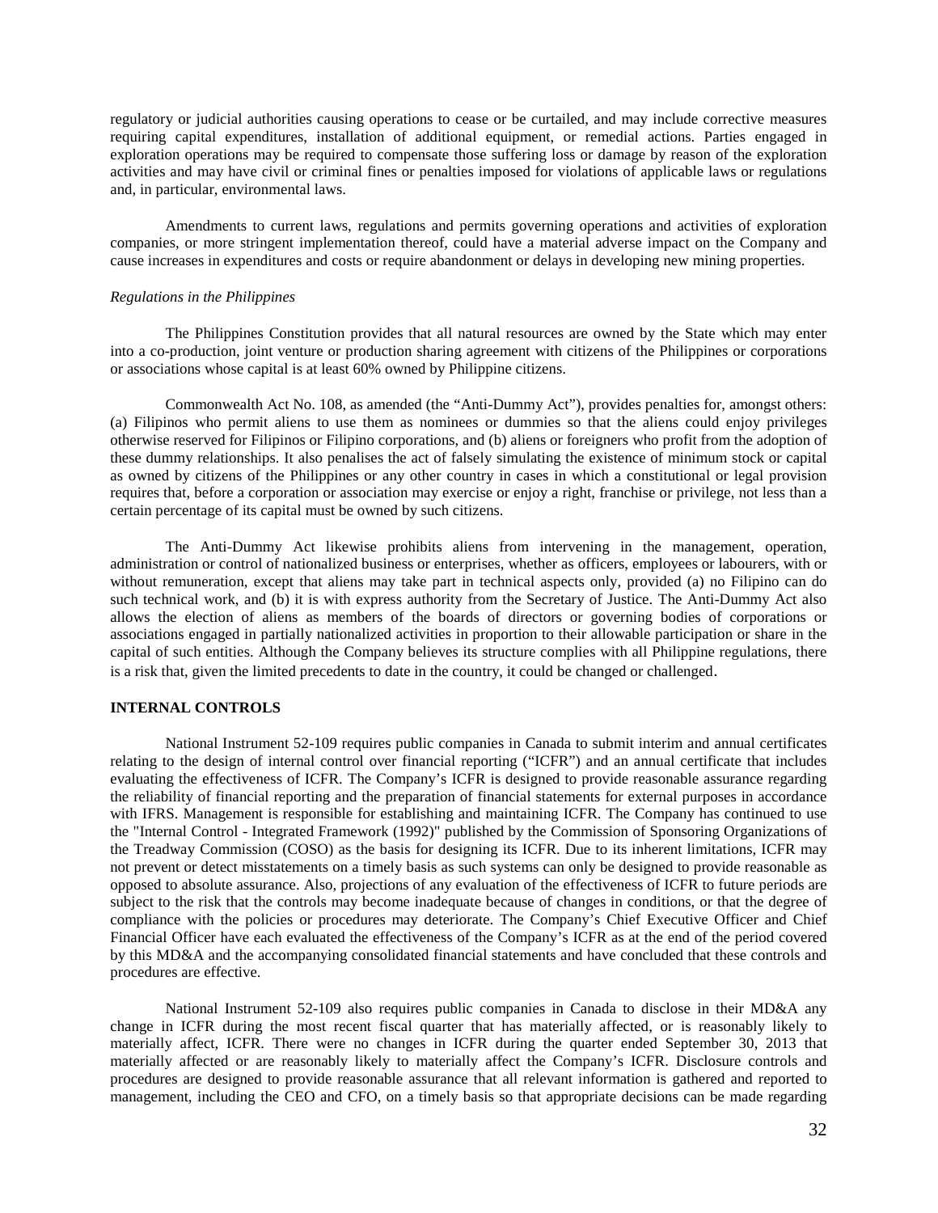regulatory or judicial authorities causing operations to cease or be curtailed, and may include corrective measures requiring capital expenditures, installation of additional equipment, or remedial actions. Parties engaged in exploration operations may be required to compensate those suffering loss or damage by reason of the exploration activities and may have civil or criminal fines or penalties imposed for violations of applicable laws or regulations and, in particular, environmental laws.

Amendments to current laws, regulations and permits governing operations and activities of exploration companies, or more stringent implementation thereof, could have a material adverse impact on the Company and cause increases in expenditures and costs or require abandonment or delays in developing new mining properties.

*Regulations in the Philippines*

The Philippines Constitution provides that all natural resources are owned by the State which may enter into a co-production, joint venture or production sharing agreement with citizens of the Philippines or corporations or associations whose capital is at least 60% owned by Philippine citizens.

Commonwealth Act No. 108, as amended (the "Anti-Dummy Act"), provides penalties for, amongst others: (a) Filipinos who permit aliens to use them as nominees or dummies so that the aliens could enjoy privileges otherwise reserved for Filipinos or Filipino corporations, and (b) aliens or foreigners who profit from the adoption of these dummy relationships. It also penalises the act of falsely simulating the existence of minimum stock or capital as owned by citizens of the Philippines or any other country in cases in which a constitutional or legal provision requires that, before a corporation or association may exercise or enjoy a right, franchise or privilege, not less than a certain percentage of its capital must be owned by such citizens.

The Anti-Dummy Act likewise prohibits aliens from intervening in the management, operation, administration or control of nationalized business or enterprises, whether as officers, employees or labourers, with or without remuneration, except that aliens may take part in technical aspects only, provided (a) no Filipino can do such technical work, and (b) it is with express authority from the Secretary of Justice. The Anti-Dummy Act also allows the election of aliens as members of the boards of directors or governing bodies of corporations or associations engaged in partially nationalized activities in proportion to their allowable participation or share in the capital of such entities. Although the Company believes its structure complies with all Philippine regulations, there is a risk that, given the limited precedents to date in the country, it could be changed or challenged.

**INTERNAL CONTROLS**

National Instrument 52-109 requires public companies in Canada to submit interim and annual certificates relating to the design of internal control over financial reporting ("ICFR") and an annual certificate that includes evaluating the effectiveness of ICFR. The Company's ICFR is designed to provide reasonable assurance regarding the reliability of financial reporting and the preparation of financial statements for external purposes in accordance with IFRS. Management is responsible for establishing and maintaining ICFR. The Company has continued to use the "Internal Control - Integrated Framework (1992)" published by the Commission of Sponsoring Organizations of the Treadway Commission (COSO) as the basis for designing its ICFR. Due to its inherent limitations, ICFR may not prevent or detect misstatements on a timely basis as such systems can only be designed to provide reasonable as opposed to absolute assurance. Also, projections of any evaluation of the effectiveness of ICFR to future periods are subject to the risk that the controls may become inadequate because of changes in conditions, or that the degree of compliance with the policies or procedures may deteriorate. The Company's Chief Executive Officer and Chief Financial Officer have each evaluated the effectiveness of the Company's ICFR as at the end of the period covered by this MD&A and the accompanying consolidated financial statements and have concluded that these controls and procedures are effective.

National Instrument 52-109 also requires public companies in Canada to disclose in their MD&A any change in ICFR during the most recent fiscal quarter that has materially affected, or is reasonably likely to materially affect, ICFR. There were no changes in ICFR during the quarter ended September 30, 2013 that materially affected or are reasonably likely to materially affect the Company's ICFR. Disclosure controls and procedures are designed to provide reasonable assurance that all relevant information is gathered and reported to management, including the CEO and CFO, on a timely basis so that appropriate decisions can be made regarding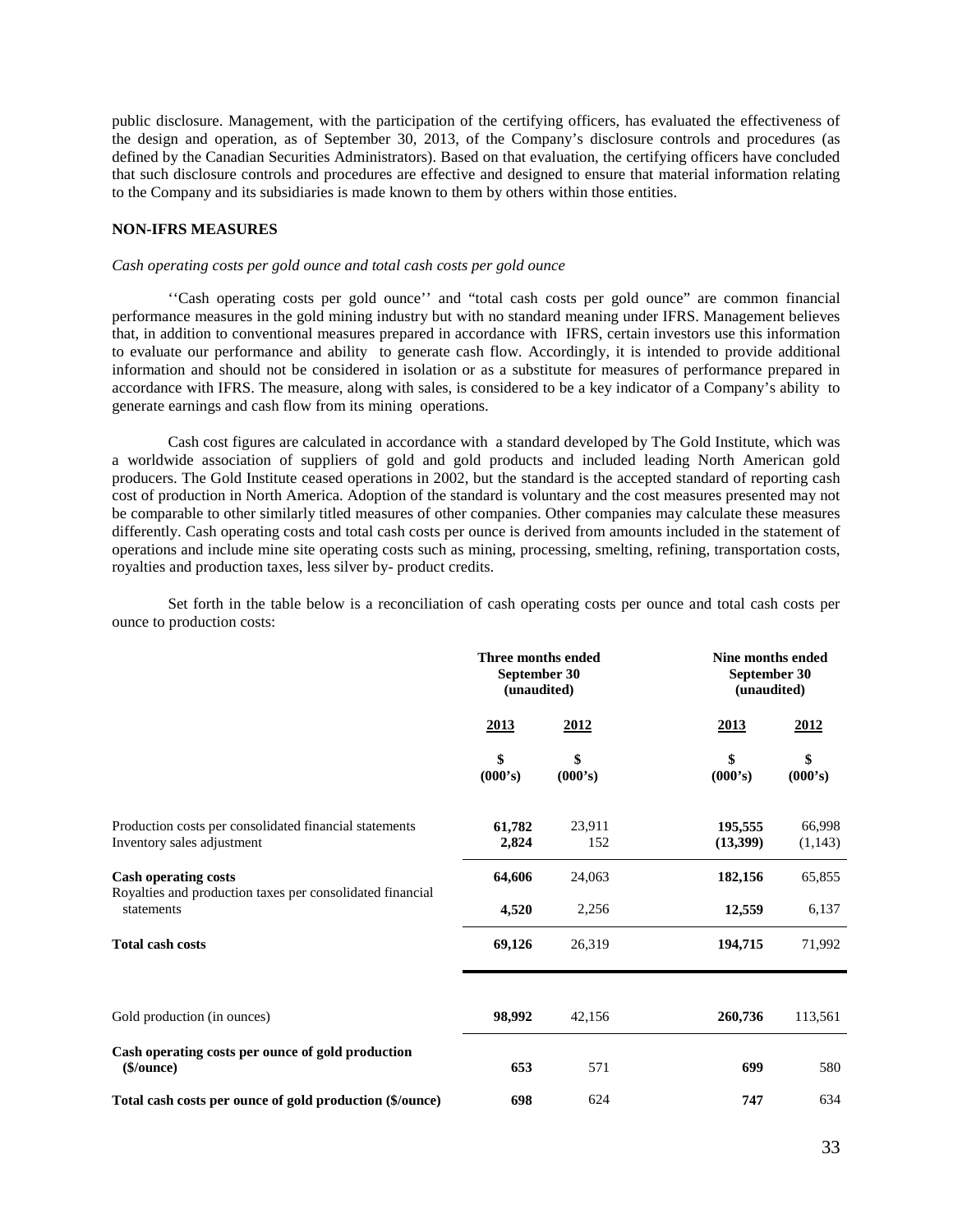public disclosure. Management, with the participation of the certifying officers, has evaluated the effectiveness of the design and operation, as of September 30, 2013, of the Company's disclosure controls and procedures (as defined by the Canadian Securities Administrators). Based on that evaluation, the certifying officers have concluded that such disclosure controls and procedures are effective and designed to ensure that material information relating to the Company and its subsidiaries is made known to them by others within those entities.

**NON-IFRS MEASURES**

*Cash operating costs per gold ounce and total cash costs per gold ounce*

''Cash operating costs per gold ounce'' and "total cash costs per gold ounce" are common financial performance measures in the gold mining industry but with no standard meaning under IFRS. Management believes that, in addition to conventional measures prepared in accordance with IFRS, certain investors use this information to evaluate our performance and ability to generate cash flow. Accordingly, it is intended to provide additional information and should not be considered in isolation or as a substitute for measures of performance prepared in accordance with IFRS. The measure, along with sales, is considered to be a key indicator of a Company's ability to generate earnings and cash flow from its mining operations.

Cash cost figures are calculated in accordance with a standard developed by The Gold Institute, which was a worldwide association of suppliers of gold and gold products and included leading North American gold producers. The Gold Institute ceased operations in 2002, but the standard is the accepted standard of reporting cash cost of production in North America. Adoption of the standard is voluntary and the cost measures presented may not be comparable to other similarly titled measures of other companies. Other companies may calculate these measures differently. Cash operating costs and total cash costs per ounce is derived from amounts included in the statement of operations and include mine site operating costs such as mining, processing, smelting, refining, transportation costs, royalties and production taxes, less silver by- product credits.

Set forth in the table below is a reconciliation of cash operating costs per ounce and total cash costs per ounce to production costs:

| | **Three months ended September 30 (unaudited)** | | **Nine months ended September 30 (unaudited)** | |
|---|---|---|---|---|
| | **2013** | **2012** | **2013** | **2012** |
| | **\$ (000's)** | **\$ (000's)** | **\$ (000's)** | **\$ (000's)** |
| Production costs per consolidated financial statements | **61,782** | 23,911 | **195,555** | 66,998 |
| Inventory sales adjustment | **2,824** | 152 | **(13,399)** | (1,143) |
| **Cash operating costs** | **64,606** | 24,063 | **182,156** | 65,855 |
| Royalties and production taxes per consolidated financial statements | **4,520** | 2,256 | **12,559** | 6,137 |
| **Total cash costs** | **69,126** | 26,319 | **194,715** | 71,992 |
| Gold production (in ounces) | **98,992** | 42,156 | **260,736** | 113,561 |
| **Cash operating costs per ounce of gold production (\$/ounce)** | **653** | 571 | **699** | 580 |
| **Total cash costs per ounce of gold production (\$/ounce)** | **698** | 624 | **747** | 634 |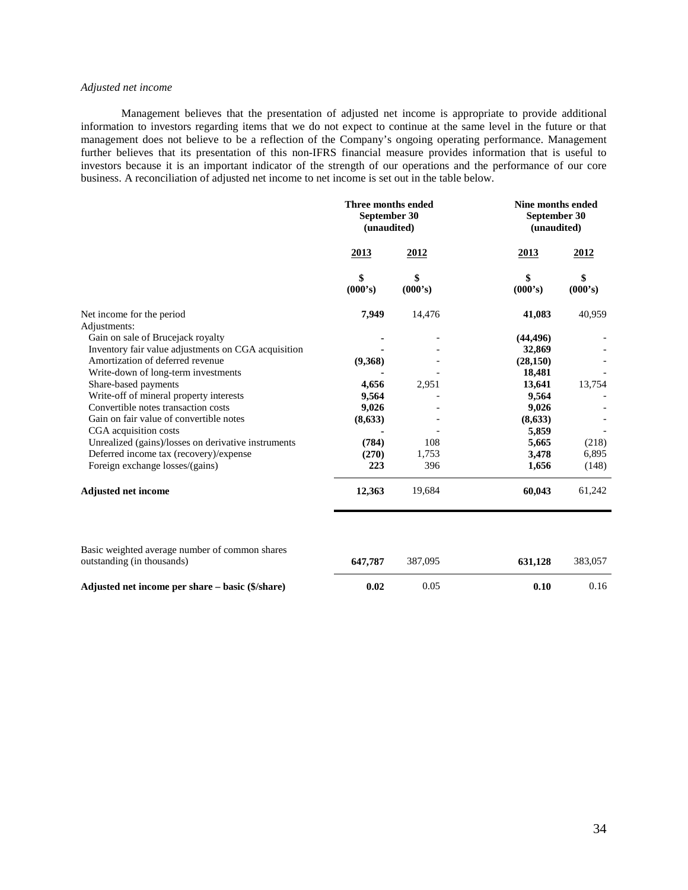*Adjusted net income*

Management believes that the presentation of adjusted net income is appropriate to provide additional information to investors regarding items that we do not expect to continue at the same level in the future or that management does not believe to be a reflection of the Company's ongoing operating performance. Management further believes that its presentation of this non-IFRS financial measure provides information that is useful to investors because it is an important indicator of the strength of our operations and the performance of our core business. A reconciliation of adjusted net income to net income is set out in the table below.

| | Three months ended September 30 (unaudited) | | Nine months ended September 30 (unaudited) | |
|---|---|---|---|---|
| | **2013** | **2012** | **2013** | **2012** |
| | **\$ (000's)** | **\$ (000's)** | **\$ (000's)** | **\$ (000's)** |
| Net income for the period | **7,949** | 14,476 | **41,083** | 40,959 |
| Adjustments: | | | | |
| Gain on sale of Brucejack royalty | **-** | - | **(44,496)** | - |
| Inventory fair value adjustments on CGA acquisition | **-** | - | **32,869** | - |
| Amortization of deferred revenue | **(9,368)** | - | **(28,150)** | - |
| Write-down of long-term investments | **-** | - | **18,481** | - |
| Share-based payments | **4,656** | 2,951 | **13,641** | 13,754 |
| Write-off of mineral property interests | **9,564** | - | **9,564** | - |
| Convertible notes transaction costs | **9,026** | - | **9,026** | - |
| Gain on fair value of convertible notes | **(8,633)** | - | **(8,633)** | - |
| CGA acquisition costs | **-** | - | **5,859** | - |
| Unrealized (gains)/losses on derivative instruments | **(784)** | 108 | **5,665** | (218) |
| Deferred income tax (recovery)/expense | **(270)** | 1,753 | **3,478** | 6,895 |
| Foreign exchange losses/(gains) | **223** | 396 | **1,656** | (148) |
| **Adjusted net income** | **12,363** | 19,684 | **60,043** | 61,242 |
| Basic weighted average number of common shares outstanding (in thousands) | **647,787** | 387,095 | **631,128** | 383,057 |
| **Adjusted net income per share – basic (\$/share)** | **0.02** | 0.05 | **0.10** | 0.16 |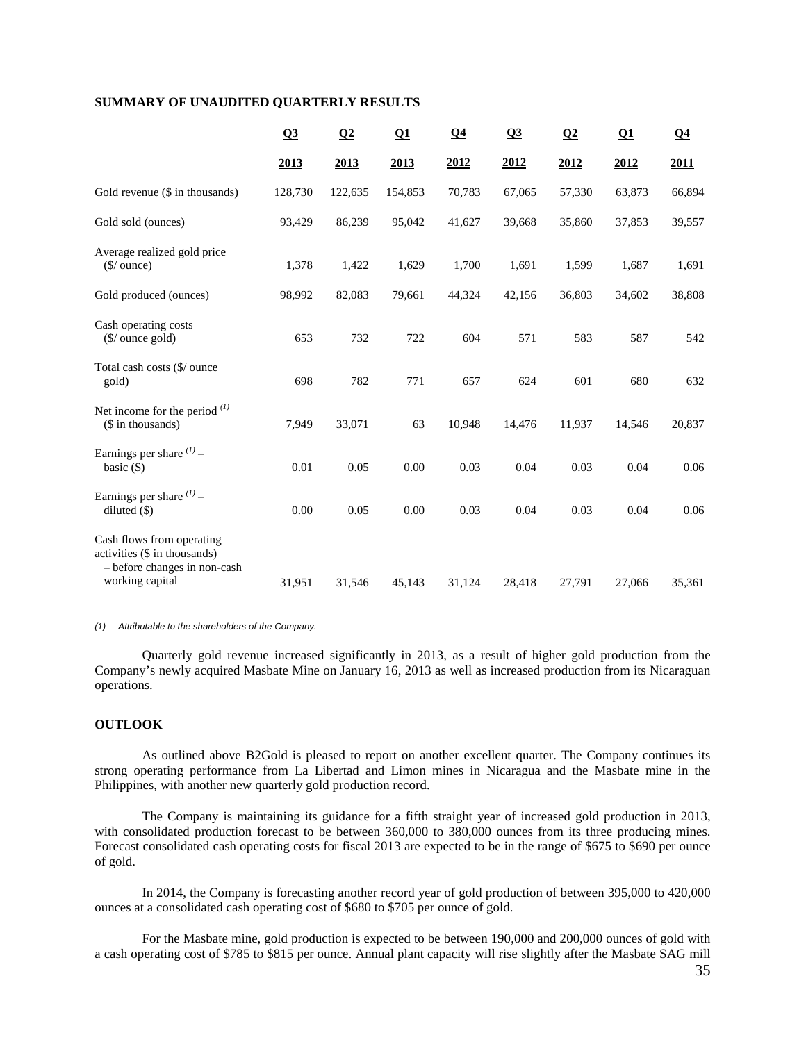## SUMMARY OF UNAUDITED QUARTERLY RESULTS

| | Q3 2013 | Q2 2013 | Q1 2013 | Q4 2012 | Q3 2012 | Q2 2012 | Q1 2012 | Q4 2011 |
|---|---|---|---|---|---|---|---|---|
| Gold revenue ($ in thousands) | 128,730 | 122,635 | 154,853 | 70,783 | 67,065 | 57,330 | 63,873 | 66,894 |
| Gold sold (ounces) | 93,429 | 86,239 | 95,042 | 41,627 | 39,668 | 35,860 | 37,853 | 39,557 |
| Average realized gold price ($/ ounce) | 1,378 | 1,422 | 1,629 | 1,700 | 1,691 | 1,599 | 1,687 | 1,691 |
| Gold produced (ounces) | 98,992 | 82,083 | 79,661 | 44,324 | 42,156 | 36,803 | 34,602 | 38,808 |
| Cash operating costs ($/ ounce gold) | 653 | 732 | 722 | 604 | 571 | 583 | 587 | 542 |
| Total cash costs ($/ ounce gold) | 698 | 782 | 771 | 657 | 624 | 601 | 680 | 632 |
| Net income for the period (1) ($ in thousands) | 7,949 | 33,071 | 63 | 10,948 | 14,476 | 11,937 | 14,546 | 20,837 |
| Earnings per share (1) – basic ($) | 0.01 | 0.05 | 0.00 | 0.03 | 0.04 | 0.03 | 0.04 | 0.06 |
| Earnings per share (1) – diluted ($) | 0.00 | 0.05 | 0.00 | 0.03 | 0.04 | 0.03 | 0.04 | 0.06 |
| Cash flows from operating activities ($ in thousands) – before changes in non-cash working capital | 31,951 | 31,546 | 45,143 | 31,124 | 28,418 | 27,791 | 27,066 | 35,361 |

*(1) Attributable to the shareholders of the Company.*

Quarterly gold revenue increased significantly in 2013, as a result of higher gold production from the Company's newly acquired Masbate Mine on January 16, 2013 as well as increased production from its Nicaraguan operations.

## OUTLOOK

As outlined above B2Gold is pleased to report on another excellent quarter. The Company continues its strong operating performance from La Libertad and Limon mines in Nicaragua and the Masbate mine in the Philippines, with another new quarterly gold production record.

The Company is maintaining its guidance for a fifth straight year of increased gold production in 2013, with consolidated production forecast to be between 360,000 to 380,000 ounces from its three producing mines. Forecast consolidated cash operating costs for fiscal 2013 are expected to be in the range of $675 to $690 per ounce of gold.

In 2014, the Company is forecasting another record year of gold production of between 395,000 to 420,000 ounces at a consolidated cash operating cost of $680 to $705 per ounce of gold.

For the Masbate mine, gold production is expected to be between 190,000 and 200,000 ounces of gold with a cash operating cost of $785 to $815 per ounce. Annual plant capacity will rise slightly after the Masbate SAG mill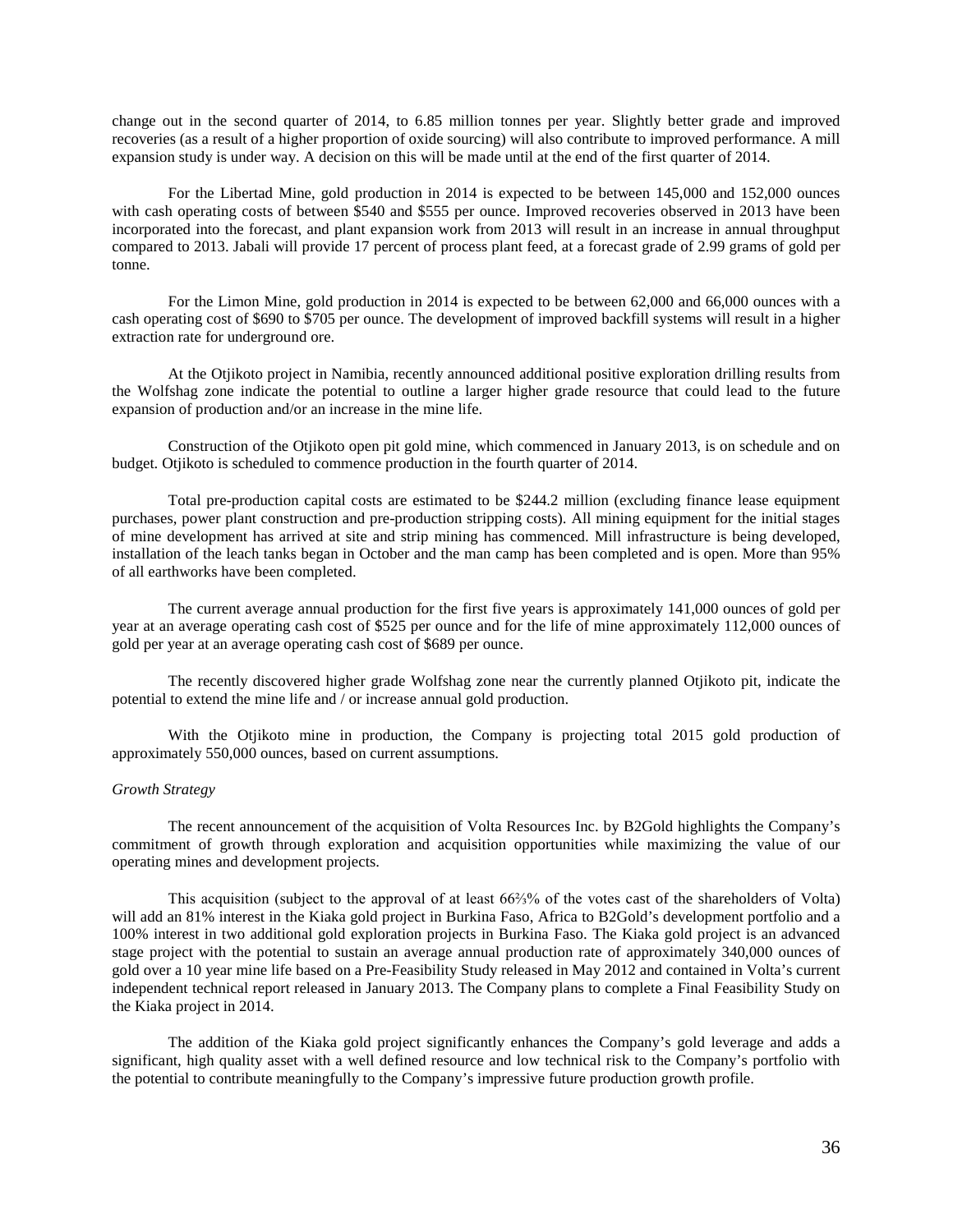change out in the second quarter of 2014, to 6.85 million tonnes per year. Slightly better grade and improved recoveries (as a result of a higher proportion of oxide sourcing) will also contribute to improved performance. A mill expansion study is under way. A decision on this will be made until at the end of the first quarter of 2014.

For the Libertad Mine, gold production in 2014 is expected to be between 145,000 and 152,000 ounces with cash operating costs of between $540 and $555 per ounce. Improved recoveries observed in 2013 have been incorporated into the forecast, and plant expansion work from 2013 will result in an increase in annual throughput compared to 2013. Jabali will provide 17 percent of process plant feed, at a forecast grade of 2.99 grams of gold per tonne.

For the Limon Mine, gold production in 2014 is expected to be between 62,000 and 66,000 ounces with a cash operating cost of $690 to $705 per ounce. The development of improved backfill systems will result in a higher extraction rate for underground ore.

At the Otjikoto project in Namibia, recently announced additional positive exploration drilling results from the Wolfshag zone indicate the potential to outline a larger higher grade resource that could lead to the future expansion of production and/or an increase in the mine life.

Construction of the Otjikoto open pit gold mine, which commenced in January 2013, is on schedule and on budget. Otjikoto is scheduled to commence production in the fourth quarter of 2014.

Total pre-production capital costs are estimated to be $244.2 million (excluding finance lease equipment purchases, power plant construction and pre-production stripping costs). All mining equipment for the initial stages of mine development has arrived at site and strip mining has commenced. Mill infrastructure is being developed, installation of the leach tanks began in October and the man camp has been completed and is open. More than 95% of all earthworks have been completed.

The current average annual production for the first five years is approximately 141,000 ounces of gold per year at an average operating cash cost of $525 per ounce and for the life of mine approximately 112,000 ounces of gold per year at an average operating cash cost of $689 per ounce.

The recently discovered higher grade Wolfshag zone near the currently planned Otjikoto pit, indicate the potential to extend the mine life and / or increase annual gold production.

With the Otjikoto mine in production, the Company is projecting total 2015 gold production of approximately 550,000 ounces, based on current assumptions.

*Growth Strategy*

The recent announcement of the acquisition of Volta Resources Inc. by B2Gold highlights the Company's commitment of growth through exploration and acquisition opportunities while maximizing the value of our operating mines and development projects.

This acquisition (subject to the approval of at least 66⅔% of the votes cast of the shareholders of Volta) will add an 81% interest in the Kiaka gold project in Burkina Faso, Africa to B2Gold's development portfolio and a 100% interest in two additional gold exploration projects in Burkina Faso. The Kiaka gold project is an advanced stage project with the potential to sustain an average annual production rate of approximately 340,000 ounces of gold over a 10 year mine life based on a Pre-Feasibility Study released in May 2012 and contained in Volta's current independent technical report released in January 2013. The Company plans to complete a Final Feasibility Study on the Kiaka project in 2014.

The addition of the Kiaka gold project significantly enhances the Company's gold leverage and adds a significant, high quality asset with a well defined resource and low technical risk to the Company's portfolio with the potential to contribute meaningfully to the Company's impressive future production growth profile.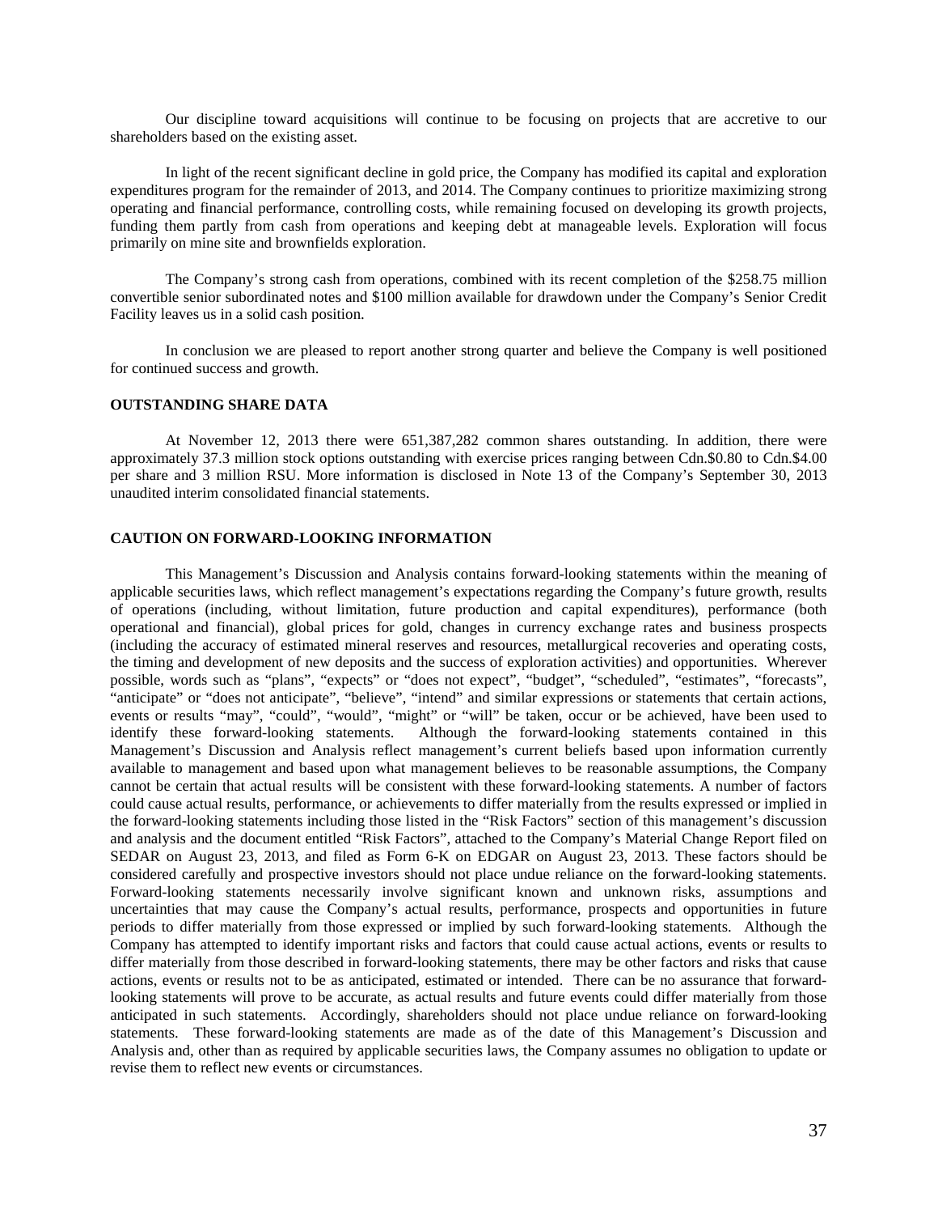Our discipline toward acquisitions will continue to be focusing on projects that are accretive to our shareholders based on the existing asset.

In light of the recent significant decline in gold price, the Company has modified its capital and exploration expenditures program for the remainder of 2013, and 2014. The Company continues to prioritize maximizing strong operating and financial performance, controlling costs, while remaining focused on developing its growth projects, funding them partly from cash from operations and keeping debt at manageable levels. Exploration will focus primarily on mine site and brownfields exploration.

The Company's strong cash from operations, combined with its recent completion of the $258.75 million convertible senior subordinated notes and $100 million available for drawdown under the Company's Senior Credit Facility leaves us in a solid cash position.

In conclusion we are pleased to report another strong quarter and believe the Company is well positioned for continued success and growth.

## OUTSTANDING SHARE DATA

At November 12, 2013 there were 651,387,282 common shares outstanding. In addition, there were approximately 37.3 million stock options outstanding with exercise prices ranging between Cdn.$0.80 to Cdn.$4.00 per share and 3 million RSU. More information is disclosed in Note 13 of the Company's September 30, 2013 unaudited interim consolidated financial statements.

## CAUTION ON FORWARD-LOOKING INFORMATION

This Management's Discussion and Analysis contains forward-looking statements within the meaning of applicable securities laws, which reflect management's expectations regarding the Company's future growth, results of operations (including, without limitation, future production and capital expenditures), performance (both operational and financial), global prices for gold, changes in currency exchange rates and business prospects (including the accuracy of estimated mineral reserves and resources, metallurgical recoveries and operating costs, the timing and development of new deposits and the success of exploration activities) and opportunities. Wherever possible, words such as "plans", "expects" or "does not expect", "budget", "scheduled", "estimates", "forecasts", "anticipate" or "does not anticipate", "believe", "intend" and similar expressions or statements that certain actions, events or results "may", "could", "would", "might" or "will" be taken, occur or be achieved, have been used to identify these forward-looking statements. Although the forward-looking statements contained in this Management's Discussion and Analysis reflect management's current beliefs based upon information currently available to management and based upon what management believes to be reasonable assumptions, the Company cannot be certain that actual results will be consistent with these forward-looking statements. A number of factors could cause actual results, performance, or achievements to differ materially from the results expressed or implied in the forward-looking statements including those listed in the "Risk Factors" section of this management's discussion and analysis and the document entitled "Risk Factors", attached to the Company's Material Change Report filed on SEDAR on August 23, 2013, and filed as Form 6-K on EDGAR on August 23, 2013. These factors should be considered carefully and prospective investors should not place undue reliance on the forward-looking statements. Forward-looking statements necessarily involve significant known and unknown risks, assumptions and uncertainties that may cause the Company's actual results, performance, prospects and opportunities in future periods to differ materially from those expressed or implied by such forward-looking statements. Although the Company has attempted to identify important risks and factors that could cause actual actions, events or results to differ materially from those described in forward-looking statements, there may be other factors and risks that cause actions, events or results not to be as anticipated, estimated or intended. There can be no assurance that forward-looking statements will prove to be accurate, as actual results and future events could differ materially from those anticipated in such statements. Accordingly, shareholders should not place undue reliance on forward-looking statements. These forward-looking statements are made as of the date of this Management's Discussion and Analysis and, other than as required by applicable securities laws, the Company assumes no obligation to update or revise them to reflect new events or circumstances.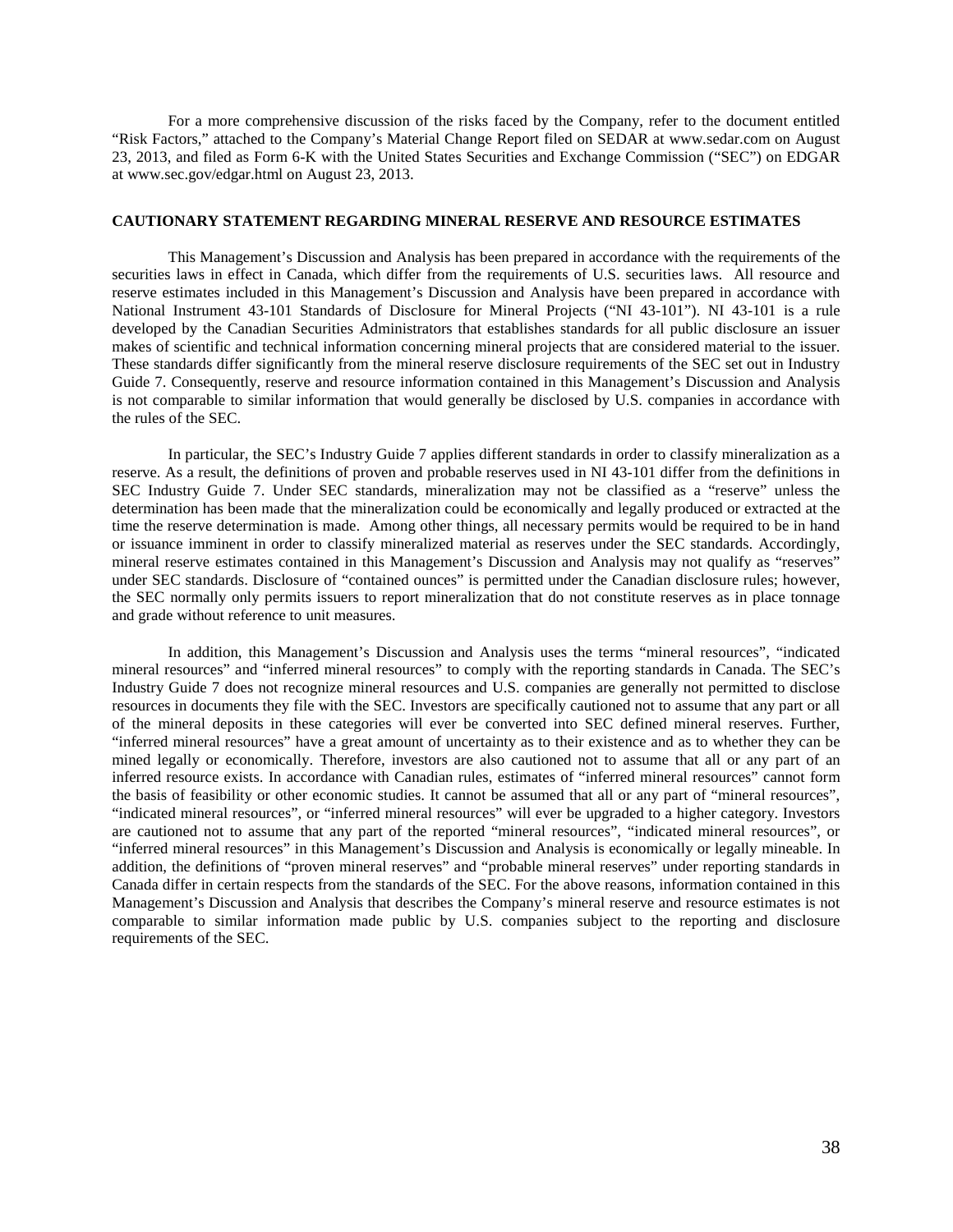For a more comprehensive discussion of the risks faced by the Company, refer to the document entitled "Risk Factors," attached to the Company's Material Change Report filed on SEDAR at www.sedar.com on August 23, 2013, and filed as Form 6-K with the United States Securities and Exchange Commission ("SEC") on EDGAR at www.sec.gov/edgar.html on August 23, 2013.

## CAUTIONARY STATEMENT REGARDING MINERAL RESERVE AND RESOURCE ESTIMATES

This Management's Discussion and Analysis has been prepared in accordance with the requirements of the securities laws in effect in Canada, which differ from the requirements of U.S. securities laws. All resource and reserve estimates included in this Management's Discussion and Analysis have been prepared in accordance with National Instrument 43-101 Standards of Disclosure for Mineral Projects ("NI 43-101"). NI 43-101 is a rule developed by the Canadian Securities Administrators that establishes standards for all public disclosure an issuer makes of scientific and technical information concerning mineral projects that are considered material to the issuer. These standards differ significantly from the mineral reserve disclosure requirements of the SEC set out in Industry Guide 7. Consequently, reserve and resource information contained in this Management's Discussion and Analysis is not comparable to similar information that would generally be disclosed by U.S. companies in accordance with the rules of the SEC.

In particular, the SEC's Industry Guide 7 applies different standards in order to classify mineralization as a reserve. As a result, the definitions of proven and probable reserves used in NI 43-101 differ from the definitions in SEC Industry Guide 7. Under SEC standards, mineralization may not be classified as a "reserve" unless the determination has been made that the mineralization could be economically and legally produced or extracted at the time the reserve determination is made. Among other things, all necessary permits would be required to be in hand or issuance imminent in order to classify mineralized material as reserves under the SEC standards. Accordingly, mineral reserve estimates contained in this Management's Discussion and Analysis may not qualify as "reserves" under SEC standards. Disclosure of "contained ounces" is permitted under the Canadian disclosure rules; however, the SEC normally only permits issuers to report mineralization that do not constitute reserves as in place tonnage and grade without reference to unit measures.

In addition, this Management's Discussion and Analysis uses the terms "mineral resources", "indicated mineral resources" and "inferred mineral resources" to comply with the reporting standards in Canada. The SEC's Industry Guide 7 does not recognize mineral resources and U.S. companies are generally not permitted to disclose resources in documents they file with the SEC. Investors are specifically cautioned not to assume that any part or all of the mineral deposits in these categories will ever be converted into SEC defined mineral reserves. Further, "inferred mineral resources" have a great amount of uncertainty as to their existence and as to whether they can be mined legally or economically. Therefore, investors are also cautioned not to assume that all or any part of an inferred resource exists. In accordance with Canadian rules, estimates of "inferred mineral resources" cannot form the basis of feasibility or other economic studies. It cannot be assumed that all or any part of "mineral resources", "indicated mineral resources", or "inferred mineral resources" will ever be upgraded to a higher category. Investors are cautioned not to assume that any part of the reported "mineral resources", "indicated mineral resources", or "inferred mineral resources" in this Management's Discussion and Analysis is economically or legally mineable. In addition, the definitions of "proven mineral reserves" and "probable mineral reserves" under reporting standards in Canada differ in certain respects from the standards of the SEC. For the above reasons, information contained in this Management's Discussion and Analysis that describes the Company's mineral reserve and resource estimates is not comparable to similar information made public by U.S. companies subject to the reporting and disclosure requirements of the SEC.